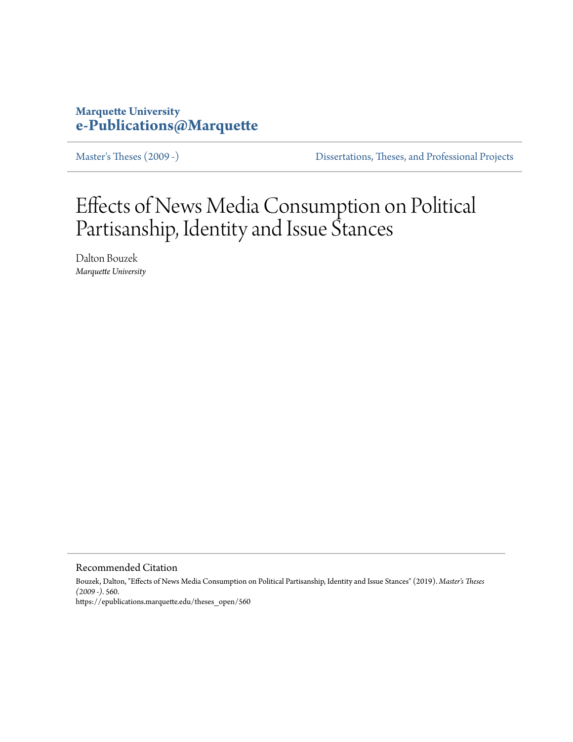**Marquette University**
**e-Publications@Marquette**

Master's Theses (2009 -) | Dissertations, Theses, and Professional Projects

# Effects of News Media Consumption on Political Partisanship, Identity and Issue Stances

Dalton Bouzek
*Marquette University*

## Recommended Citation

Bouzek, Dalton, "Effects of News Media Consumption on Political Partisanship, Identity and Issue Stances" (2019). *Master's Theses (2009 -)*. 560.
https://epublications.marquette.edu/theses_open/560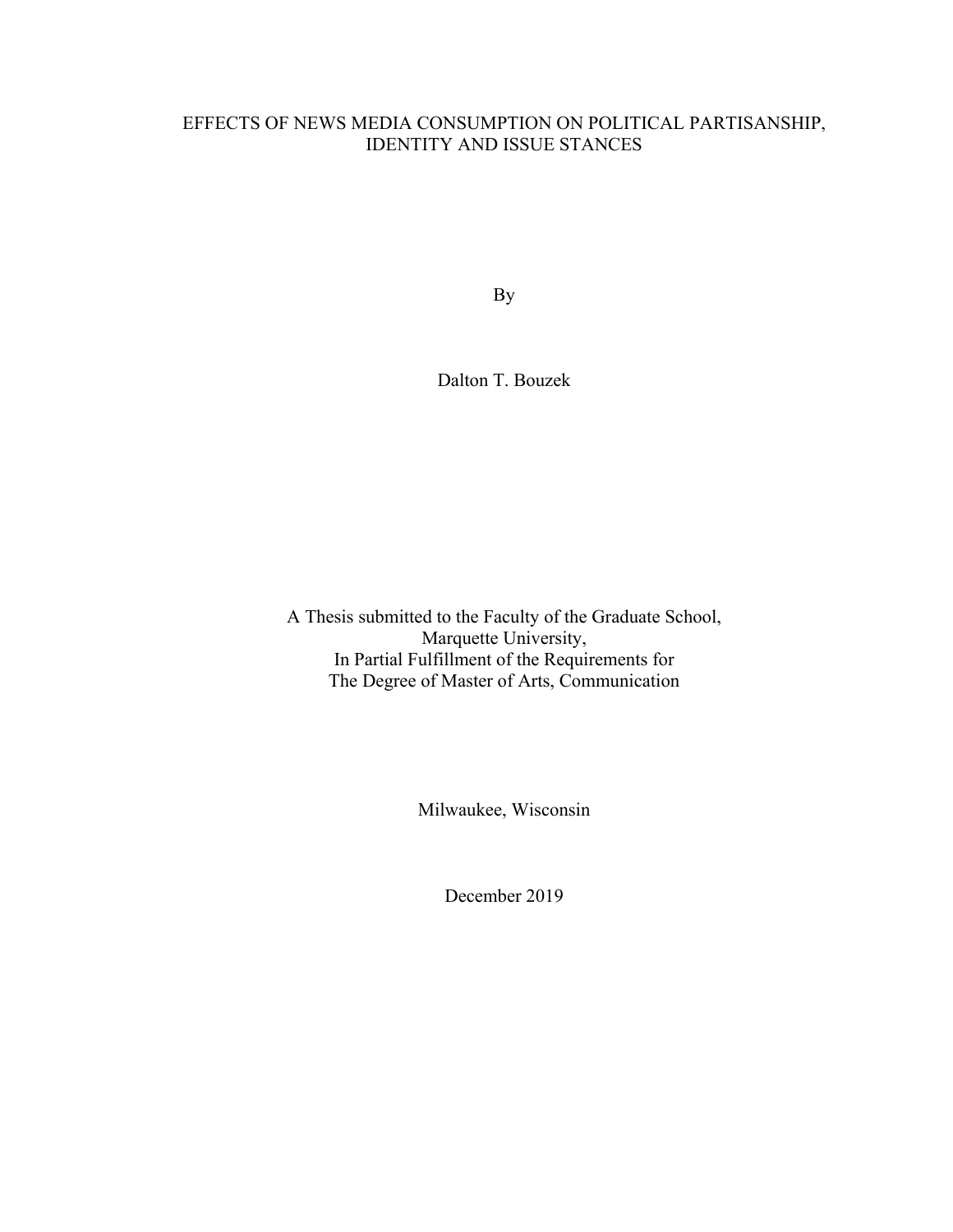# EFFECTS OF NEWS MEDIA CONSUMPTION ON POLITICAL PARTISANSHIP, IDENTITY AND ISSUE STANCES

By

Dalton T. Bouzek

A Thesis submitted to the Faculty of the Graduate School,
Marquette University,
In Partial Fulfillment of the Requirements for
The Degree of Master of Arts, Communication

Milwaukee, Wisconsin

December 2019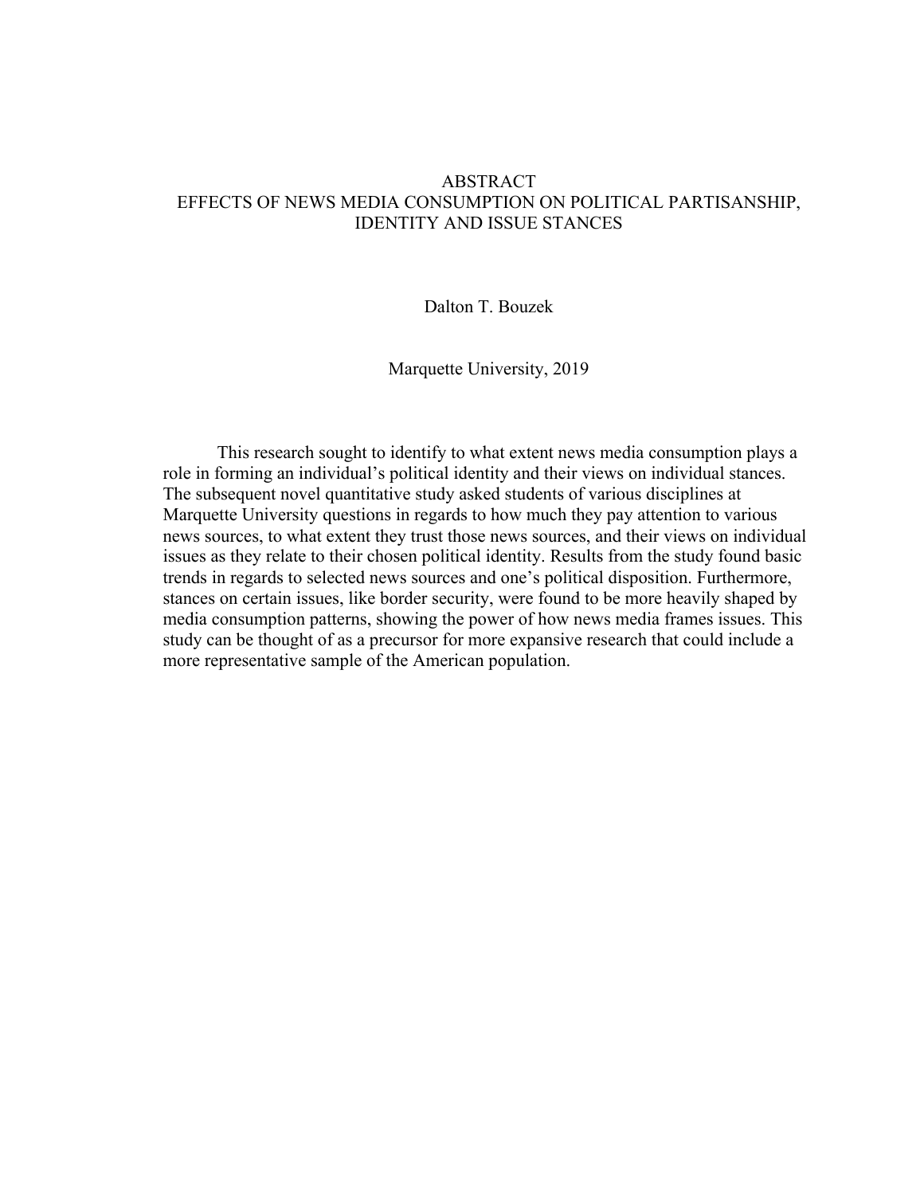# ABSTRACT
## EFFECTS OF NEWS MEDIA CONSUMPTION ON POLITICAL PARTISANSHIP, IDENTITY AND ISSUE STANCES

Dalton T. Bouzek

Marquette University, 2019

This research sought to identify to what extent news media consumption plays a role in forming an individual's political identity and their views on individual stances. The subsequent novel quantitative study asked students of various disciplines at Marquette University questions in regards to how much they pay attention to various news sources, to what extent they trust those news sources, and their views on individual issues as they relate to their chosen political identity. Results from the study found basic trends in regards to selected news sources and one's political disposition. Furthermore, stances on certain issues, like border security, were found to be more heavily shaped by media consumption patterns, showing the power of how news media frames issues. This study can be thought of as a precursor for more expansive research that could include a more representative sample of the American population.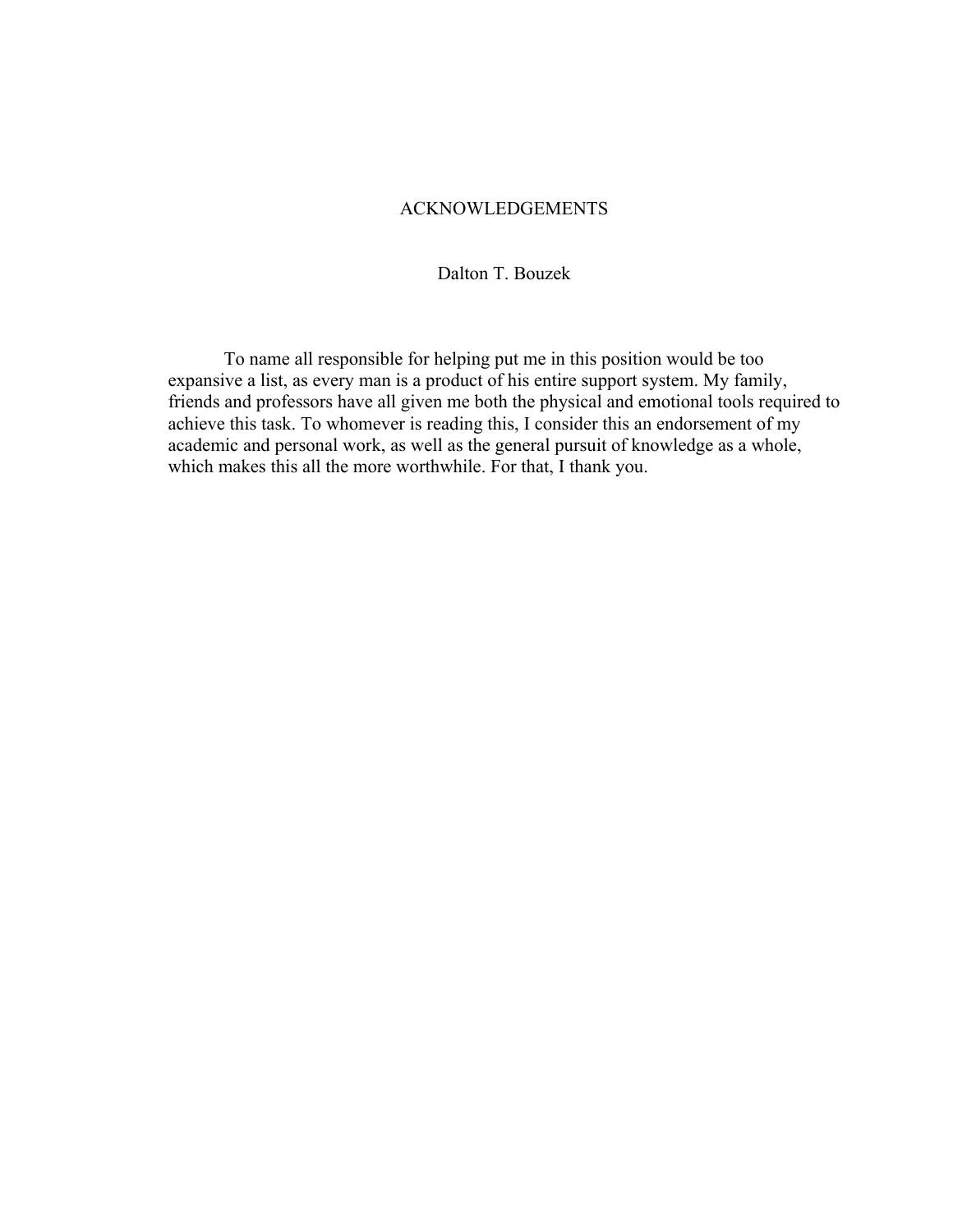# ACKNOWLEDGEMENTS

Dalton T. Bouzek

To name all responsible for helping put me in this position would be too expansive a list, as every man is a product of his entire support system. My family, friends and professors have all given me both the physical and emotional tools required to achieve this task. To whomever is reading this, I consider this an endorsement of my academic and personal work, as well as the general pursuit of knowledge as a whole, which makes this all the more worthwhile. For that, I thank you.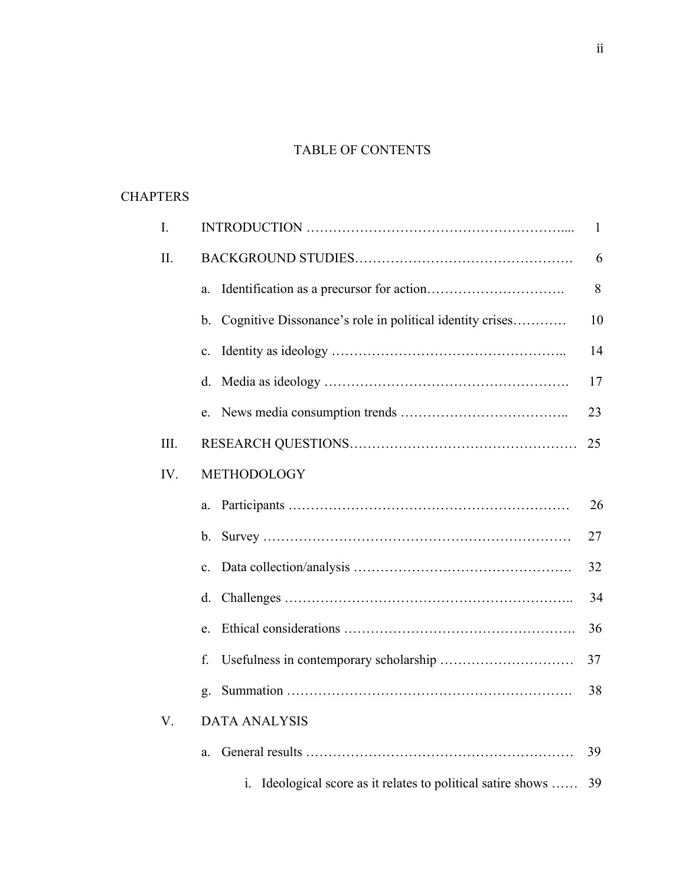# TABLE OF CONTENTS

CHAPTERS

| | | |
|---|---|---|
| I. | INTRODUCTION | 1 |
| II. | BACKGROUND STUDIES | 6 |
| | a. Identification as a precursor for action | 8 |
| | b. Cognitive Dissonance's role in political identity crises | 10 |
| | c. Identity as ideology | 14 |
| | d. Media as ideology | 17 |
| | e. News media consumption trends | 23 |
| III. | RESEARCH QUESTIONS | 25 |
| IV. | METHODOLOGY | |
| | a. Participants | 26 |
| | b. Survey | 27 |
| | c. Data collection/analysis | 32 |
| | d. Challenges | 34 |
| | e. Ethical considerations | 36 |
| | f. Usefulness in contemporary scholarship | 37 |
| | g. Summation | 38 |
| V. | DATA ANALYSIS | |
| | a. General results | 39 |
| | i. Ideological score as it relates to political satire shows | 39 |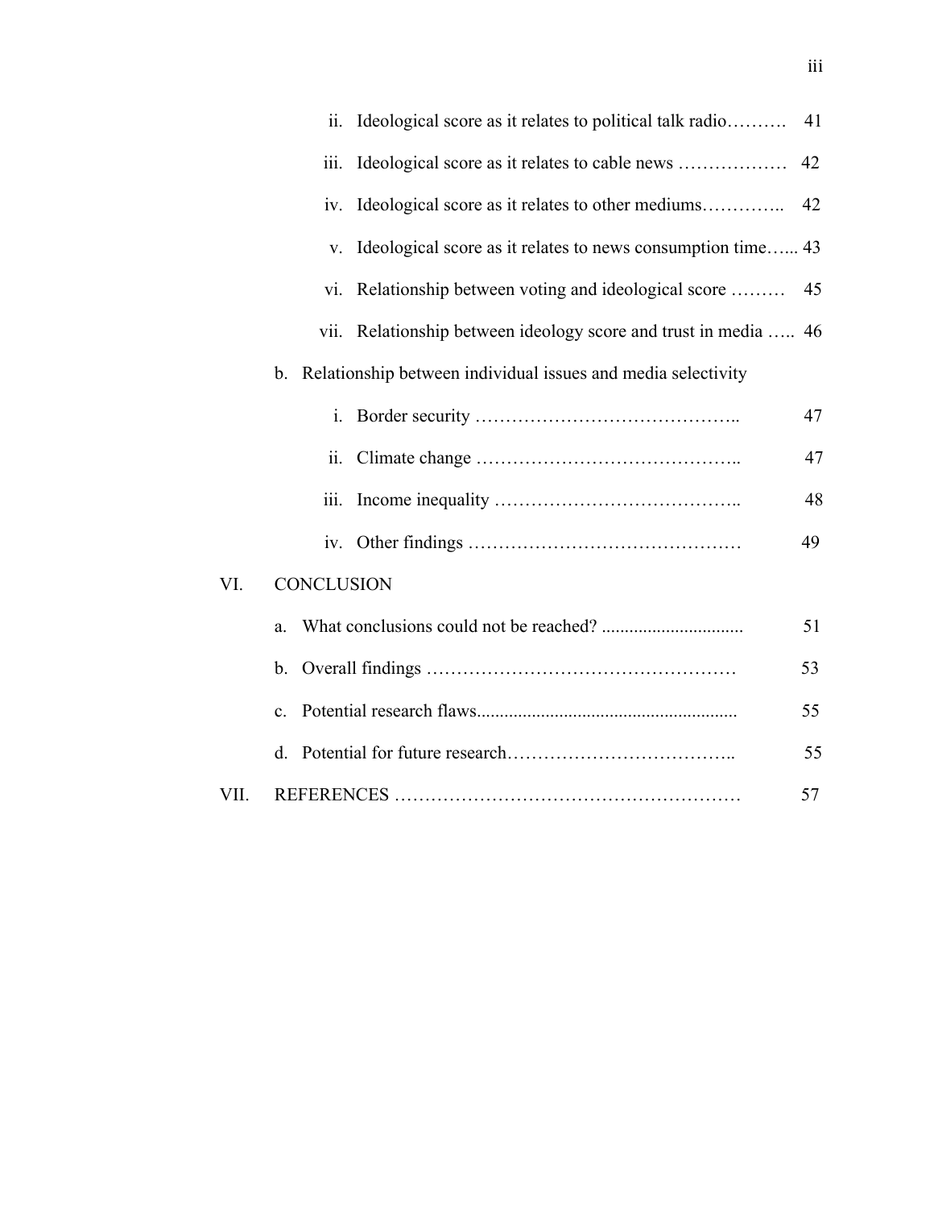ii. Ideological score as it relates to political talk radio………. 41

iii. Ideological score as it relates to cable news ……………… 42

iv. Ideological score as it relates to other mediums………….. 42

v. Ideological score as it relates to news consumption time…... 43

vi. Relationship between voting and ideological score ……… 45

vii. Relationship between ideology score and trust in media ….. 46

b. Relationship between individual issues and media selectivity

i. Border security …………………………………….. 47

ii. Climate change …………………………………….. 47

iii. Income inequality ………………………………….. 48

iv. Other findings ……………………………………… 49

VI. CONCLUSION

a. What conclusions could not be reached? .............................. 51

b. Overall findings …………………………………………… 53

c. Potential research flaws........................................................ 55

d. Potential for future research……………………………….. 55

VII. REFERENCES ………………………………………………… 57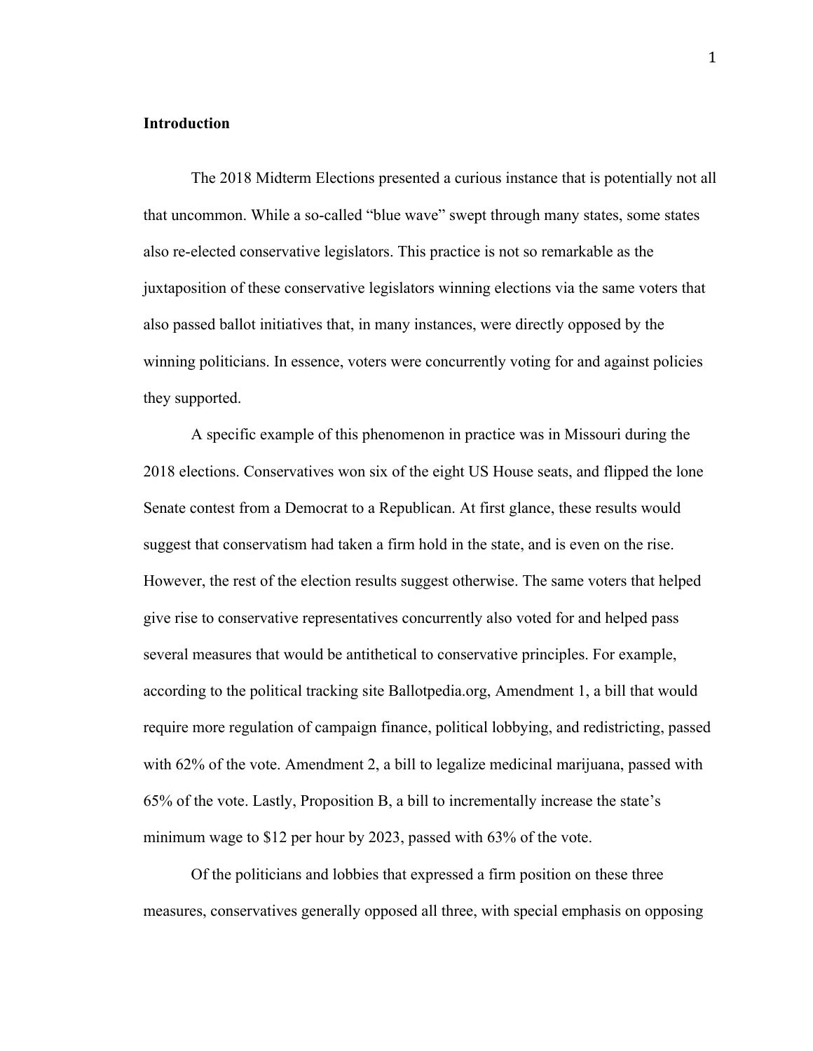**Introduction**

The 2018 Midterm Elections presented a curious instance that is potentially not all that uncommon. While a so-called "blue wave" swept through many states, some states also re-elected conservative legislators. This practice is not so remarkable as the juxtaposition of these conservative legislators winning elections via the same voters that also passed ballot initiatives that, in many instances, were directly opposed by the winning politicians. In essence, voters were concurrently voting for and against policies they supported.

A specific example of this phenomenon in practice was in Missouri during the 2018 elections. Conservatives won six of the eight US House seats, and flipped the lone Senate contest from a Democrat to a Republican. At first glance, these results would suggest that conservatism had taken a firm hold in the state, and is even on the rise. However, the rest of the election results suggest otherwise. The same voters that helped give rise to conservative representatives concurrently also voted for and helped pass several measures that would be antithetical to conservative principles. For example, according to the political tracking site Ballotpedia.org, Amendment 1, a bill that would require more regulation of campaign finance, political lobbying, and redistricting, passed with 62% of the vote. Amendment 2, a bill to legalize medicinal marijuana, passed with 65% of the vote. Lastly, Proposition B, a bill to incrementally increase the state's minimum wage to $12 per hour by 2023, passed with 63% of the vote.

Of the politicians and lobbies that expressed a firm position on these three measures, conservatives generally opposed all three, with special emphasis on opposing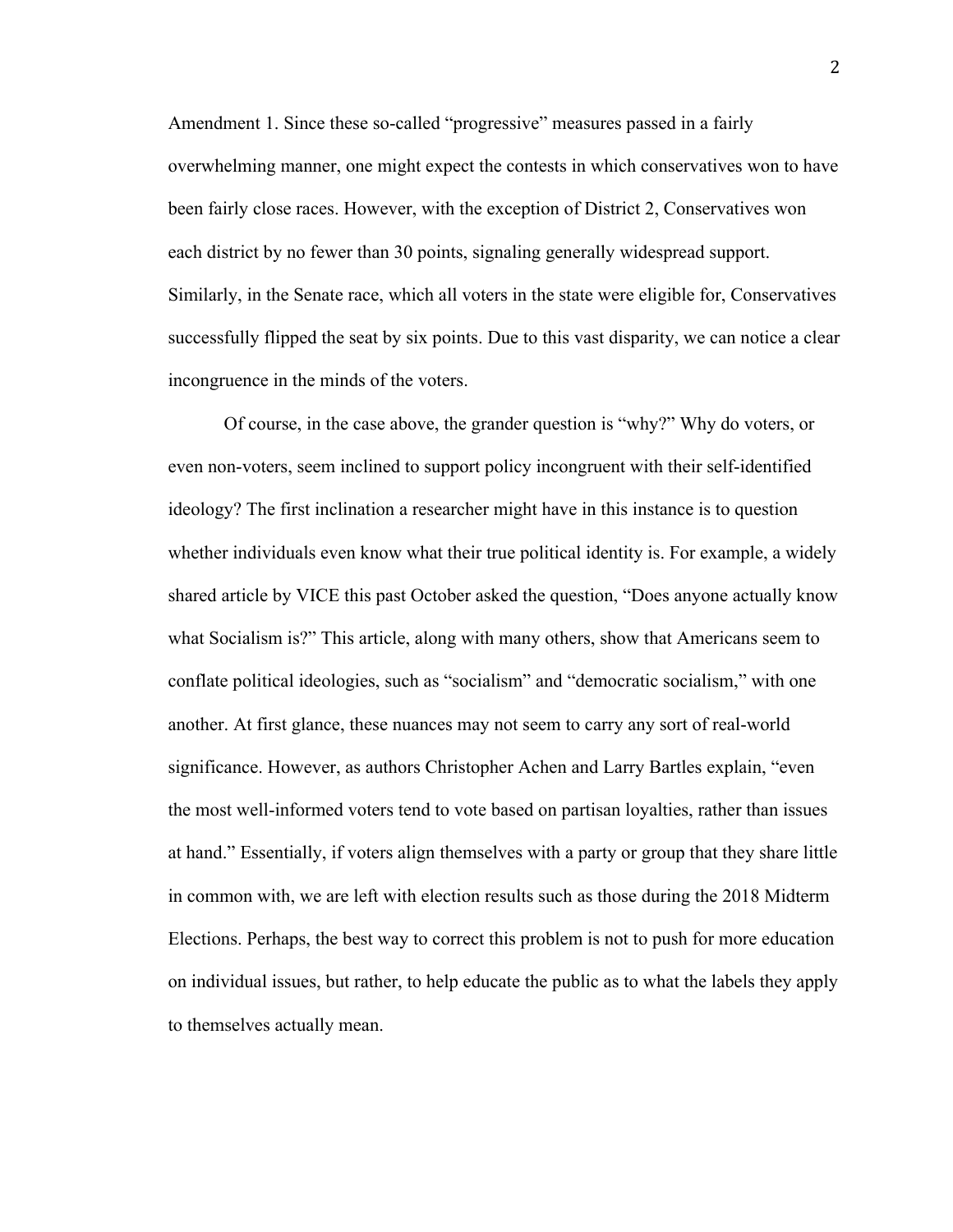Amendment 1. Since these so-called “progressive” measures passed in a fairly overwhelming manner, one might expect the contests in which conservatives won to have been fairly close races. However, with the exception of District 2, Conservatives won each district by no fewer than 30 points, signaling generally widespread support. Similarly, in the Senate race, which all voters in the state were eligible for, Conservatives successfully flipped the seat by six points. Due to this vast disparity, we can notice a clear incongruence in the minds of the voters.

Of course, in the case above, the grander question is “why?” Why do voters, or even non-voters, seem inclined to support policy incongruent with their self-identified ideology? The first inclination a researcher might have in this instance is to question whether individuals even know what their true political identity is. For example, a widely shared article by VICE this past October asked the question, “Does anyone actually know what Socialism is?” This article, along with many others, show that Americans seem to conflate political ideologies, such as “socialism” and “democratic socialism,” with one another. At first glance, these nuances may not seem to carry any sort of real-world significance. However, as authors Christopher Achen and Larry Bartles explain, “even the most well-informed voters tend to vote based on partisan loyalties, rather than issues at hand.” Essentially, if voters align themselves with a party or group that they share little in common with, we are left with election results such as those during the 2018 Midterm Elections. Perhaps, the best way to correct this problem is not to push for more education on individual issues, but rather, to help educate the public as to what the labels they apply to themselves actually mean.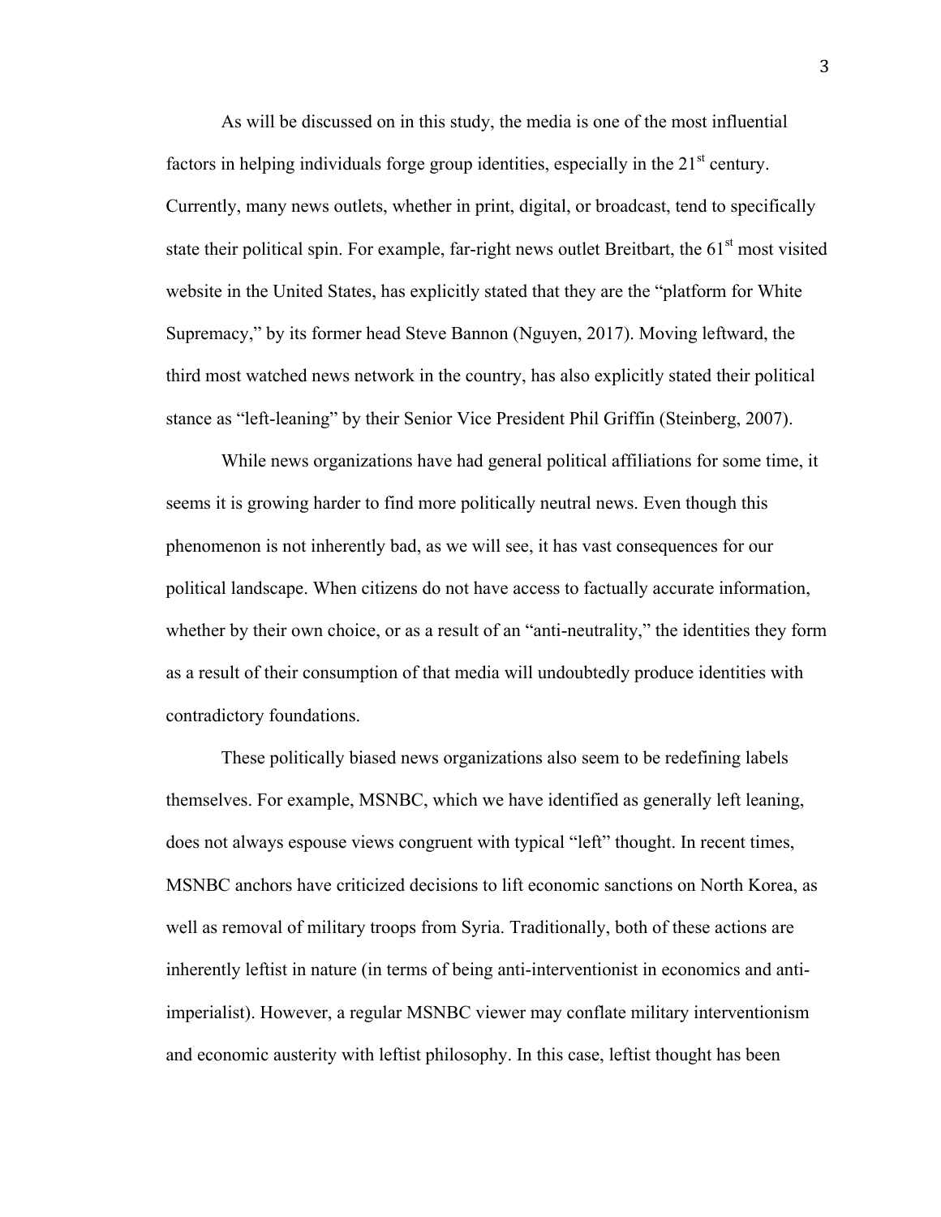As will be discussed on in this study, the media is one of the most influential factors in helping individuals forge group identities, especially in the 21st century. Currently, many news outlets, whether in print, digital, or broadcast, tend to specifically state their political spin. For example, far-right news outlet Breitbart, the 61st most visited website in the United States, has explicitly stated that they are the "platform for White Supremacy," by its former head Steve Bannon (Nguyen, 2017). Moving leftward, the third most watched news network in the country, has also explicitly stated their political stance as "left-leaning" by their Senior Vice President Phil Griffin (Steinberg, 2007).

While news organizations have had general political affiliations for some time, it seems it is growing harder to find more politically neutral news. Even though this phenomenon is not inherently bad, as we will see, it has vast consequences for our political landscape. When citizens do not have access to factually accurate information, whether by their own choice, or as a result of an "anti-neutrality," the identities they form as a result of their consumption of that media will undoubtedly produce identities with contradictory foundations.

These politically biased news organizations also seem to be redefining labels themselves. For example, MSNBC, which we have identified as generally left leaning, does not always espouse views congruent with typical "left" thought. In recent times, MSNBC anchors have criticized decisions to lift economic sanctions on North Korea, as well as removal of military troops from Syria. Traditionally, both of these actions are inherently leftist in nature (in terms of being anti-interventionist in economics and anti-imperialist). However, a regular MSNBC viewer may conflate military interventionism and economic austerity with leftist philosophy. In this case, leftist thought has been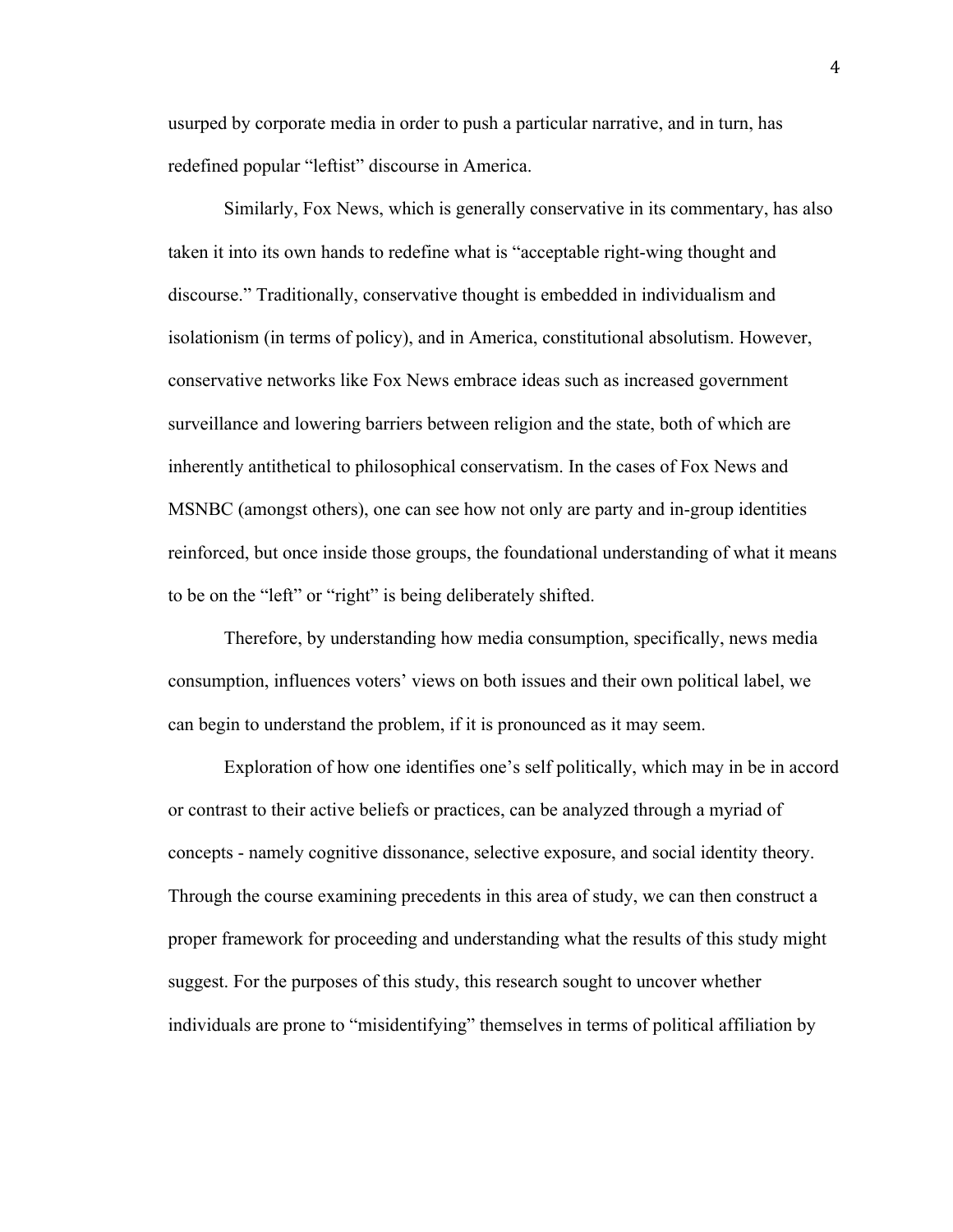usurped by corporate media in order to push a particular narrative, and in turn, has redefined popular "leftist" discourse in America.

Similarly, Fox News, which is generally conservative in its commentary, has also taken it into its own hands to redefine what is "acceptable right-wing thought and discourse." Traditionally, conservative thought is embedded in individualism and isolationism (in terms of policy), and in America, constitutional absolutism. However, conservative networks like Fox News embrace ideas such as increased government surveillance and lowering barriers between religion and the state, both of which are inherently antithetical to philosophical conservatism. In the cases of Fox News and MSNBC (amongst others), one can see how not only are party and in-group identities reinforced, but once inside those groups, the foundational understanding of what it means to be on the "left" or "right" is being deliberately shifted.

Therefore, by understanding how media consumption, specifically, news media consumption, influences voters' views on both issues and their own political label, we can begin to understand the problem, if it is pronounced as it may seem.

Exploration of how one identifies one's self politically, which may in be in accord or contrast to their active beliefs or practices, can be analyzed through a myriad of concepts - namely cognitive dissonance, selective exposure, and social identity theory. Through the course examining precedents in this area of study, we can then construct a proper framework for proceeding and understanding what the results of this study might suggest. For the purposes of this study, this research sought to uncover whether individuals are prone to "misidentifying" themselves in terms of political affiliation by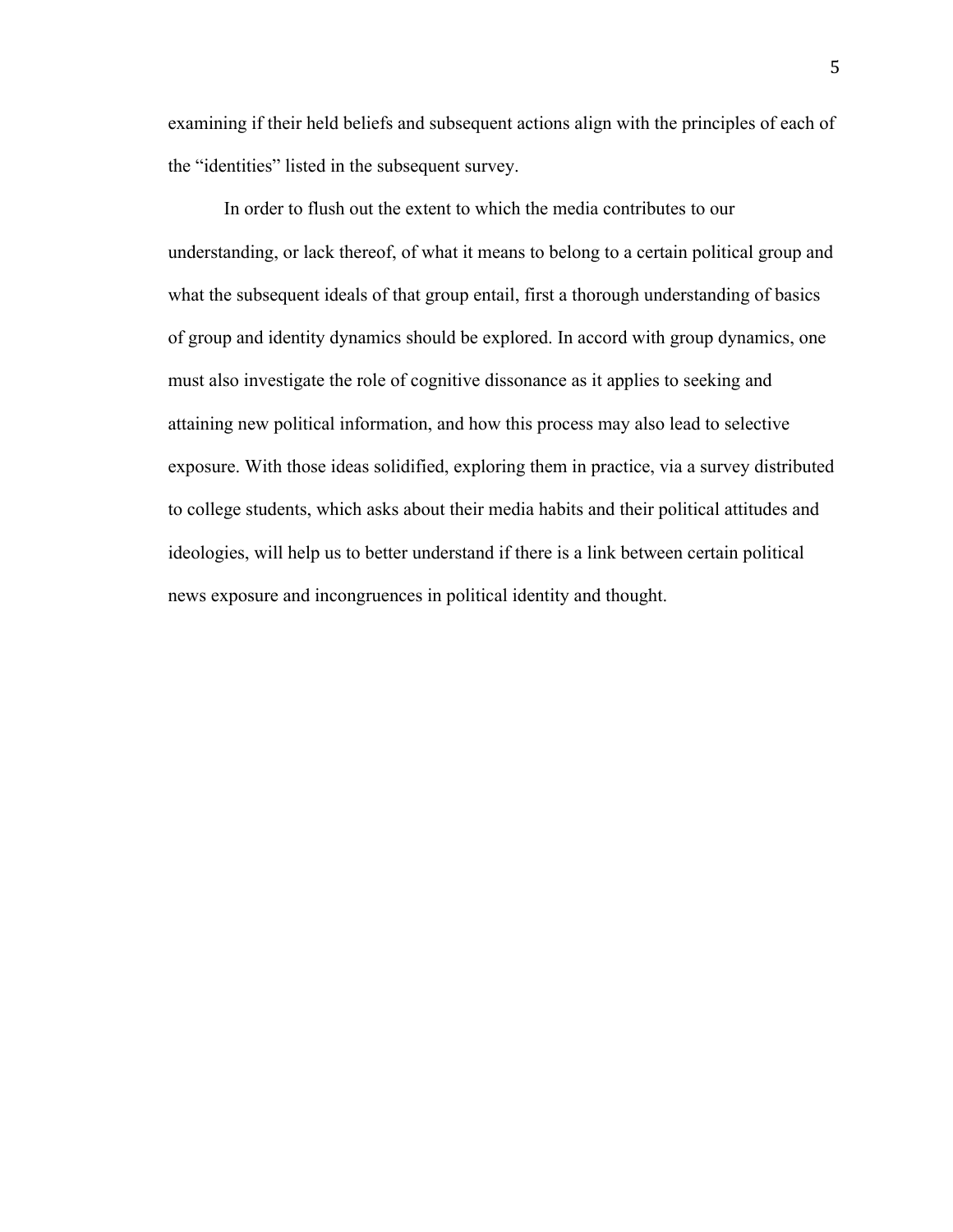examining if their held beliefs and subsequent actions align with the principles of each of the "identities" listed in the subsequent survey.

In order to flush out the extent to which the media contributes to our understanding, or lack thereof, of what it means to belong to a certain political group and what the subsequent ideals of that group entail, first a thorough understanding of basics of group and identity dynamics should be explored. In accord with group dynamics, one must also investigate the role of cognitive dissonance as it applies to seeking and attaining new political information, and how this process may also lead to selective exposure. With those ideas solidified, exploring them in practice, via a survey distributed to college students, which asks about their media habits and their political attitudes and ideologies, will help us to better understand if there is a link between certain political news exposure and incongruences in political identity and thought.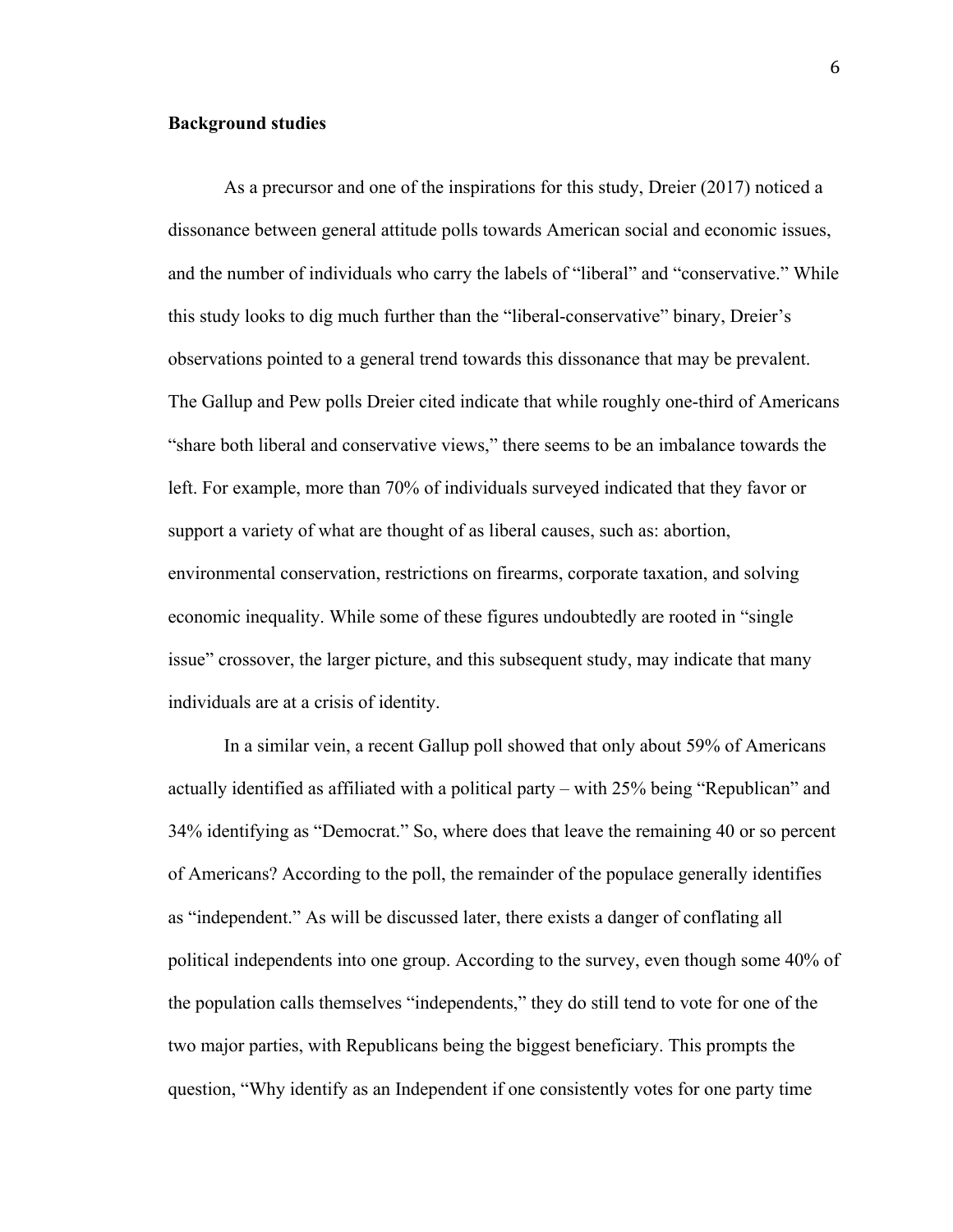**Background studies**

As a precursor and one of the inspirations for this study, Dreier (2017) noticed a dissonance between general attitude polls towards American social and economic issues, and the number of individuals who carry the labels of "liberal" and "conservative." While this study looks to dig much further than the "liberal-conservative" binary, Dreier's observations pointed to a general trend towards this dissonance that may be prevalent. The Gallup and Pew polls Dreier cited indicate that while roughly one-third of Americans "share both liberal and conservative views," there seems to be an imbalance towards the left. For example, more than 70% of individuals surveyed indicated that they favor or support a variety of what are thought of as liberal causes, such as: abortion, environmental conservation, restrictions on firearms, corporate taxation, and solving economic inequality. While some of these figures undoubtedly are rooted in "single issue" crossover, the larger picture, and this subsequent study, may indicate that many individuals are at a crisis of identity.

In a similar vein, a recent Gallup poll showed that only about 59% of Americans actually identified as affiliated with a political party – with 25% being "Republican" and 34% identifying as "Democrat." So, where does that leave the remaining 40 or so percent of Americans? According to the poll, the remainder of the populace generally identifies as "independent." As will be discussed later, there exists a danger of conflating all political independents into one group. According to the survey, even though some 40% of the population calls themselves "independents," they do still tend to vote for one of the two major parties, with Republicans being the biggest beneficiary. This prompts the question, "Why identify as an Independent if one consistently votes for one party time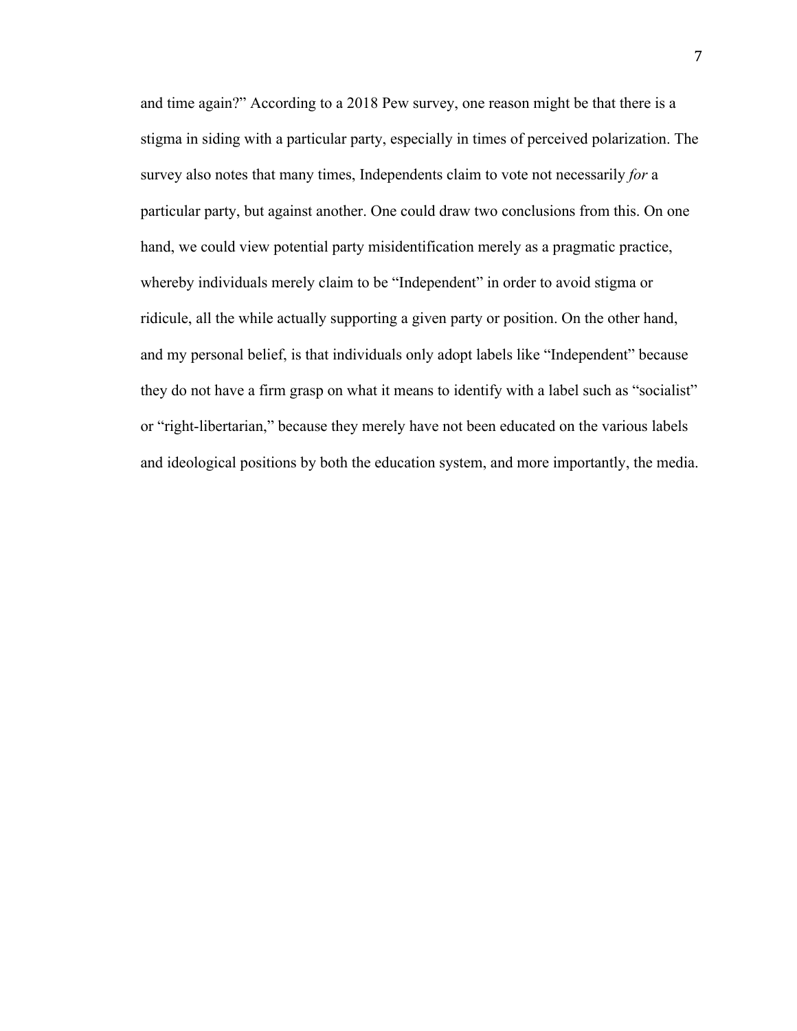and time again?" According to a 2018 Pew survey, one reason might be that there is a stigma in siding with a particular party, especially in times of perceived polarization. The survey also notes that many times, Independents claim to vote not necessarily *for* a particular party, but against another. One could draw two conclusions from this. On one hand, we could view potential party misidentification merely as a pragmatic practice, whereby individuals merely claim to be "Independent" in order to avoid stigma or ridicule, all the while actually supporting a given party or position. On the other hand, and my personal belief, is that individuals only adopt labels like "Independent" because they do not have a firm grasp on what it means to identify with a label such as "socialist" or "right-libertarian," because they merely have not been educated on the various labels and ideological positions by both the education system, and more importantly, the media.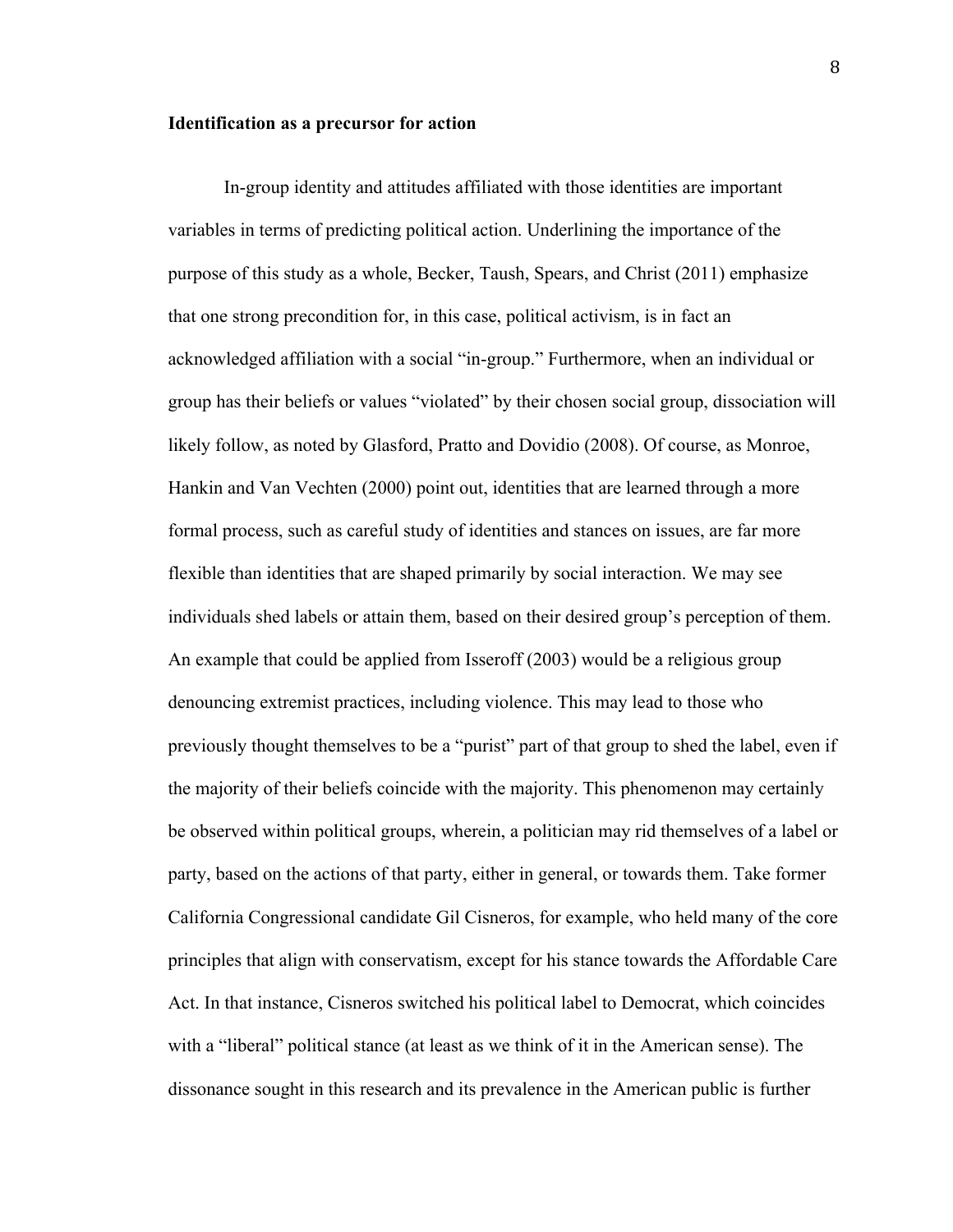**Identification as a precursor for action**

In-group identity and attitudes affiliated with those identities are important variables in terms of predicting political action. Underlining the importance of the purpose of this study as a whole, Becker, Taush, Spears, and Christ (2011) emphasize that one strong precondition for, in this case, political activism, is in fact an acknowledged affiliation with a social "in-group." Furthermore, when an individual or group has their beliefs or values "violated" by their chosen social group, dissociation will likely follow, as noted by Glasford, Pratto and Dovidio (2008). Of course, as Monroe, Hankin and Van Vechten (2000) point out, identities that are learned through a more formal process, such as careful study of identities and stances on issues, are far more flexible than identities that are shaped primarily by social interaction. We may see individuals shed labels or attain them, based on their desired group's perception of them. An example that could be applied from Isseroff (2003) would be a religious group denouncing extremist practices, including violence. This may lead to those who previously thought themselves to be a "purist" part of that group to shed the label, even if the majority of their beliefs coincide with the majority. This phenomenon may certainly be observed within political groups, wherein, a politician may rid themselves of a label or party, based on the actions of that party, either in general, or towards them. Take former California Congressional candidate Gil Cisneros, for example, who held many of the core principles that align with conservatism, except for his stance towards the Affordable Care Act. In that instance, Cisneros switched his political label to Democrat, which coincides with a "liberal" political stance (at least as we think of it in the American sense). The dissonance sought in this research and its prevalence in the American public is further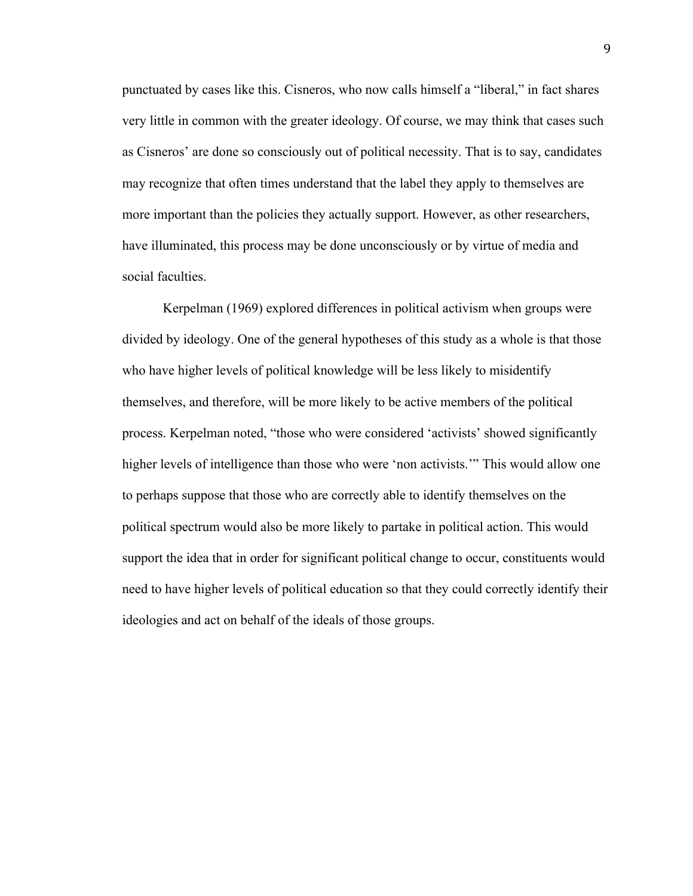punctuated by cases like this. Cisneros, who now calls himself a "liberal," in fact shares very little in common with the greater ideology. Of course, we may think that cases such as Cisneros' are done so consciously out of political necessity. That is to say, candidates may recognize that often times understand that the label they apply to themselves are more important than the policies they actually support. However, as other researchers, have illuminated, this process may be done unconsciously or by virtue of media and social faculties.

Kerpelman (1969) explored differences in political activism when groups were divided by ideology. One of the general hypotheses of this study as a whole is that those who have higher levels of political knowledge will be less likely to misidentify themselves, and therefore, will be more likely to be active members of the political process. Kerpelman noted, "those who were considered 'activists' showed significantly higher levels of intelligence than those who were 'non activists.'" This would allow one to perhaps suppose that those who are correctly able to identify themselves on the political spectrum would also be more likely to partake in political action. This would support the idea that in order for significant political change to occur, constituents would need to have higher levels of political education so that they could correctly identify their ideologies and act on behalf of the ideals of those groups.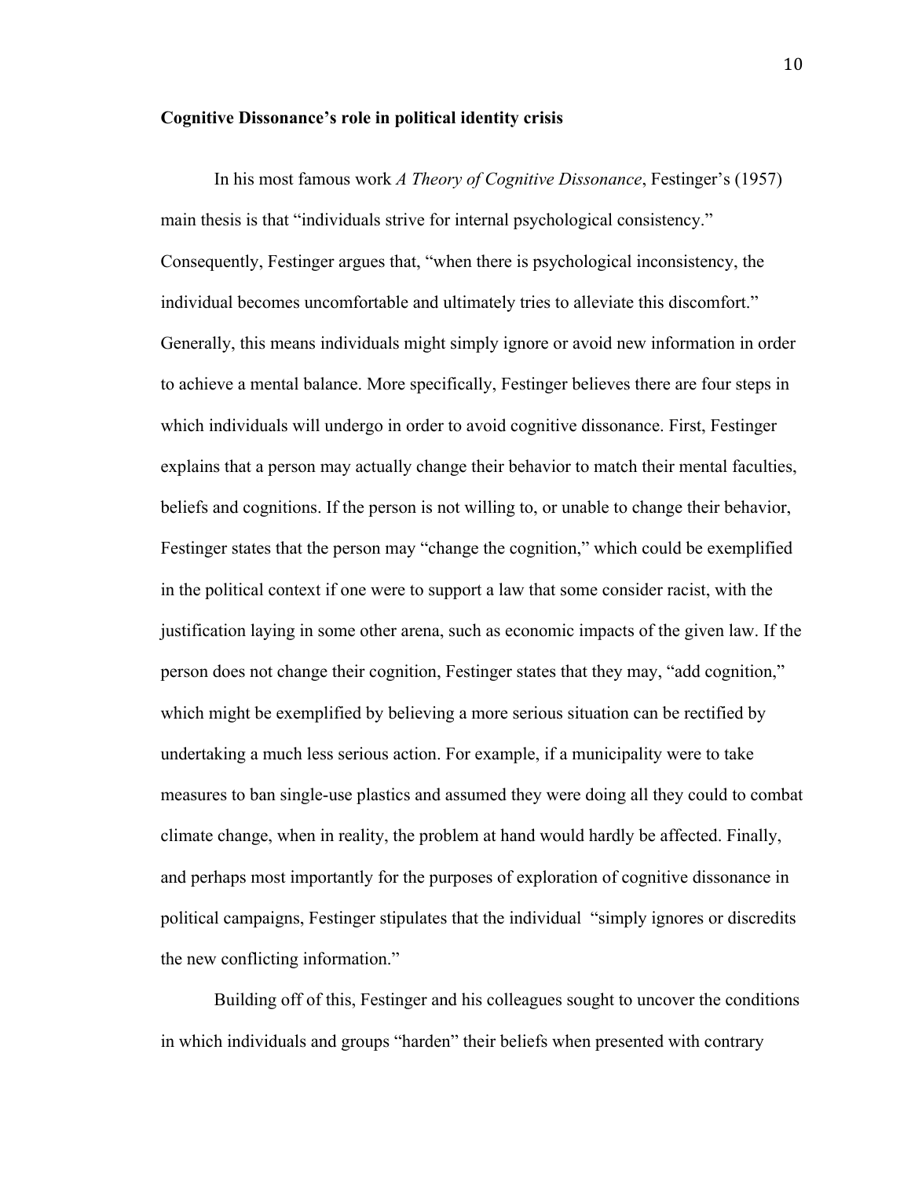**Cognitive Dissonance's role in political identity crisis**

In his most famous work *A Theory of Cognitive Dissonance*, Festinger's (1957) main thesis is that "individuals strive for internal psychological consistency." Consequently, Festinger argues that, "when there is psychological inconsistency, the individual becomes uncomfortable and ultimately tries to alleviate this discomfort." Generally, this means individuals might simply ignore or avoid new information in order to achieve a mental balance. More specifically, Festinger believes there are four steps in which individuals will undergo in order to avoid cognitive dissonance. First, Festinger explains that a person may actually change their behavior to match their mental faculties, beliefs and cognitions. If the person is not willing to, or unable to change their behavior, Festinger states that the person may "change the cognition," which could be exemplified in the political context if one were to support a law that some consider racist, with the justification laying in some other arena, such as economic impacts of the given law. If the person does not change their cognition, Festinger states that they may, "add cognition," which might be exemplified by believing a more serious situation can be rectified by undertaking a much less serious action. For example, if a municipality were to take measures to ban single-use plastics and assumed they were doing all they could to combat climate change, when in reality, the problem at hand would hardly be affected. Finally, and perhaps most importantly for the purposes of exploration of cognitive dissonance in political campaigns, Festinger stipulates that the individual "simply ignores or discredits the new conflicting information."

Building off of this, Festinger and his colleagues sought to uncover the conditions in which individuals and groups "harden" their beliefs when presented with contrary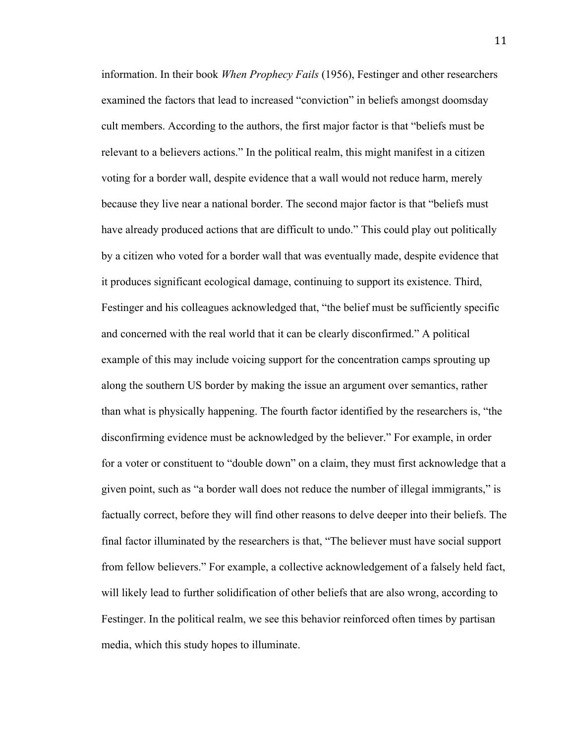information. In their book *When Prophecy Fails* (1956), Festinger and other researchers examined the factors that lead to increased "conviction" in beliefs amongst doomsday cult members. According to the authors, the first major factor is that "beliefs must be relevant to a believers actions." In the political realm, this might manifest in a citizen voting for a border wall, despite evidence that a wall would not reduce harm, merely because they live near a national border. The second major factor is that "beliefs must have already produced actions that are difficult to undo." This could play out politically by a citizen who voted for a border wall that was eventually made, despite evidence that it produces significant ecological damage, continuing to support its existence. Third, Festinger and his colleagues acknowledged that, "the belief must be sufficiently specific and concerned with the real world that it can be clearly disconfirmed." A political example of this may include voicing support for the concentration camps sprouting up along the southern US border by making the issue an argument over semantics, rather than what is physically happening. The fourth factor identified by the researchers is, "the disconfirming evidence must be acknowledged by the believer." For example, in order for a voter or constituent to "double down" on a claim, they must first acknowledge that a given point, such as "a border wall does not reduce the number of illegal immigrants," is factually correct, before they will find other reasons to delve deeper into their beliefs. The final factor illuminated by the researchers is that, "The believer must have social support from fellow believers." For example, a collective acknowledgement of a falsely held fact, will likely lead to further solidification of other beliefs that are also wrong, according to Festinger. In the political realm, we see this behavior reinforced often times by partisan media, which this study hopes to illuminate.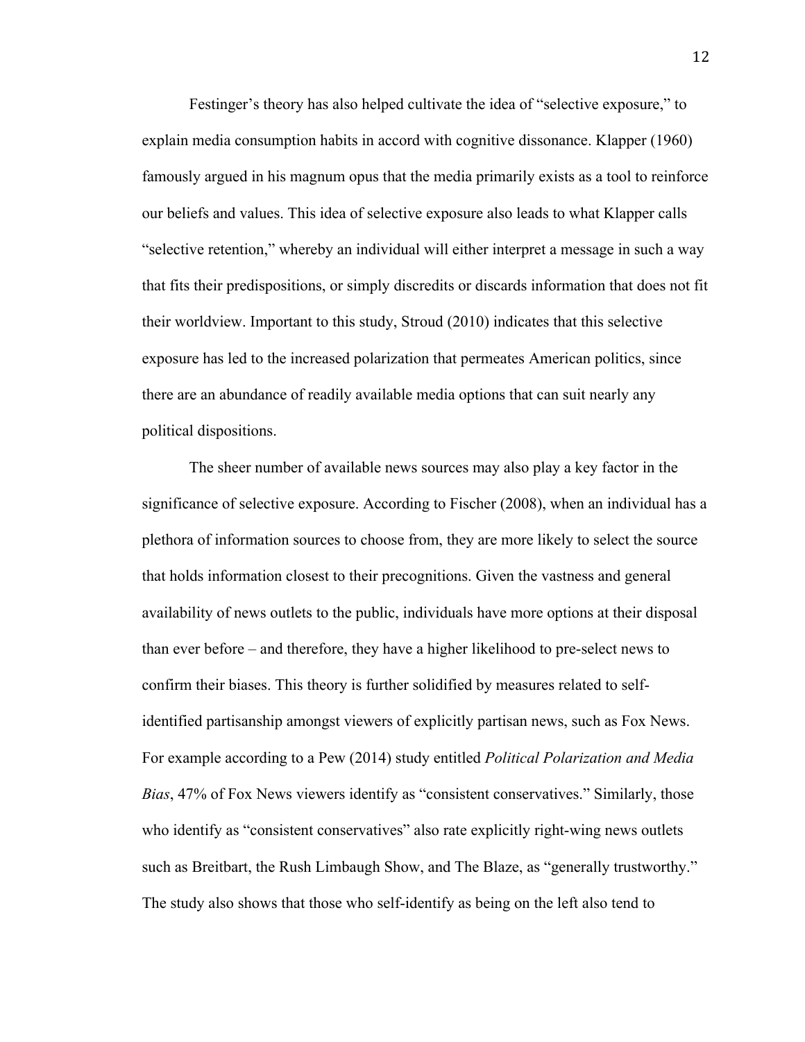Festinger's theory has also helped cultivate the idea of "selective exposure," to explain media consumption habits in accord with cognitive dissonance. Klapper (1960) famously argued in his magnum opus that the media primarily exists as a tool to reinforce our beliefs and values. This idea of selective exposure also leads to what Klapper calls "selective retention," whereby an individual will either interpret a message in such a way that fits their predispositions, or simply discredits or discards information that does not fit their worldview. Important to this study, Stroud (2010) indicates that this selective exposure has led to the increased polarization that permeates American politics, since there are an abundance of readily available media options that can suit nearly any political dispositions.

The sheer number of available news sources may also play a key factor in the significance of selective exposure. According to Fischer (2008), when an individual has a plethora of information sources to choose from, they are more likely to select the source that holds information closest to their precognitions. Given the vastness and general availability of news outlets to the public, individuals have more options at their disposal than ever before – and therefore, they have a higher likelihood to pre-select news to confirm their biases. This theory is further solidified by measures related to self-identified partisanship amongst viewers of explicitly partisan news, such as Fox News. For example according to a Pew (2014) study entitled *Political Polarization and Media Bias*, 47% of Fox News viewers identify as "consistent conservatives." Similarly, those who identify as "consistent conservatives" also rate explicitly right-wing news outlets such as Breitbart, the Rush Limbaugh Show, and The Blaze, as "generally trustworthy." The study also shows that those who self-identify as being on the left also tend to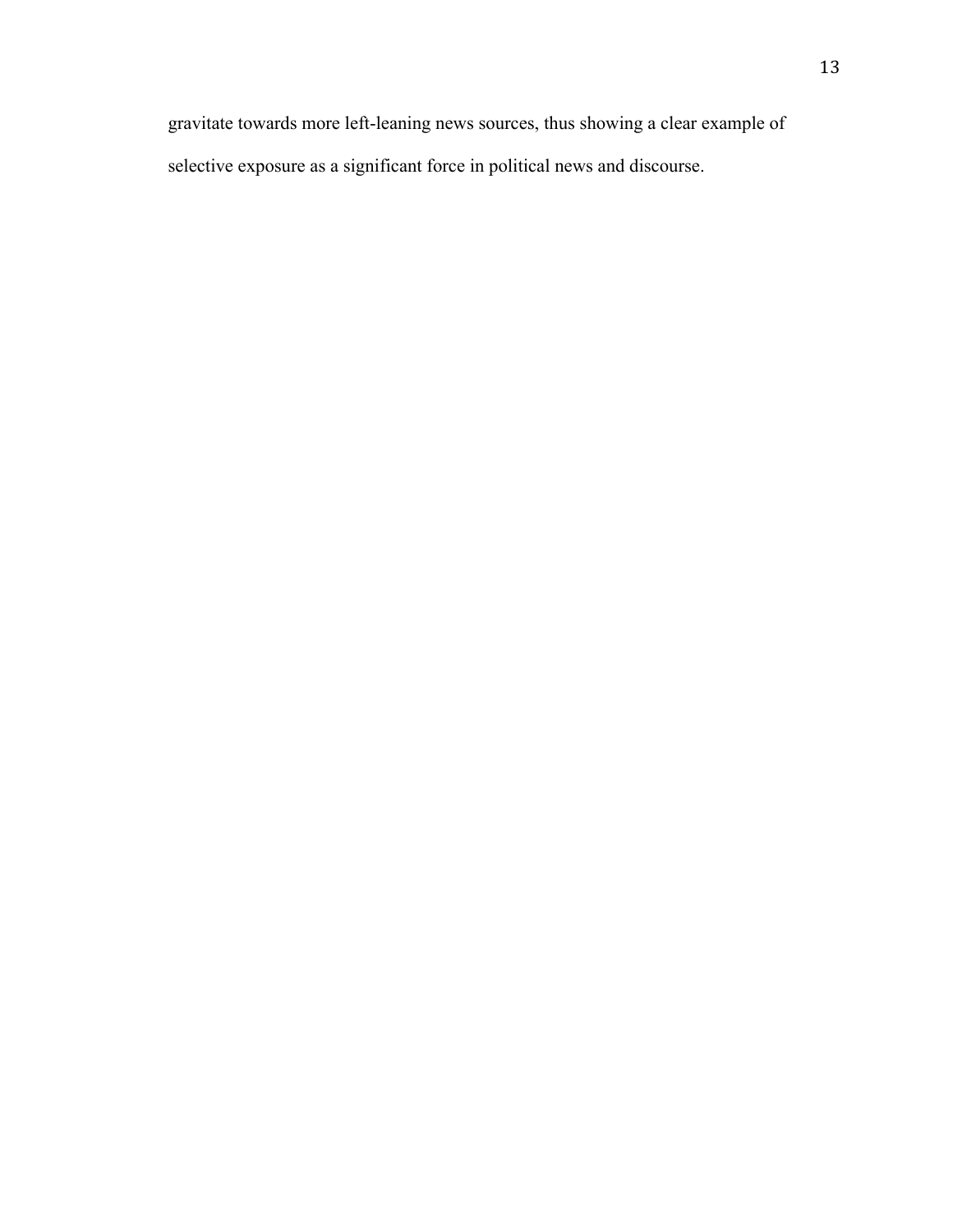gravitate towards more left-leaning news sources, thus showing a clear example of selective exposure as a significant force in political news and discourse.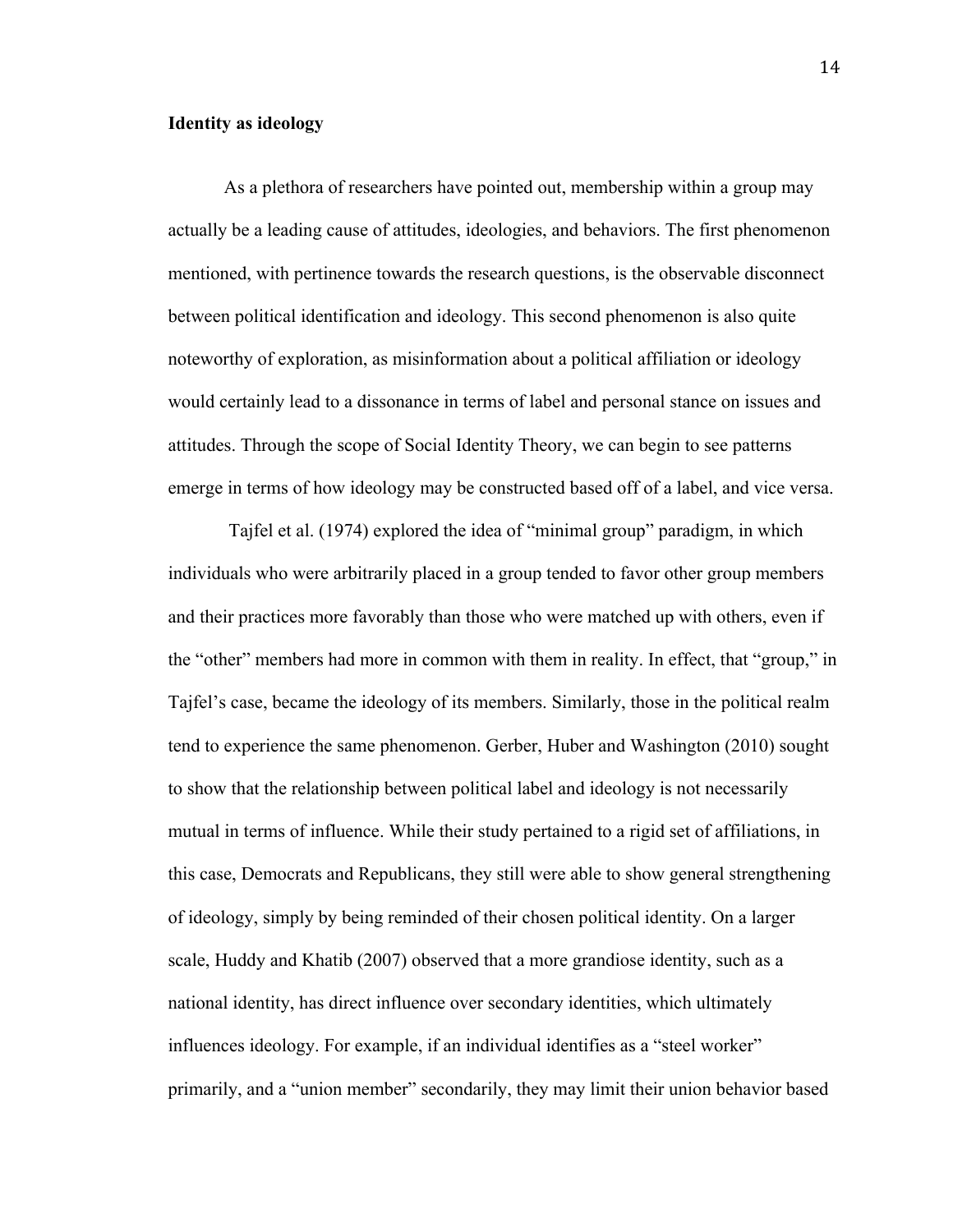**Identity as ideology**

As a plethora of researchers have pointed out, membership within a group may actually be a leading cause of attitudes, ideologies, and behaviors. The first phenomenon mentioned, with pertinence towards the research questions, is the observable disconnect between political identification and ideology. This second phenomenon is also quite noteworthy of exploration, as misinformation about a political affiliation or ideology would certainly lead to a dissonance in terms of label and personal stance on issues and attitudes. Through the scope of Social Identity Theory, we can begin to see patterns emerge in terms of how ideology may be constructed based off of a label, and vice versa.

Tajfel et al. (1974) explored the idea of "minimal group" paradigm, in which individuals who were arbitrarily placed in a group tended to favor other group members and their practices more favorably than those who were matched up with others, even if the "other" members had more in common with them in reality. In effect, that "group," in Tajfel's case, became the ideology of its members. Similarly, those in the political realm tend to experience the same phenomenon. Gerber, Huber and Washington (2010) sought to show that the relationship between political label and ideology is not necessarily mutual in terms of influence. While their study pertained to a rigid set of affiliations, in this case, Democrats and Republicans, they still were able to show general strengthening of ideology, simply by being reminded of their chosen political identity. On a larger scale, Huddy and Khatib (2007) observed that a more grandiose identity, such as a national identity, has direct influence over secondary identities, which ultimately influences ideology. For example, if an individual identifies as a "steel worker" primarily, and a "union member" secondarily, they may limit their union behavior based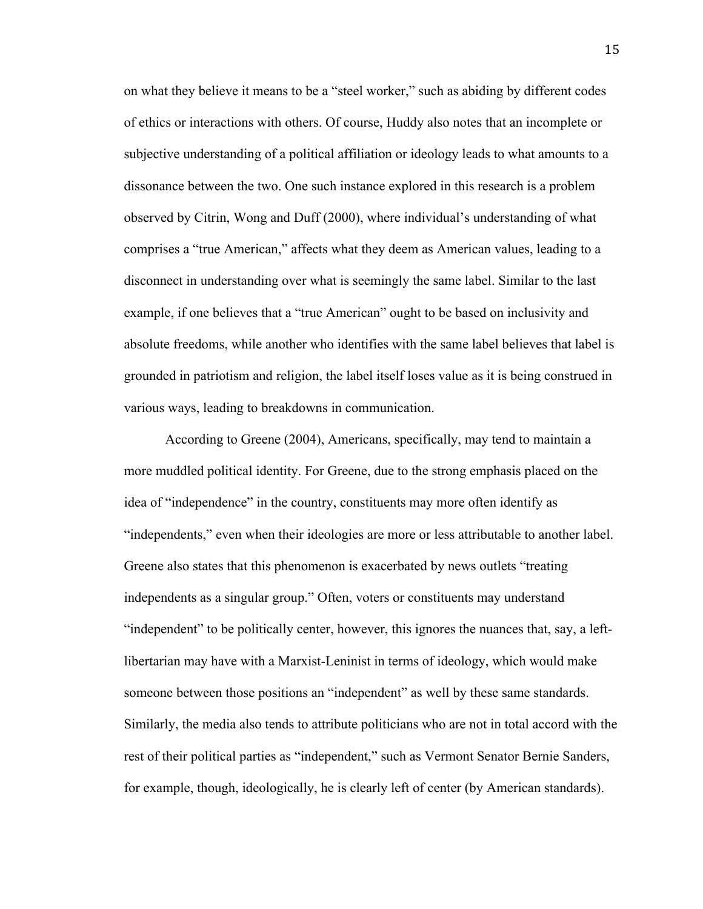on what they believe it means to be a "steel worker," such as abiding by different codes of ethics or interactions with others. Of course, Huddy also notes that an incomplete or subjective understanding of a political affiliation or ideology leads to what amounts to a dissonance between the two. One such instance explored in this research is a problem observed by Citrin, Wong and Duff (2000), where individual's understanding of what comprises a "true American," affects what they deem as American values, leading to a disconnect in understanding over what is seemingly the same label. Similar to the last example, if one believes that a "true American" ought to be based on inclusivity and absolute freedoms, while another who identifies with the same label believes that label is grounded in patriotism and religion, the label itself loses value as it is being construed in various ways, leading to breakdowns in communication.

According to Greene (2004), Americans, specifically, may tend to maintain a more muddled political identity. For Greene, due to the strong emphasis placed on the idea of "independence" in the country, constituents may more often identify as "independents," even when their ideologies are more or less attributable to another label. Greene also states that this phenomenon is exacerbated by news outlets "treating independents as a singular group." Often, voters or constituents may understand "independent" to be politically center, however, this ignores the nuances that, say, a left-libertarian may have with a Marxist-Leninist in terms of ideology, which would make someone between those positions an "independent" as well by these same standards. Similarly, the media also tends to attribute politicians who are not in total accord with the rest of their political parties as "independent," such as Vermont Senator Bernie Sanders, for example, though, ideologically, he is clearly left of center (by American standards).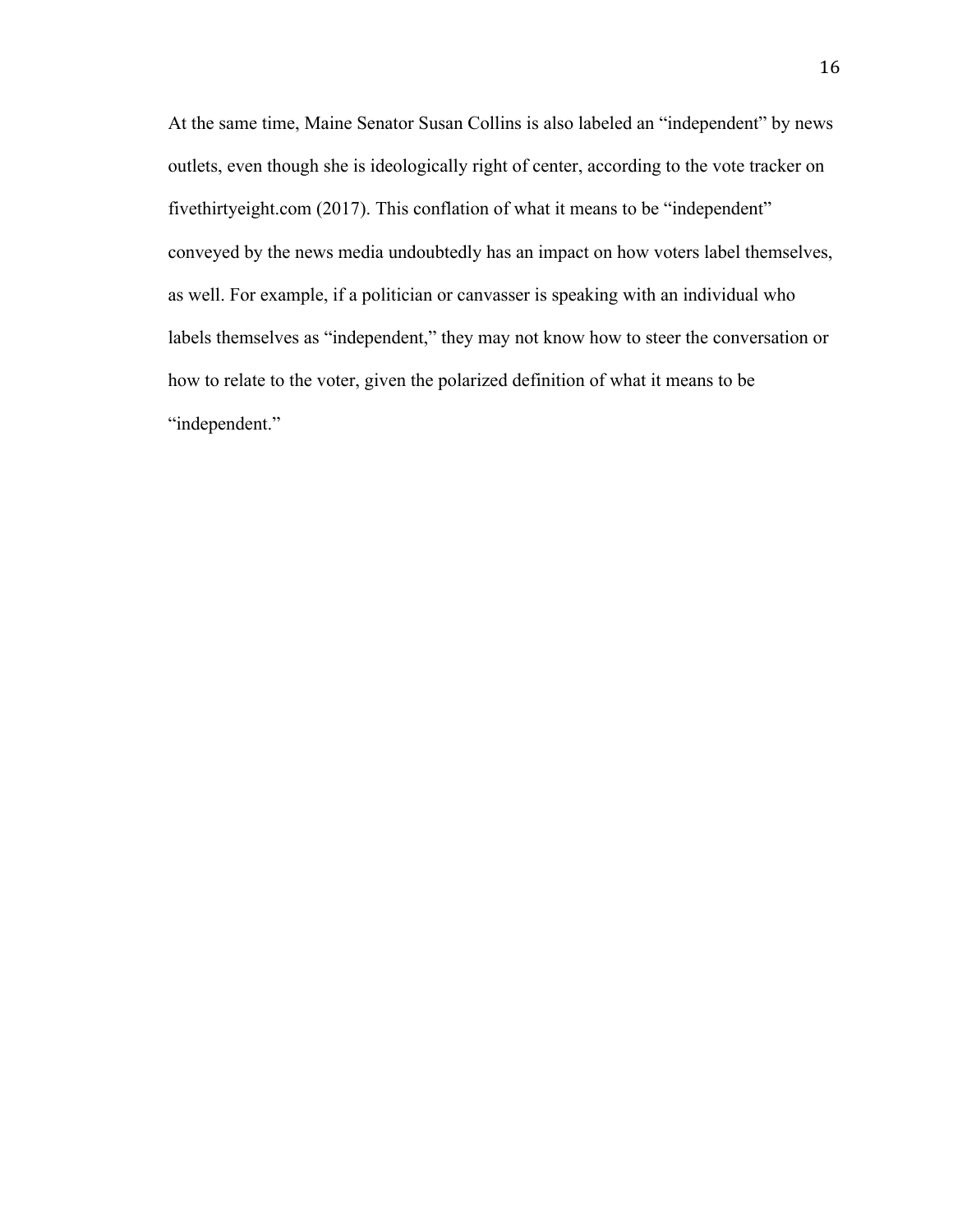At the same time, Maine Senator Susan Collins is also labeled an "independent" by news outlets, even though she is ideologically right of center, according to the vote tracker on fivethirtyeight.com (2017). This conflation of what it means to be "independent" conveyed by the news media undoubtedly has an impact on how voters label themselves, as well. For example, if a politician or canvasser is speaking with an individual who labels themselves as "independent," they may not know how to steer the conversation or how to relate to the voter, given the polarized definition of what it means to be "independent."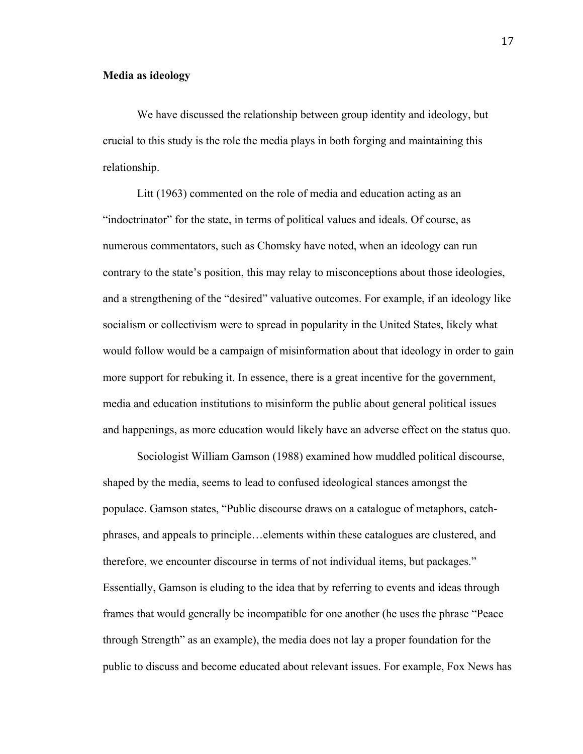**Media as ideology**

We have discussed the relationship between group identity and ideology, but crucial to this study is the role the media plays in both forging and maintaining this relationship.

Litt (1963) commented on the role of media and education acting as an "indoctrinator" for the state, in terms of political values and ideals. Of course, as numerous commentators, such as Chomsky have noted, when an ideology can run contrary to the state's position, this may relay to misconceptions about those ideologies, and a strengthening of the "desired" valuative outcomes. For example, if an ideology like socialism or collectivism were to spread in popularity in the United States, likely what would follow would be a campaign of misinformation about that ideology in order to gain more support for rebuking it. In essence, there is a great incentive for the government, media and education institutions to misinform the public about general political issues and happenings, as more education would likely have an adverse effect on the status quo.

Sociologist William Gamson (1988) examined how muddled political discourse, shaped by the media, seems to lead to confused ideological stances amongst the populace. Gamson states, "Public discourse draws on a catalogue of metaphors, catch-phrases, and appeals to principle…elements within these catalogues are clustered, and therefore, we encounter discourse in terms of not individual items, but packages." Essentially, Gamson is eluding to the idea that by referring to events and ideas through frames that would generally be incompatible for one another (he uses the phrase "Peace through Strength" as an example), the media does not lay a proper foundation for the public to discuss and become educated about relevant issues. For example, Fox News has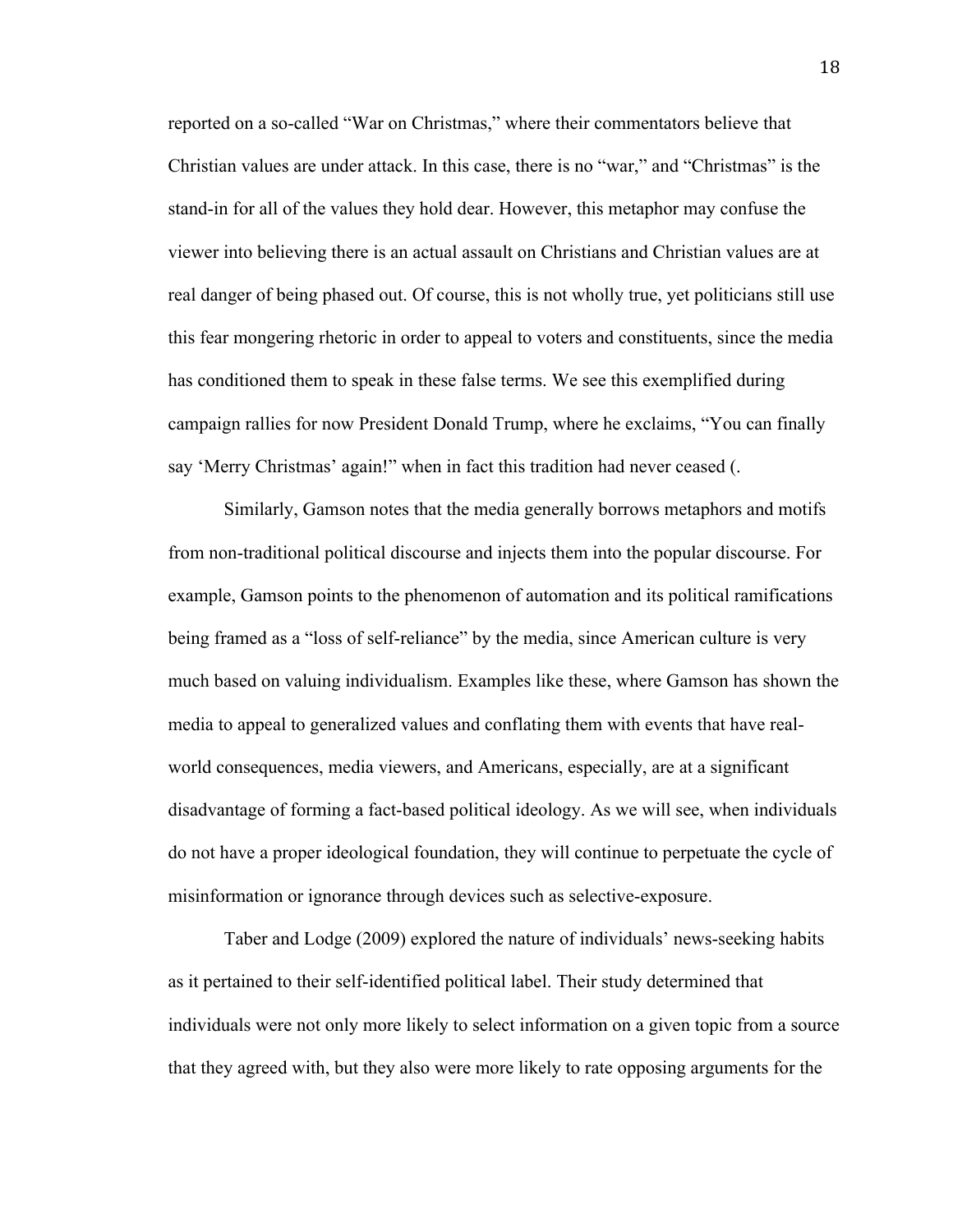reported on a so-called "War on Christmas," where their commentators believe that Christian values are under attack. In this case, there is no "war," and "Christmas" is the stand-in for all of the values they hold dear. However, this metaphor may confuse the viewer into believing there is an actual assault on Christians and Christian values are at real danger of being phased out. Of course, this is not wholly true, yet politicians still use this fear mongering rhetoric in order to appeal to voters and constituents, since the media has conditioned them to speak in these false terms. We see this exemplified during campaign rallies for now President Donald Trump, where he exclaims, "You can finally say 'Merry Christmas' again!" when in fact this tradition had never ceased (.

Similarly, Gamson notes that the media generally borrows metaphors and motifs from non-traditional political discourse and injects them into the popular discourse. For example, Gamson points to the phenomenon of automation and its political ramifications being framed as a "loss of self-reliance" by the media, since American culture is very much based on valuing individualism. Examples like these, where Gamson has shown the media to appeal to generalized values and conflating them with events that have real-world consequences, media viewers, and Americans, especially, are at a significant disadvantage of forming a fact-based political ideology. As we will see, when individuals do not have a proper ideological foundation, they will continue to perpetuate the cycle of misinformation or ignorance through devices such as selective-exposure.

Taber and Lodge (2009) explored the nature of individuals' news-seeking habits as it pertained to their self-identified political label. Their study determined that individuals were not only more likely to select information on a given topic from a source that they agreed with, but they also were more likely to rate opposing arguments for the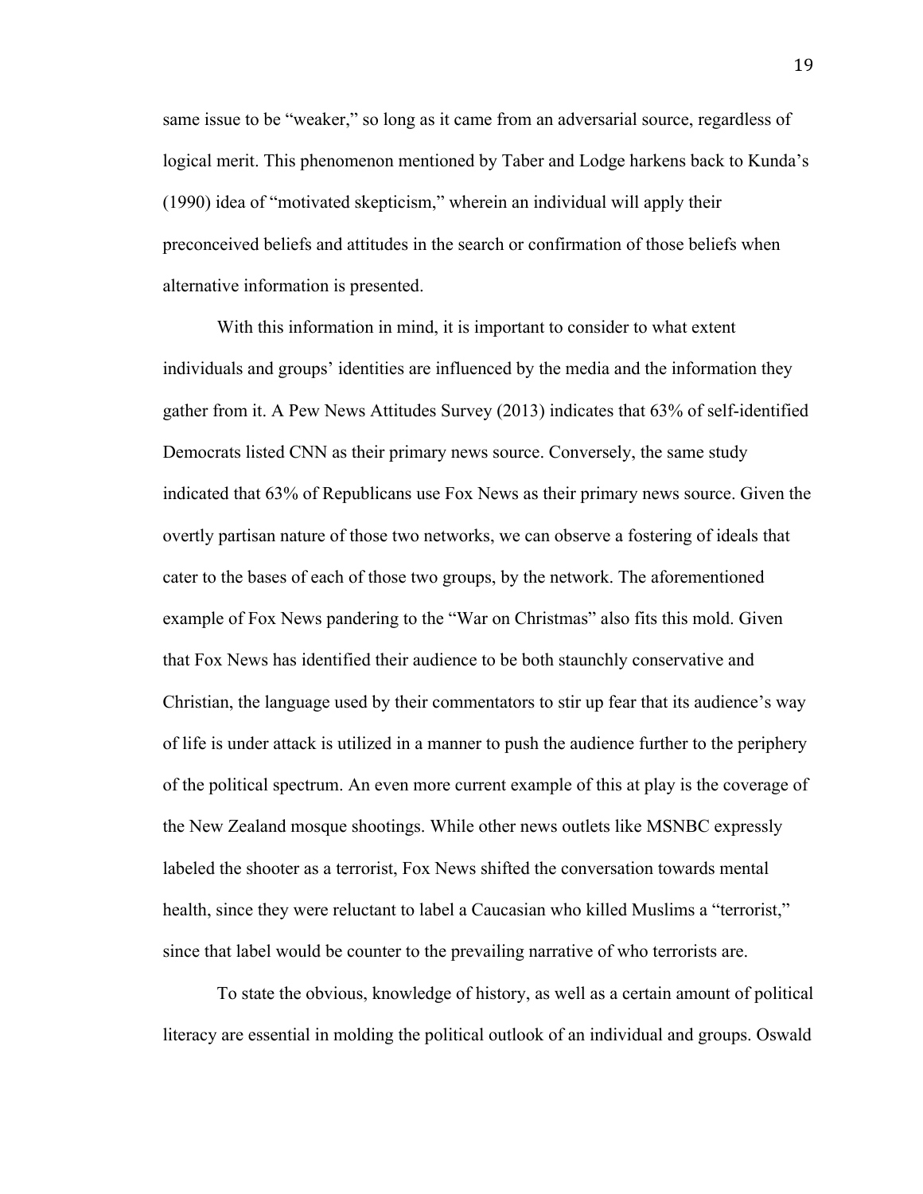same issue to be "weaker," so long as it came from an adversarial source, regardless of logical merit. This phenomenon mentioned by Taber and Lodge harkens back to Kunda's (1990) idea of "motivated skepticism," wherein an individual will apply their preconceived beliefs and attitudes in the search or confirmation of those beliefs when alternative information is presented.

With this information in mind, it is important to consider to what extent individuals and groups' identities are influenced by the media and the information they gather from it. A Pew News Attitudes Survey (2013) indicates that 63% of self-identified Democrats listed CNN as their primary news source. Conversely, the same study indicated that 63% of Republicans use Fox News as their primary news source. Given the overtly partisan nature of those two networks, we can observe a fostering of ideals that cater to the bases of each of those two groups, by the network. The aforementioned example of Fox News pandering to the "War on Christmas" also fits this mold. Given that Fox News has identified their audience to be both staunchly conservative and Christian, the language used by their commentators to stir up fear that its audience's way of life is under attack is utilized in a manner to push the audience further to the periphery of the political spectrum. An even more current example of this at play is the coverage of the New Zealand mosque shootings. While other news outlets like MSNBC expressly labeled the shooter as a terrorist, Fox News shifted the conversation towards mental health, since they were reluctant to label a Caucasian who killed Muslims a "terrorist," since that label would be counter to the prevailing narrative of who terrorists are.

To state the obvious, knowledge of history, as well as a certain amount of political literacy are essential in molding the political outlook of an individual and groups. Oswald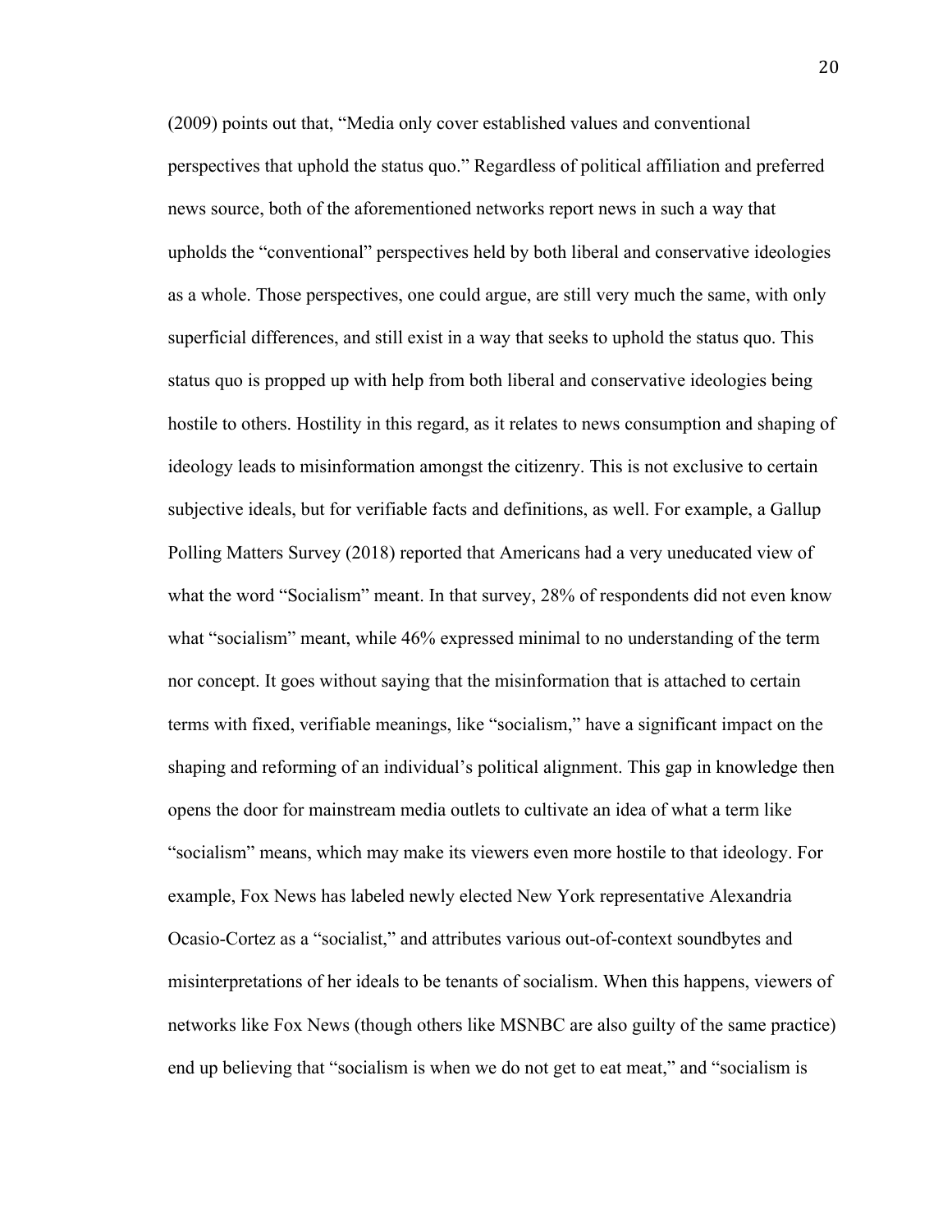(2009) points out that, “Media only cover established values and conventional perspectives that uphold the status quo.” Regardless of political affiliation and preferred news source, both of the aforementioned networks report news in such a way that upholds the “conventional” perspectives held by both liberal and conservative ideologies as a whole. Those perspectives, one could argue, are still very much the same, with only superficial differences, and still exist in a way that seeks to uphold the status quo. This status quo is propped up with help from both liberal and conservative ideologies being hostile to others. Hostility in this regard, as it relates to news consumption and shaping of ideology leads to misinformation amongst the citizenry. This is not exclusive to certain subjective ideals, but for verifiable facts and definitions, as well. For example, a Gallup Polling Matters Survey (2018) reported that Americans had a very uneducated view of what the word “Socialism” meant. In that survey, 28% of respondents did not even know what “socialism” meant, while 46% expressed minimal to no understanding of the term nor concept. It goes without saying that the misinformation that is attached to certain terms with fixed, verifiable meanings, like “socialism,” have a significant impact on the shaping and reforming of an individual’s political alignment. This gap in knowledge then opens the door for mainstream media outlets to cultivate an idea of what a term like “socialism” means, which may make its viewers even more hostile to that ideology. For example, Fox News has labeled newly elected New York representative Alexandria Ocasio-Cortez as a “socialist,” and attributes various out-of-context soundbytes and misinterpretations of her ideals to be tenants of socialism. When this happens, viewers of networks like Fox News (though others like MSNBC are also guilty of the same practice) end up believing that “socialism is when we do not get to eat meat,” and “socialism is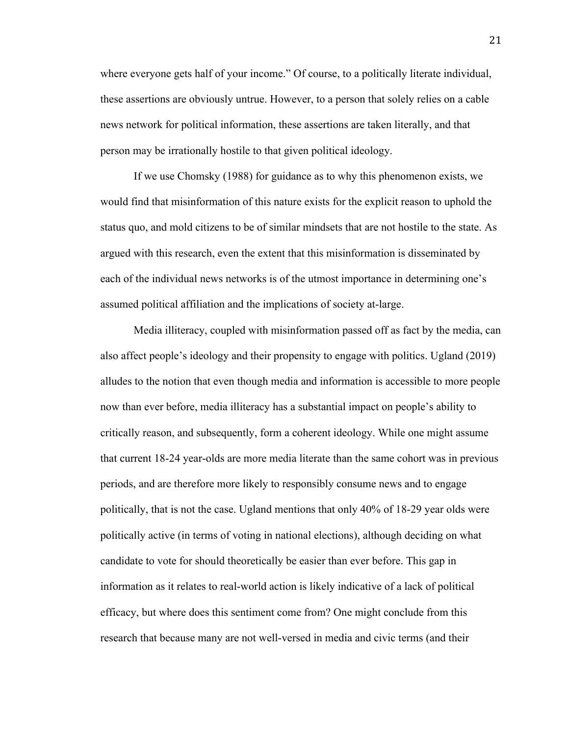where everyone gets half of your income." Of course, to a politically literate individual, these assertions are obviously untrue. However, to a person that solely relies on a cable news network for political information, these assertions are taken literally, and that person may be irrationally hostile to that given political ideology.

If we use Chomsky (1988) for guidance as to why this phenomenon exists, we would find that misinformation of this nature exists for the explicit reason to uphold the status quo, and mold citizens to be of similar mindsets that are not hostile to the state. As argued with this research, even the extent that this misinformation is disseminated by each of the individual news networks is of the utmost importance in determining one's assumed political affiliation and the implications of society at-large.

Media illiteracy, coupled with misinformation passed off as fact by the media, can also affect people's ideology and their propensity to engage with politics. Ugland (2019) alludes to the notion that even though media and information is accessible to more people now than ever before, media illiteracy has a substantial impact on people's ability to critically reason, and subsequently, form a coherent ideology. While one might assume that current 18-24 year-olds are more media literate than the same cohort was in previous periods, and are therefore more likely to responsibly consume news and to engage politically, that is not the case. Ugland mentions that only 40% of 18-29 year olds were politically active (in terms of voting in national elections), although deciding on what candidate to vote for should theoretically be easier than ever before. This gap in information as it relates to real-world action is likely indicative of a lack of political efficacy, but where does this sentiment come from? One might conclude from this research that because many are not well-versed in media and civic terms (and their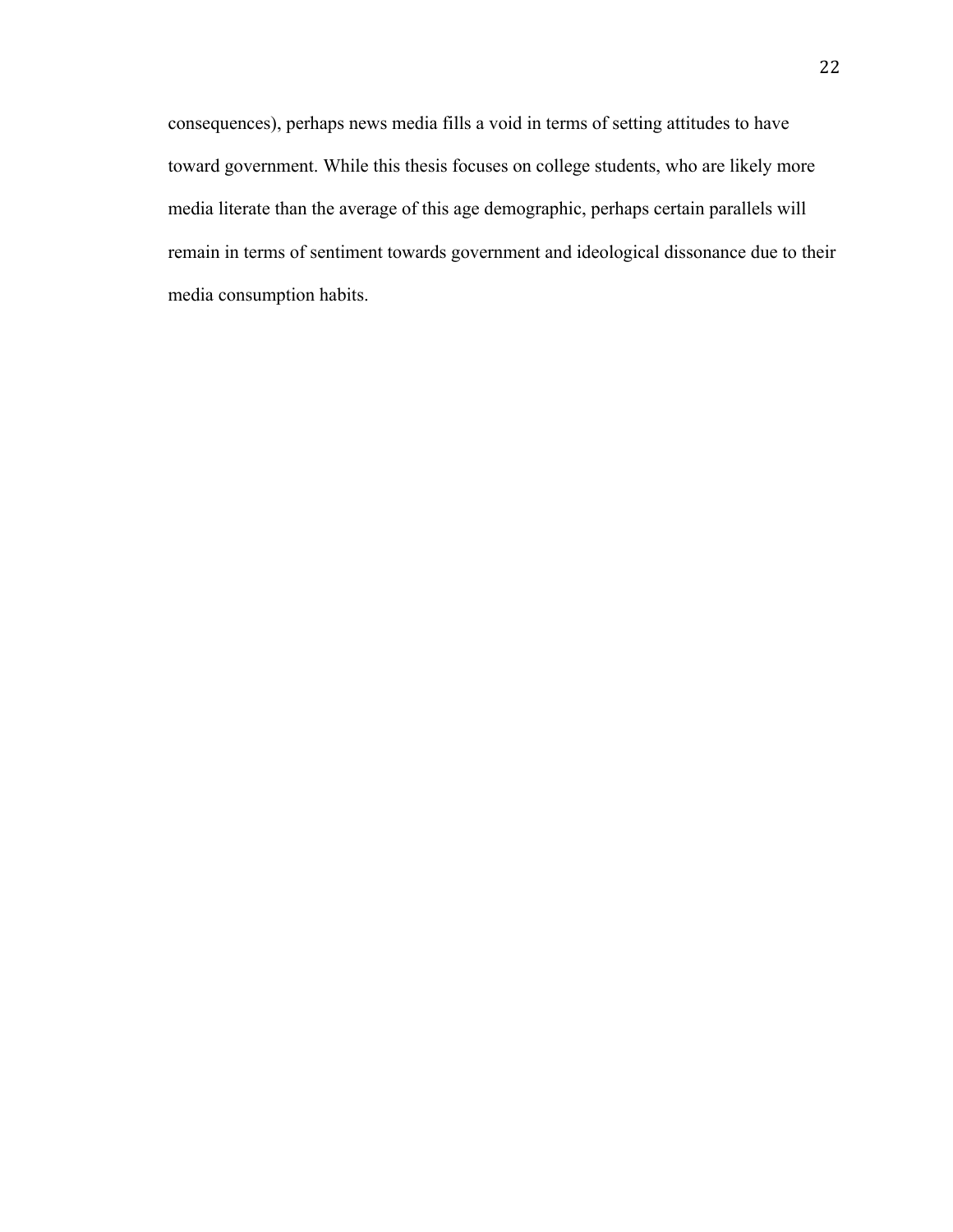consequences), perhaps news media fills a void in terms of setting attitudes to have toward government. While this thesis focuses on college students, who are likely more media literate than the average of this age demographic, perhaps certain parallels will remain in terms of sentiment towards government and ideological dissonance due to their media consumption habits.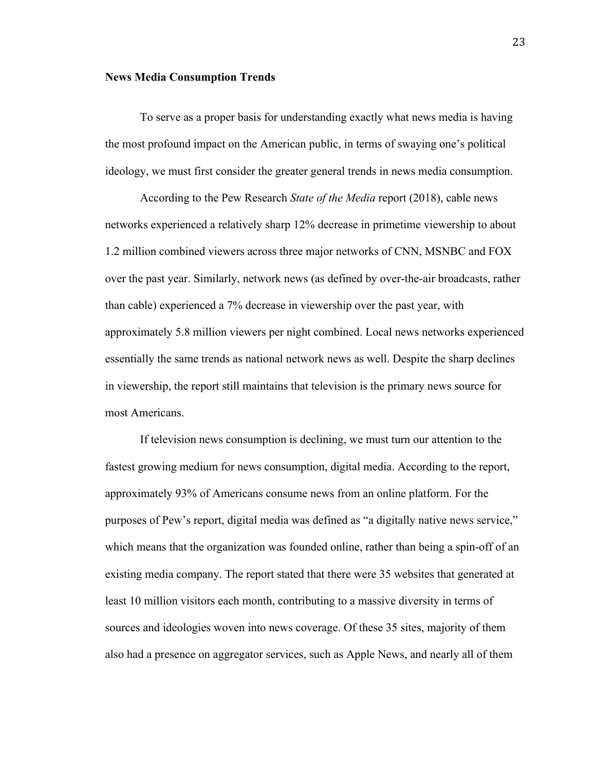**News Media Consumption Trends**

To serve as a proper basis for understanding exactly what news media is having the most profound impact on the American public, in terms of swaying one's political ideology, we must first consider the greater general trends in news media consumption.

According to the Pew Research *State of the Media* report (2018), cable news networks experienced a relatively sharp 12% decrease in primetime viewership to about 1.2 million combined viewers across three major networks of CNN, MSNBC and FOX over the past year. Similarly, network news (as defined by over-the-air broadcasts, rather than cable) experienced a 7% decrease in viewership over the past year, with approximately 5.8 million viewers per night combined. Local news networks experienced essentially the same trends as national network news as well. Despite the sharp declines in viewership, the report still maintains that television is the primary news source for most Americans.

If television news consumption is declining, we must turn our attention to the fastest growing medium for news consumption, digital media. According to the report, approximately 93% of Americans consume news from an online platform. For the purposes of Pew's report, digital media was defined as "a digitally native news service," which means that the organization was founded online, rather than being a spin-off of an existing media company. The report stated that there were 35 websites that generated at least 10 million visitors each month, contributing to a massive diversity in terms of sources and ideologies woven into news coverage. Of these 35 sites, majority of them also had a presence on aggregator services, such as Apple News, and nearly all of them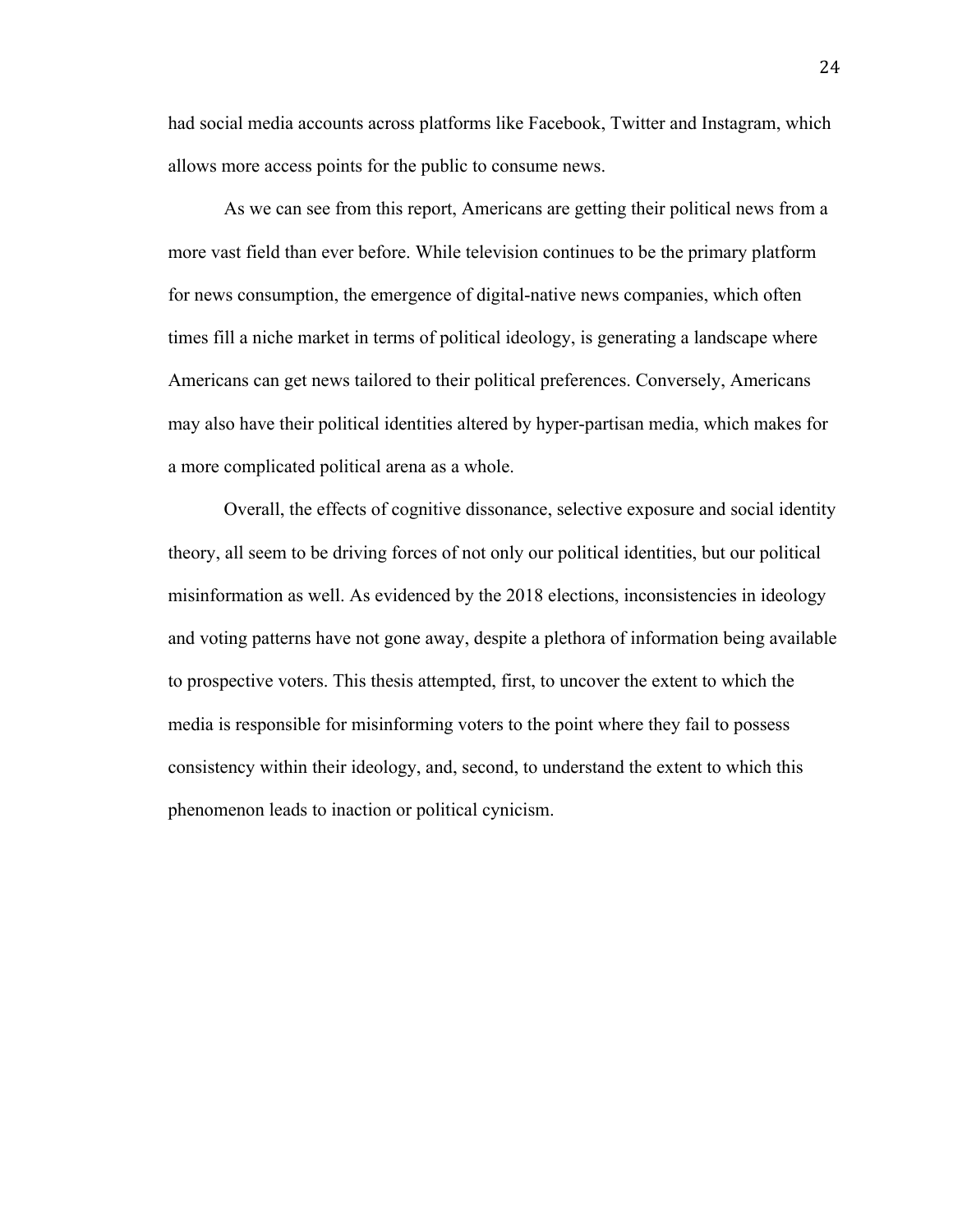had social media accounts across platforms like Facebook, Twitter and Instagram, which allows more access points for the public to consume news.

As we can see from this report, Americans are getting their political news from a more vast field than ever before. While television continues to be the primary platform for news consumption, the emergence of digital-native news companies, which often times fill a niche market in terms of political ideology, is generating a landscape where Americans can get news tailored to their political preferences. Conversely, Americans may also have their political identities altered by hyper-partisan media, which makes for a more complicated political arena as a whole.

Overall, the effects of cognitive dissonance, selective exposure and social identity theory, all seem to be driving forces of not only our political identities, but our political misinformation as well. As evidenced by the 2018 elections, inconsistencies in ideology and voting patterns have not gone away, despite a plethora of information being available to prospective voters. This thesis attempted, first, to uncover the extent to which the media is responsible for misinforming voters to the point where they fail to possess consistency within their ideology, and, second, to understand the extent to which this phenomenon leads to inaction or political cynicism.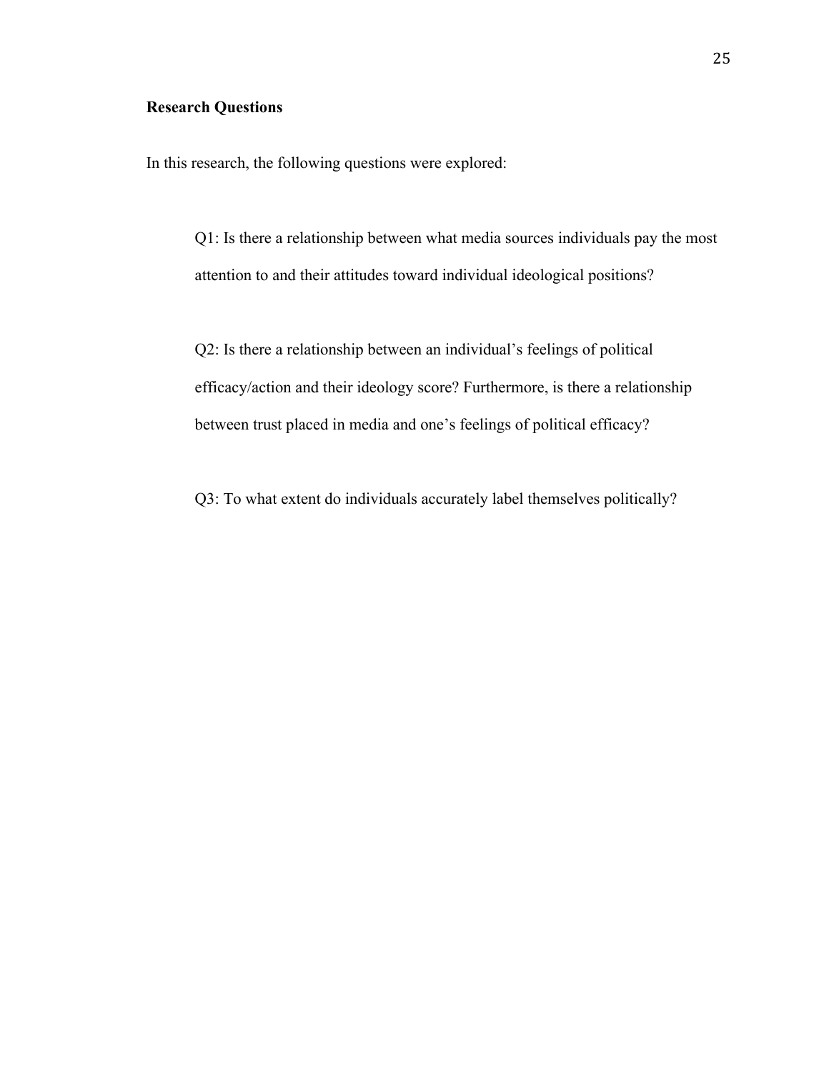**Research Questions**

In this research, the following questions were explored:

Q1: Is there a relationship between what media sources individuals pay the most attention to and their attitudes toward individual ideological positions?

Q2: Is there a relationship between an individual's feelings of political efficacy/action and their ideology score? Furthermore, is there a relationship between trust placed in media and one's feelings of political efficacy?

Q3: To what extent do individuals accurately label themselves politically?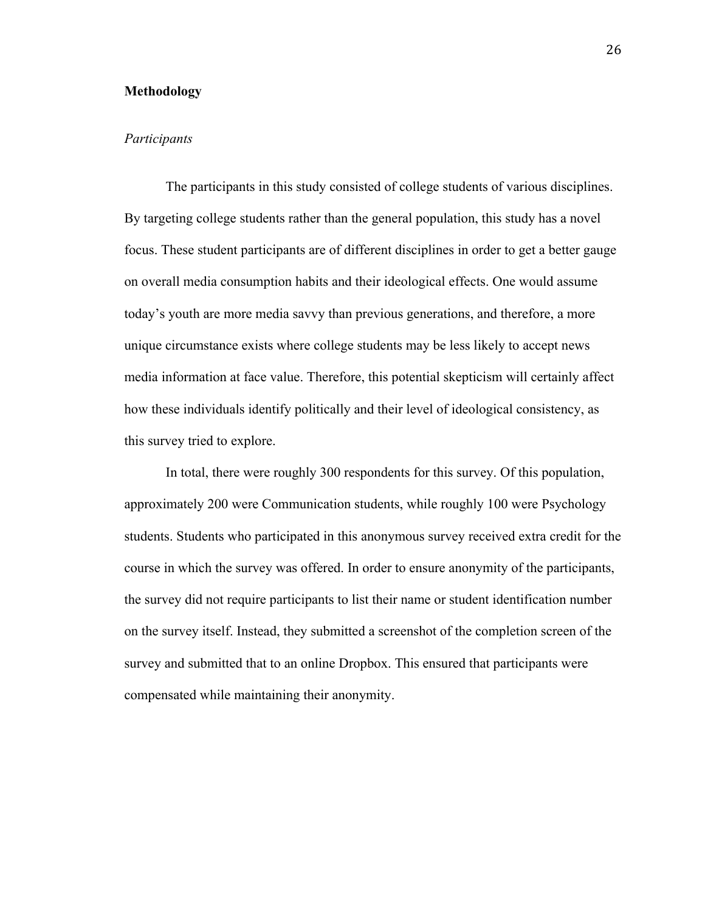## Methodology

### *Participants*

The participants in this study consisted of college students of various disciplines. By targeting college students rather than the general population, this study has a novel focus. These student participants are of different disciplines in order to get a better gauge on overall media consumption habits and their ideological effects. One would assume today's youth are more media savvy than previous generations, and therefore, a more unique circumstance exists where college students may be less likely to accept news media information at face value. Therefore, this potential skepticism will certainly affect how these individuals identify politically and their level of ideological consistency, as this survey tried to explore.

In total, there were roughly 300 respondents for this survey. Of this population, approximately 200 were Communication students, while roughly 100 were Psychology students. Students who participated in this anonymous survey received extra credit for the course in which the survey was offered. In order to ensure anonymity of the participants, the survey did not require participants to list their name or student identification number on the survey itself. Instead, they submitted a screenshot of the completion screen of the survey and submitted that to an online Dropbox. This ensured that participants were compensated while maintaining their anonymity.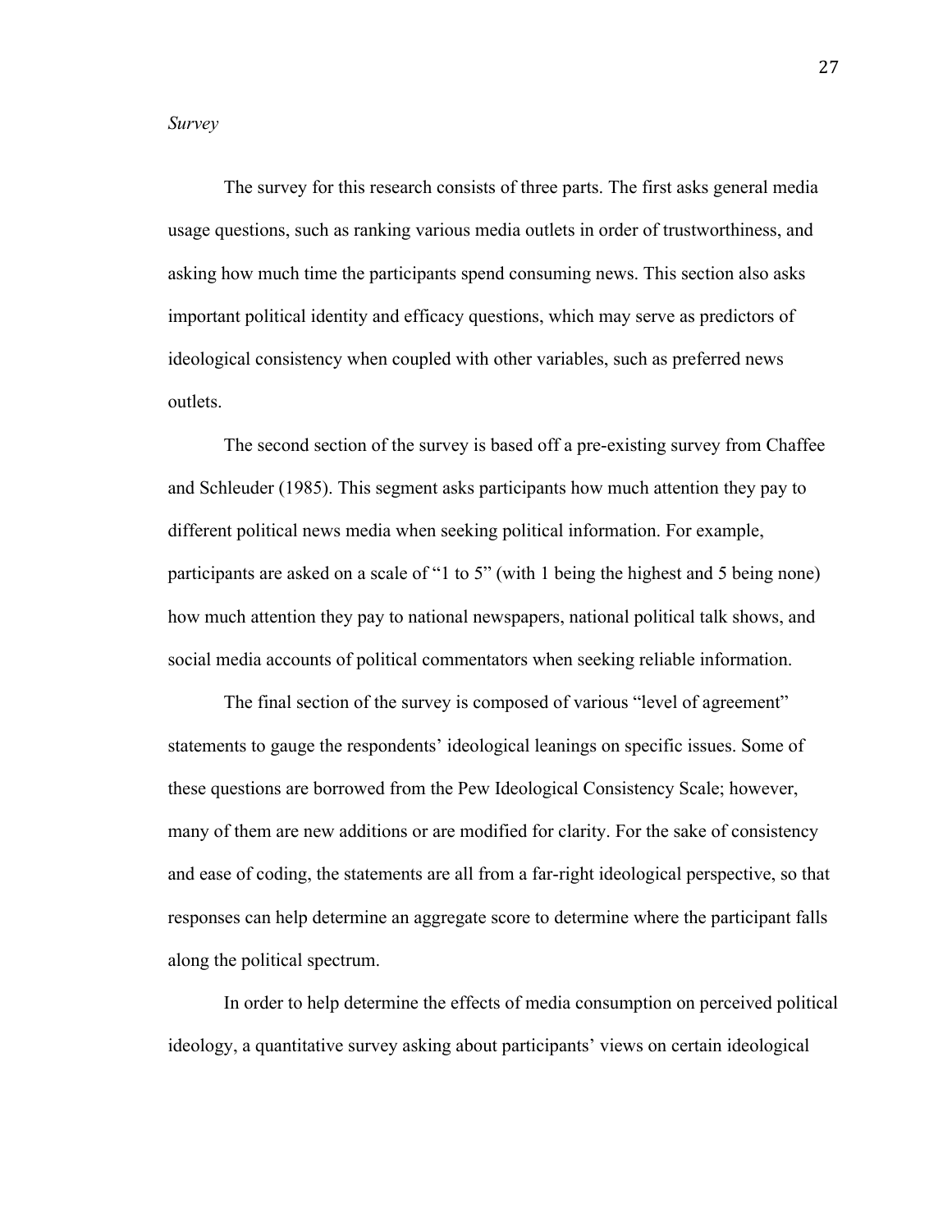*Survey*

The survey for this research consists of three parts. The first asks general media usage questions, such as ranking various media outlets in order of trustworthiness, and asking how much time the participants spend consuming news. This section also asks important political identity and efficacy questions, which may serve as predictors of ideological consistency when coupled with other variables, such as preferred news outlets.

The second section of the survey is based off a pre-existing survey from Chaffee and Schleuder (1985). This segment asks participants how much attention they pay to different political news media when seeking political information. For example, participants are asked on a scale of "1 to 5" (with 1 being the highest and 5 being none) how much attention they pay to national newspapers, national political talk shows, and social media accounts of political commentators when seeking reliable information.

The final section of the survey is composed of various "level of agreement" statements to gauge the respondents' ideological leanings on specific issues. Some of these questions are borrowed from the Pew Ideological Consistency Scale; however, many of them are new additions or are modified for clarity. For the sake of consistency and ease of coding, the statements are all from a far-right ideological perspective, so that responses can help determine an aggregate score to determine where the participant falls along the political spectrum.

In order to help determine the effects of media consumption on perceived political ideology, a quantitative survey asking about participants' views on certain ideological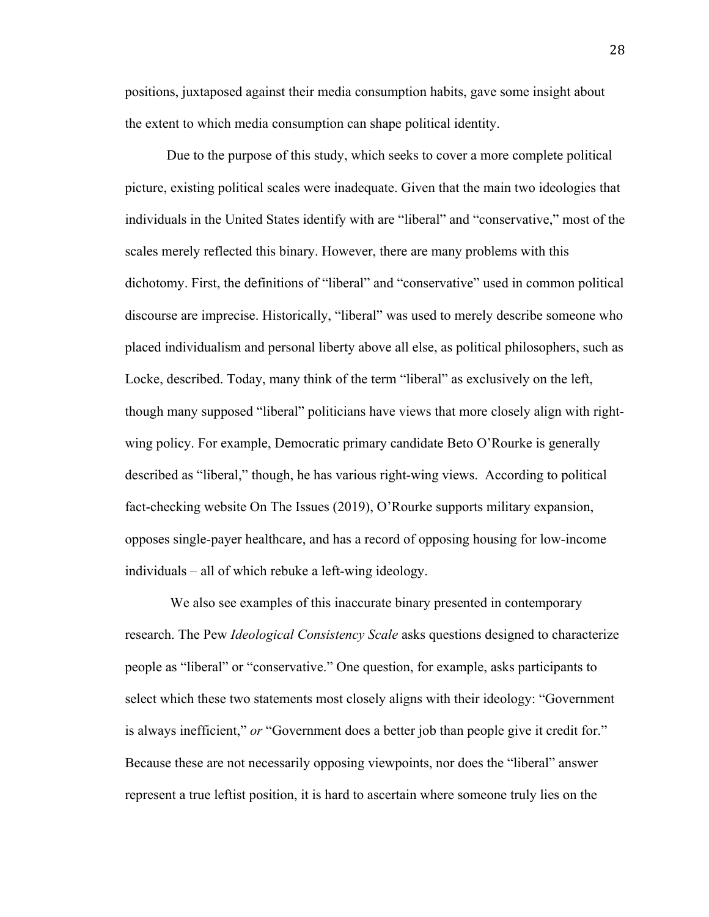positions, juxtaposed against their media consumption habits, gave some insight about the extent to which media consumption can shape political identity.

Due to the purpose of this study, which seeks to cover a more complete political picture, existing political scales were inadequate. Given that the main two ideologies that individuals in the United States identify with are "liberal" and "conservative," most of the scales merely reflected this binary. However, there are many problems with this dichotomy. First, the definitions of "liberal" and "conservative" used in common political discourse are imprecise. Historically, "liberal" was used to merely describe someone who placed individualism and personal liberty above all else, as political philosophers, such as Locke, described. Today, many think of the term "liberal" as exclusively on the left, though many supposed "liberal" politicians have views that more closely align with right-wing policy. For example, Democratic primary candidate Beto O'Rourke is generally described as "liberal," though, he has various right-wing views. According to political fact-checking website On The Issues (2019), O'Rourke supports military expansion, opposes single-payer healthcare, and has a record of opposing housing for low-income individuals – all of which rebuke a left-wing ideology.

We also see examples of this inaccurate binary presented in contemporary research. The Pew *Ideological Consistency Scale* asks questions designed to characterize people as "liberal" or "conservative." One question, for example, asks participants to select which these two statements most closely aligns with their ideology: "Government is always inefficient," *or* "Government does a better job than people give it credit for." Because these are not necessarily opposing viewpoints, nor does the "liberal" answer represent a true leftist position, it is hard to ascertain where someone truly lies on the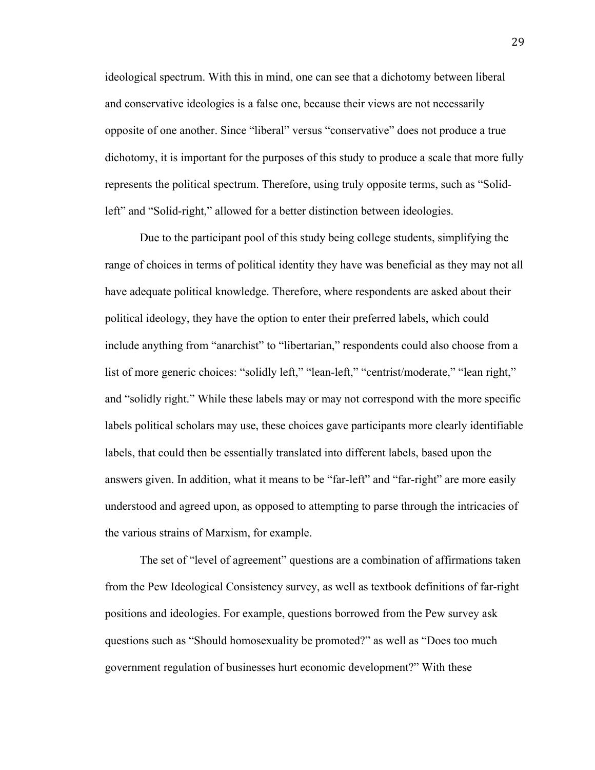ideological spectrum. With this in mind, one can see that a dichotomy between liberal and conservative ideologies is a false one, because their views are not necessarily opposite of one another. Since "liberal" versus "conservative" does not produce a true dichotomy, it is important for the purposes of this study to produce a scale that more fully represents the political spectrum. Therefore, using truly opposite terms, such as "Solid-left" and "Solid-right," allowed for a better distinction between ideologies.

Due to the participant pool of this study being college students, simplifying the range of choices in terms of political identity they have was beneficial as they may not all have adequate political knowledge. Therefore, where respondents are asked about their political ideology, they have the option to enter their preferred labels, which could include anything from "anarchist" to "libertarian," respondents could also choose from a list of more generic choices: "solidly left," "lean-left," "centrist/moderate," "lean right," and "solidly right." While these labels may or may not correspond with the more specific labels political scholars may use, these choices gave participants more clearly identifiable labels, that could then be essentially translated into different labels, based upon the answers given. In addition, what it means to be "far-left" and "far-right" are more easily understood and agreed upon, as opposed to attempting to parse through the intricacies of the various strains of Marxism, for example.

The set of "level of agreement" questions are a combination of affirmations taken from the Pew Ideological Consistency survey, as well as textbook definitions of far-right positions and ideologies. For example, questions borrowed from the Pew survey ask questions such as "Should homosexuality be promoted?" as well as "Does too much government regulation of businesses hurt economic development?" With these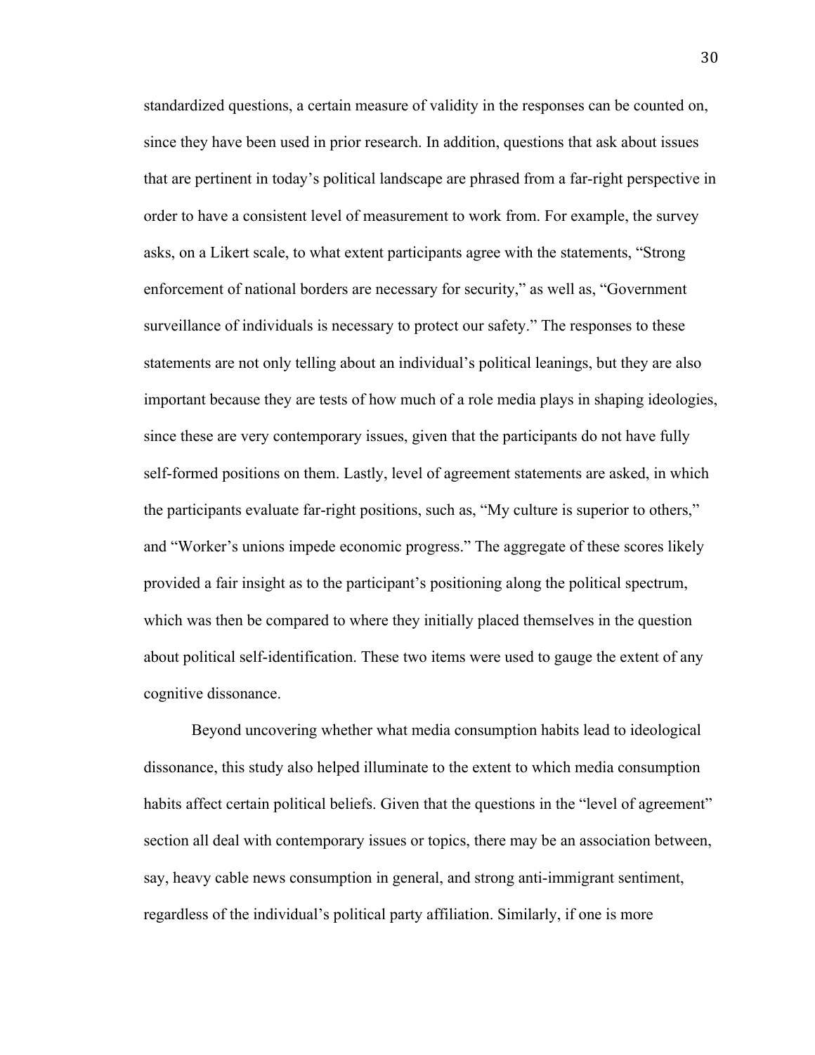standardized questions, a certain measure of validity in the responses can be counted on, since they have been used in prior research. In addition, questions that ask about issues that are pertinent in today's political landscape are phrased from a far-right perspective in order to have a consistent level of measurement to work from. For example, the survey asks, on a Likert scale, to what extent participants agree with the statements, "Strong enforcement of national borders are necessary for security," as well as, "Government surveillance of individuals is necessary to protect our safety." The responses to these statements are not only telling about an individual's political leanings, but they are also important because they are tests of how much of a role media plays in shaping ideologies, since these are very contemporary issues, given that the participants do not have fully self-formed positions on them. Lastly, level of agreement statements are asked, in which the participants evaluate far-right positions, such as, "My culture is superior to others," and "Worker's unions impede economic progress." The aggregate of these scores likely provided a fair insight as to the participant's positioning along the political spectrum, which was then be compared to where they initially placed themselves in the question about political self-identification. These two items were used to gauge the extent of any cognitive dissonance.

Beyond uncovering whether what media consumption habits lead to ideological dissonance, this study also helped illuminate to the extent to which media consumption habits affect certain political beliefs. Given that the questions in the "level of agreement" section all deal with contemporary issues or topics, there may be an association between, say, heavy cable news consumption in general, and strong anti-immigrant sentiment, regardless of the individual's political party affiliation. Similarly, if one is more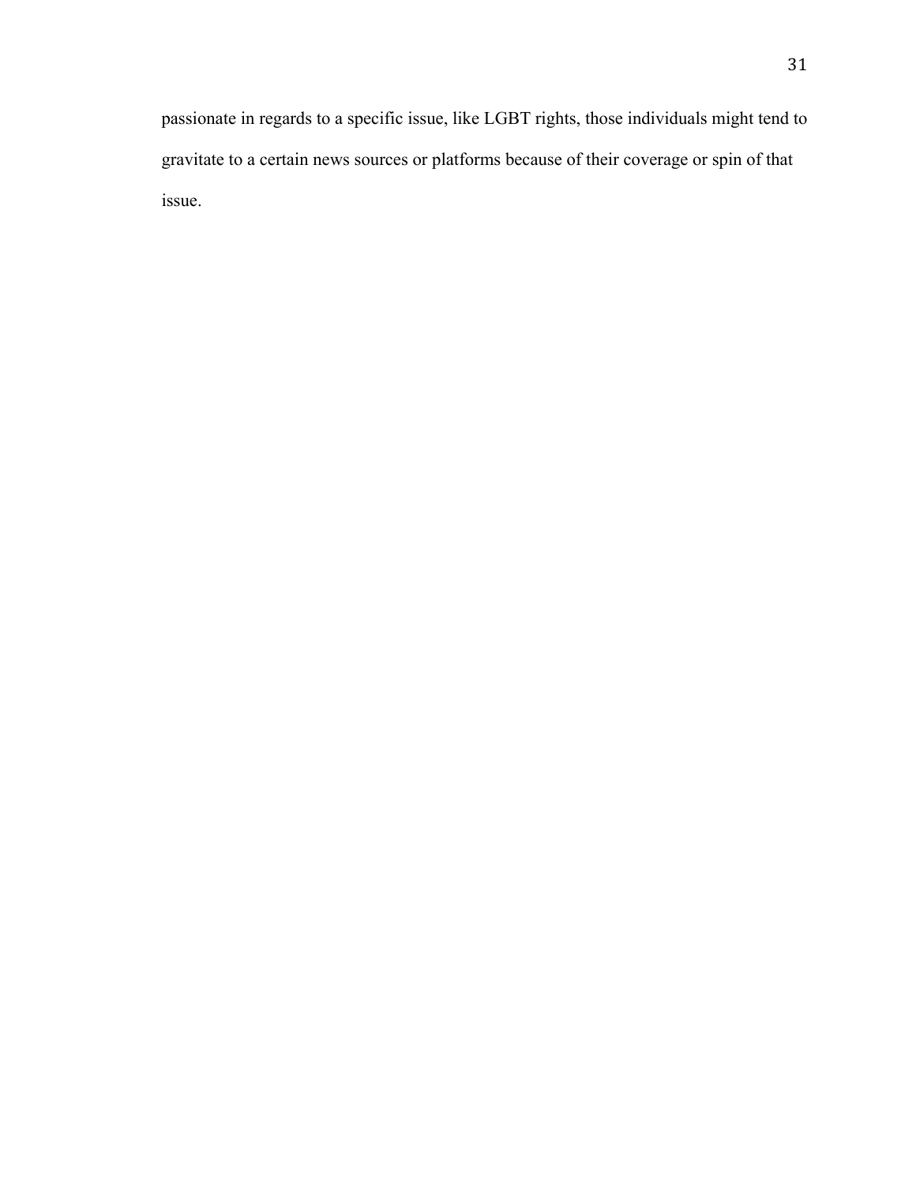passionate in regards to a specific issue, like LGBT rights, those individuals might tend to gravitate to a certain news sources or platforms because of their coverage or spin of that issue.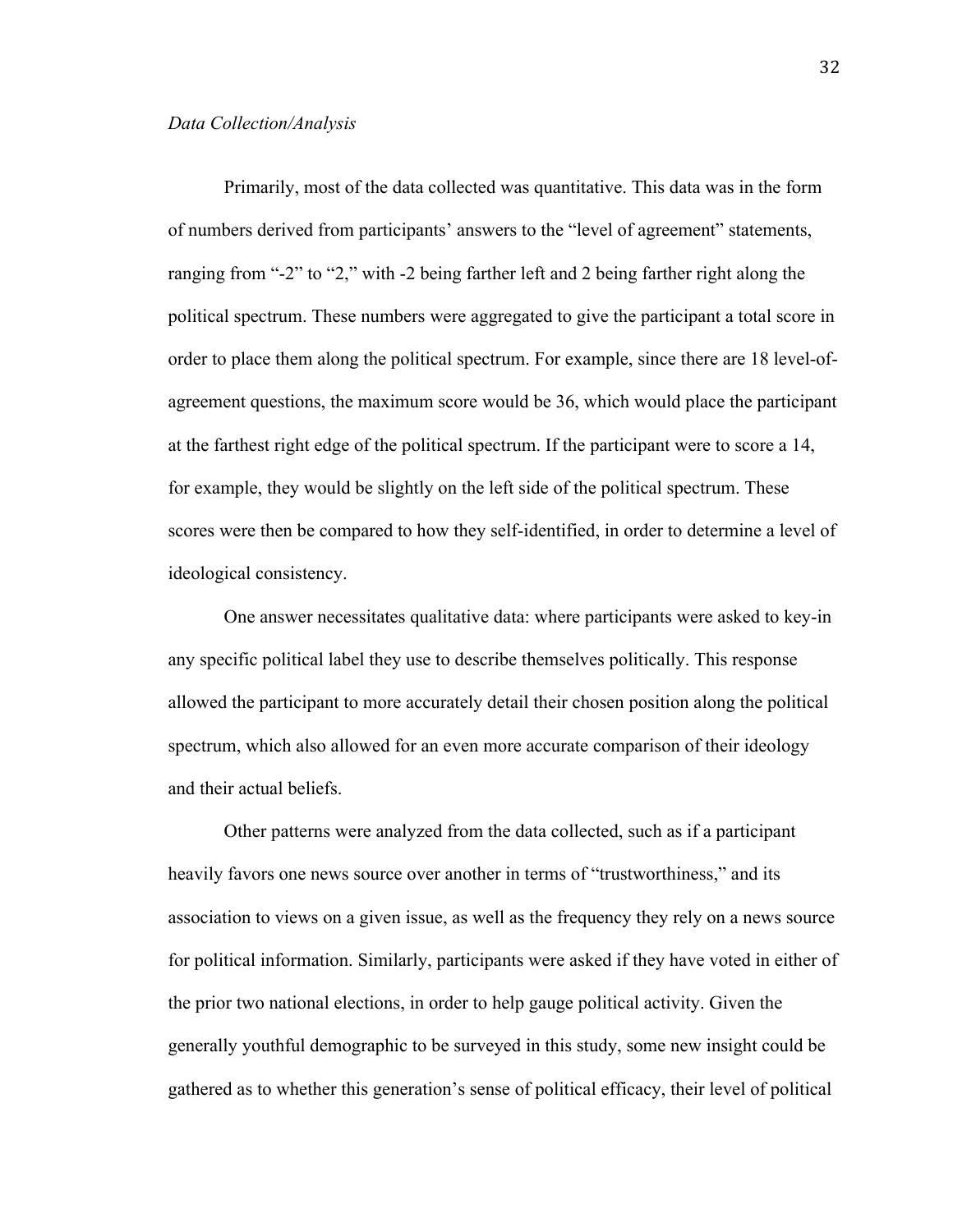*Data Collection/Analysis*

Primarily, most of the data collected was quantitative. This data was in the form of numbers derived from participants' answers to the "level of agreement" statements, ranging from "-2" to "2," with -2 being farther left and 2 being farther right along the political spectrum. These numbers were aggregated to give the participant a total score in order to place them along the political spectrum. For example, since there are 18 level-of-agreement questions, the maximum score would be 36, which would place the participant at the farthest right edge of the political spectrum. If the participant were to score a 14, for example, they would be slightly on the left side of the political spectrum. These scores were then be compared to how they self-identified, in order to determine a level of ideological consistency.

One answer necessitates qualitative data: where participants were asked to key-in any specific political label they use to describe themselves politically. This response allowed the participant to more accurately detail their chosen position along the political spectrum, which also allowed for an even more accurate comparison of their ideology and their actual beliefs.

Other patterns were analyzed from the data collected, such as if a participant heavily favors one news source over another in terms of "trustworthiness," and its association to views on a given issue, as well as the frequency they rely on a news source for political information. Similarly, participants were asked if they have voted in either of the prior two national elections, in order to help gauge political activity. Given the generally youthful demographic to be surveyed in this study, some new insight could be gathered as to whether this generation's sense of political efficacy, their level of political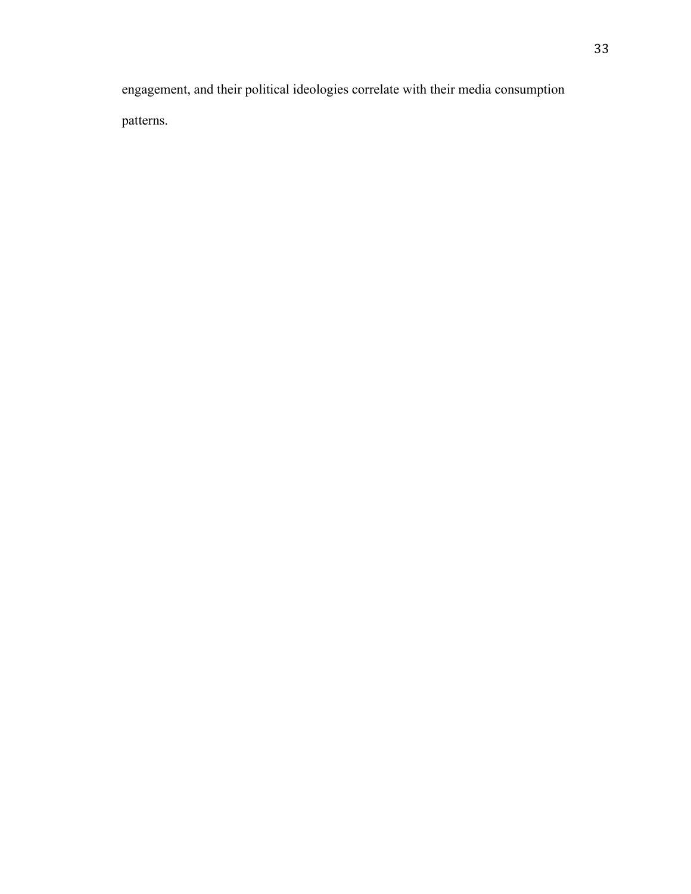engagement, and their political ideologies correlate with their media consumption patterns.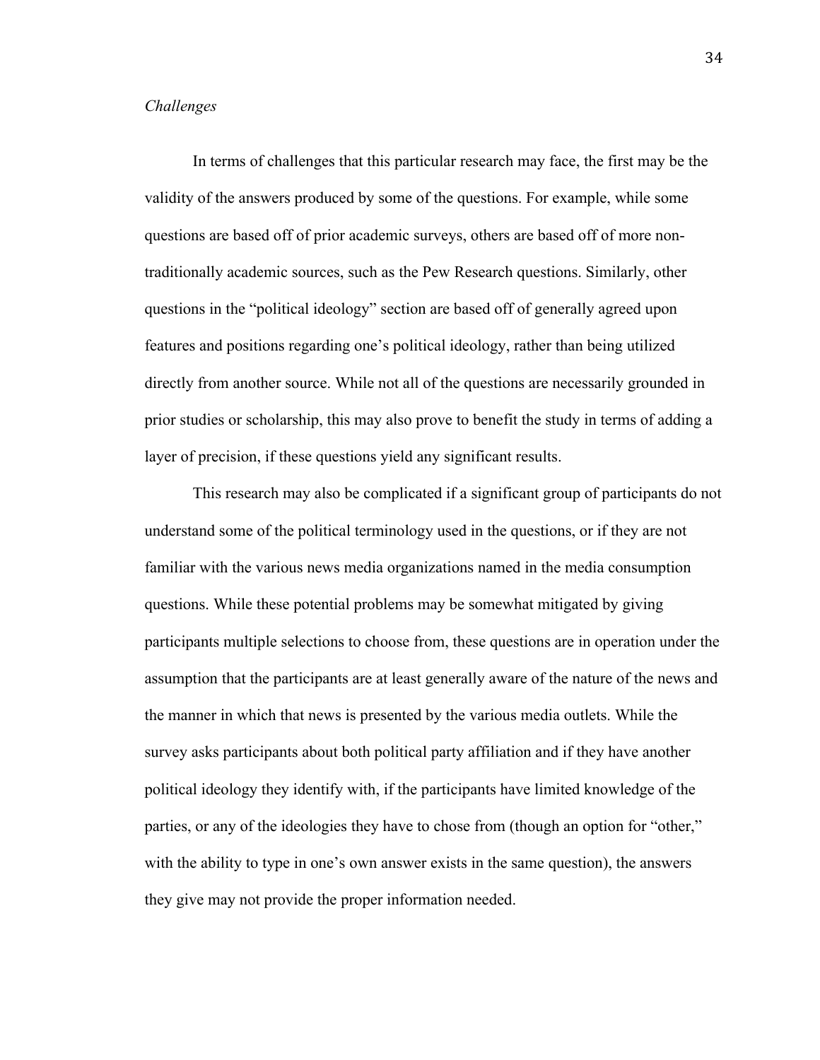*Challenges*

In terms of challenges that this particular research may face, the first may be the validity of the answers produced by some of the questions. For example, while some questions are based off of prior academic surveys, others are based off of more non-traditionally academic sources, such as the Pew Research questions. Similarly, other questions in the "political ideology" section are based off of generally agreed upon features and positions regarding one's political ideology, rather than being utilized directly from another source. While not all of the questions are necessarily grounded in prior studies or scholarship, this may also prove to benefit the study in terms of adding a layer of precision, if these questions yield any significant results.

This research may also be complicated if a significant group of participants do not understand some of the political terminology used in the questions, or if they are not familiar with the various news media organizations named in the media consumption questions. While these potential problems may be somewhat mitigated by giving participants multiple selections to choose from, these questions are in operation under the assumption that the participants are at least generally aware of the nature of the news and the manner in which that news is presented by the various media outlets. While the survey asks participants about both political party affiliation and if they have another political ideology they identify with, if the participants have limited knowledge of the parties, or any of the ideologies they have to chose from (though an option for "other," with the ability to type in one's own answer exists in the same question), the answers they give may not provide the proper information needed.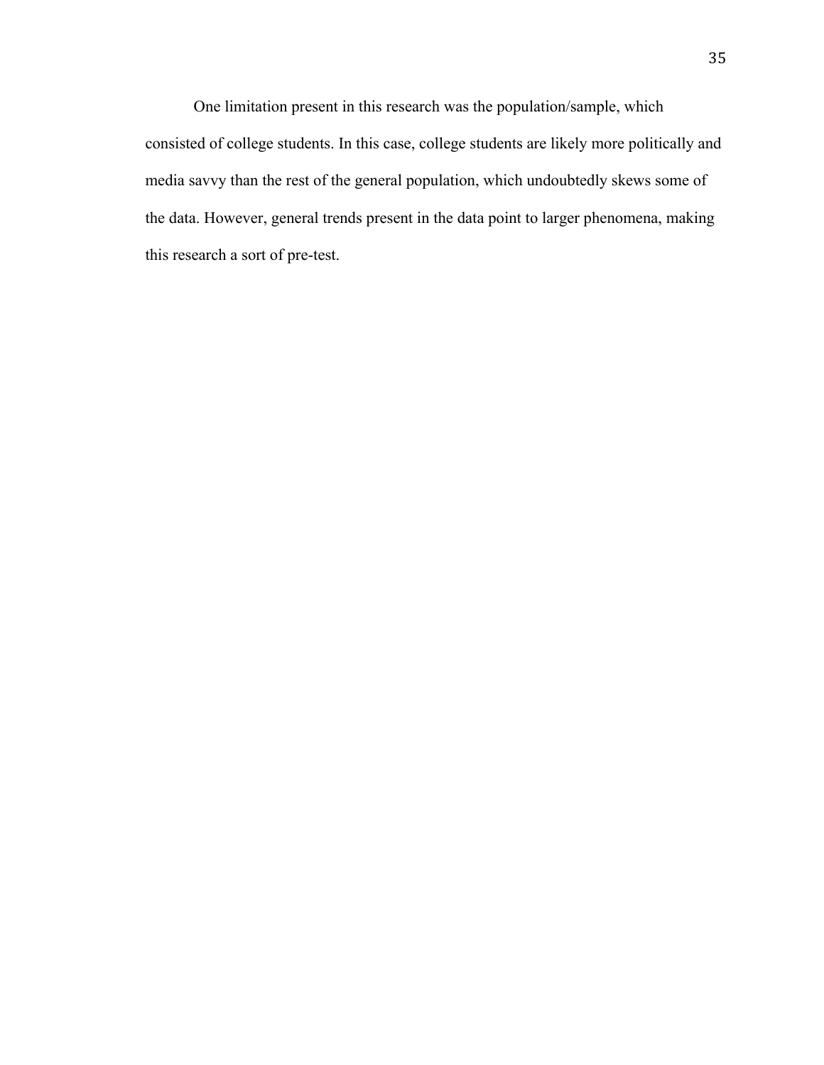One limitation present in this research was the population/sample, which consisted of college students. In this case, college students are likely more politically and media savvy than the rest of the general population, which undoubtedly skews some of the data. However, general trends present in the data point to larger phenomena, making this research a sort of pre-test.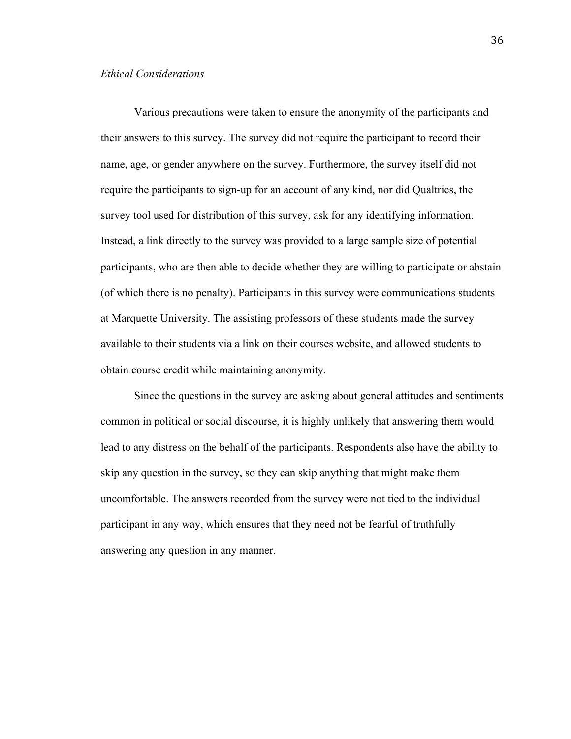*Ethical Considerations*

Various precautions were taken to ensure the anonymity of the participants and their answers to this survey. The survey did not require the participant to record their name, age, or gender anywhere on the survey. Furthermore, the survey itself did not require the participants to sign-up for an account of any kind, nor did Qualtrics, the survey tool used for distribution of this survey, ask for any identifying information. Instead, a link directly to the survey was provided to a large sample size of potential participants, who are then able to decide whether they are willing to participate or abstain (of which there is no penalty). Participants in this survey were communications students at Marquette University. The assisting professors of these students made the survey available to their students via a link on their courses website, and allowed students to obtain course credit while maintaining anonymity.

Since the questions in the survey are asking about general attitudes and sentiments common in political or social discourse, it is highly unlikely that answering them would lead to any distress on the behalf of the participants. Respondents also have the ability to skip any question in the survey, so they can skip anything that might make them uncomfortable. The answers recorded from the survey were not tied to the individual participant in any way, which ensures that they need not be fearful of truthfully answering any question in any manner.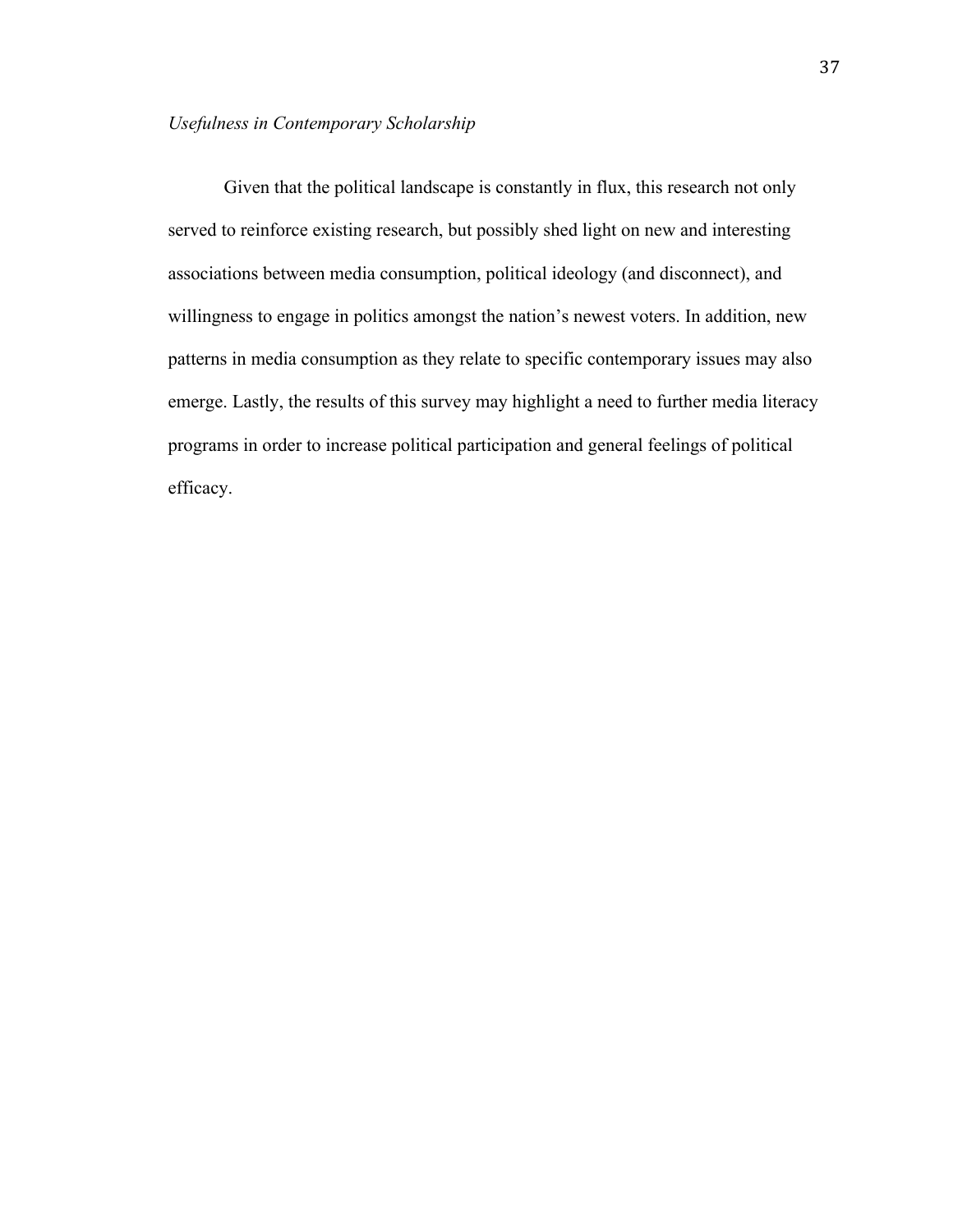*Usefulness in Contemporary Scholarship*

Given that the political landscape is constantly in flux, this research not only served to reinforce existing research, but possibly shed light on new and interesting associations between media consumption, political ideology (and disconnect), and willingness to engage in politics amongst the nation's newest voters. In addition, new patterns in media consumption as they relate to specific contemporary issues may also emerge. Lastly, the results of this survey may highlight a need to further media literacy programs in order to increase political participation and general feelings of political efficacy.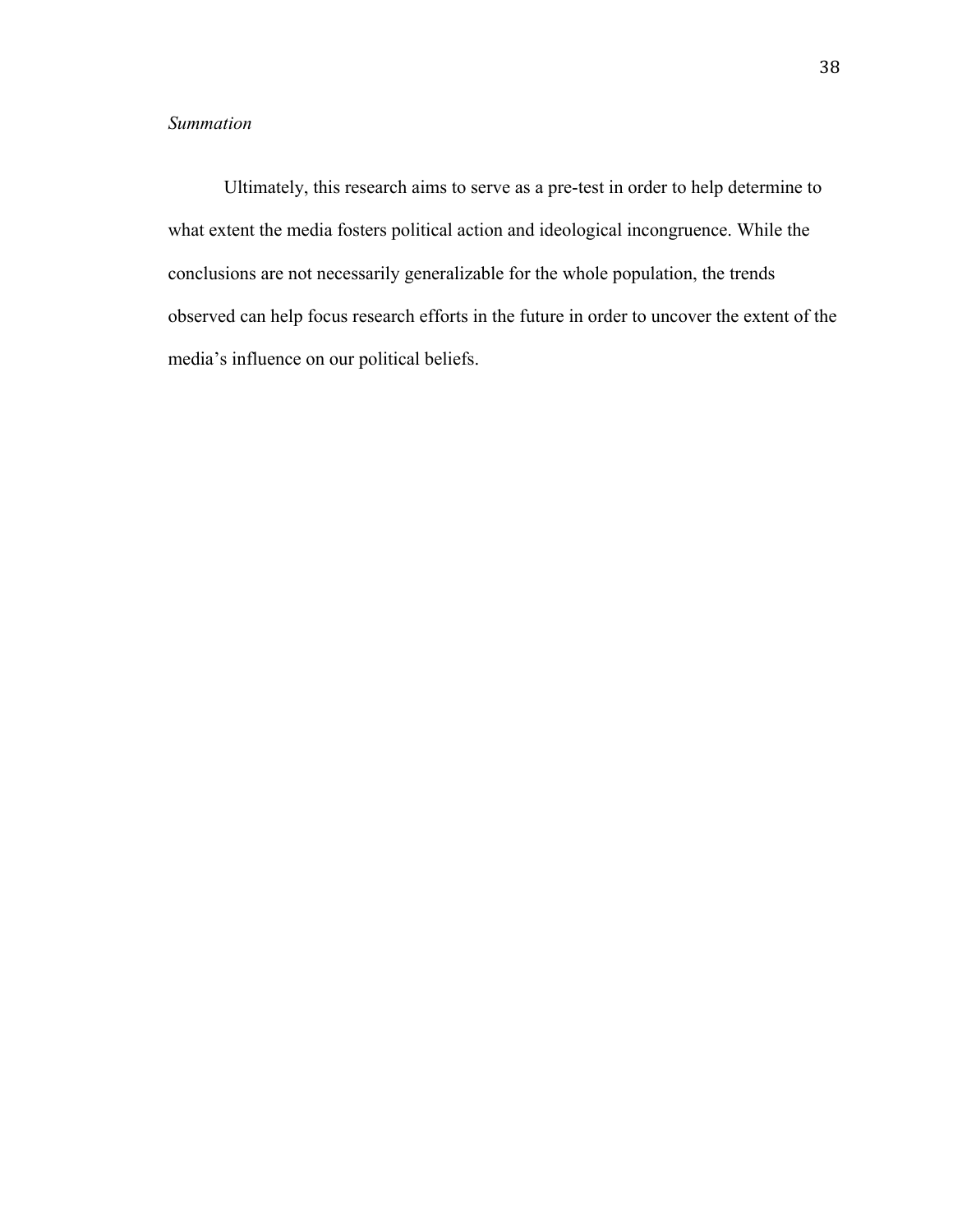*Summation*

Ultimately, this research aims to serve as a pre-test in order to help determine to what extent the media fosters political action and ideological incongruence. While the conclusions are not necessarily generalizable for the whole population, the trends observed can help focus research efforts in the future in order to uncover the extent of the media's influence on our political beliefs.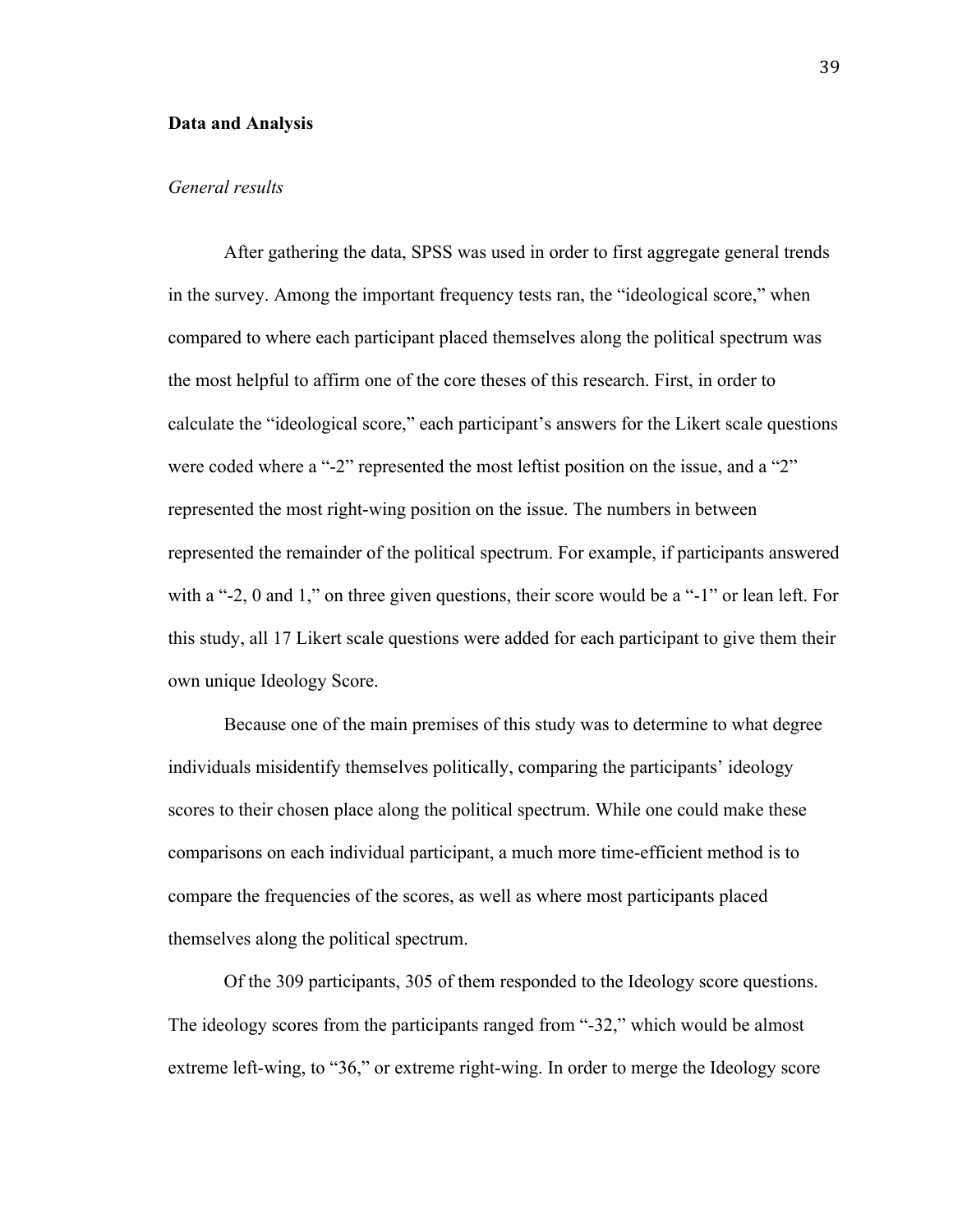**Data and Analysis**

*General results*

After gathering the data, SPSS was used in order to first aggregate general trends in the survey. Among the important frequency tests ran, the "ideological score," when compared to where each participant placed themselves along the political spectrum was the most helpful to affirm one of the core theses of this research. First, in order to calculate the "ideological score," each participant's answers for the Likert scale questions were coded where a "-2" represented the most leftist position on the issue, and a "2" represented the most right-wing position on the issue. The numbers in between represented the remainder of the political spectrum. For example, if participants answered with a "-2, 0 and 1," on three given questions, their score would be a "-1" or lean left. For this study, all 17 Likert scale questions were added for each participant to give them their own unique Ideology Score.

Because one of the main premises of this study was to determine to what degree individuals misidentify themselves politically, comparing the participants' ideology scores to their chosen place along the political spectrum. While one could make these comparisons on each individual participant, a much more time-efficient method is to compare the frequencies of the scores, as well as where most participants placed themselves along the political spectrum.

Of the 309 participants, 305 of them responded to the Ideology score questions. The ideology scores from the participants ranged from "-32," which would be almost extreme left-wing, to "36," or extreme right-wing. In order to merge the Ideology score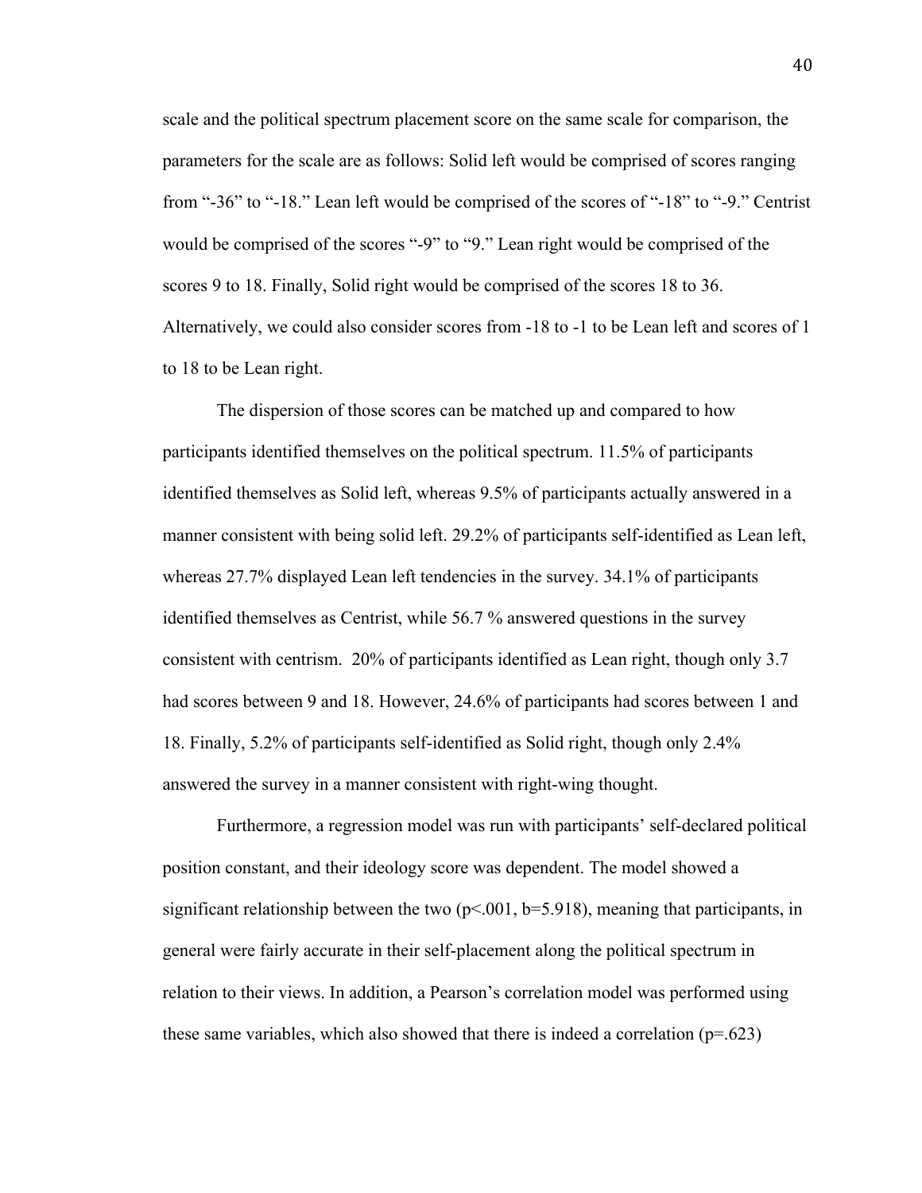scale and the political spectrum placement score on the same scale for comparison, the parameters for the scale are as follows: Solid left would be comprised of scores ranging from "-36" to "-18." Lean left would be comprised of the scores of "-18" to "-9." Centrist would be comprised of the scores "-9" to "9." Lean right would be comprised of the scores 9 to 18. Finally, Solid right would be comprised of the scores 18 to 36. Alternatively, we could also consider scores from -18 to -1 to be Lean left and scores of 1 to 18 to be Lean right.

The dispersion of those scores can be matched up and compared to how participants identified themselves on the political spectrum. 11.5% of participants identified themselves as Solid left, whereas 9.5% of participants actually answered in a manner consistent with being solid left. 29.2% of participants self-identified as Lean left, whereas 27.7% displayed Lean left tendencies in the survey. 34.1% of participants identified themselves as Centrist, while 56.7 % answered questions in the survey consistent with centrism. 20% of participants identified as Lean right, though only 3.7 had scores between 9 and 18. However, 24.6% of participants had scores between 1 and 18. Finally, 5.2% of participants self-identified as Solid right, though only 2.4% answered the survey in a manner consistent with right-wing thought.

Furthermore, a regression model was run with participants' self-declared political position constant, and their ideology score was dependent. The model showed a significant relationship between the two ($p<.001$, $b=5.918$), meaning that participants, in general were fairly accurate in their self-placement along the political spectrum in relation to their views. In addition, a Pearson's correlation model was performed using these same variables, which also showed that there is indeed a correlation ($p=.623$)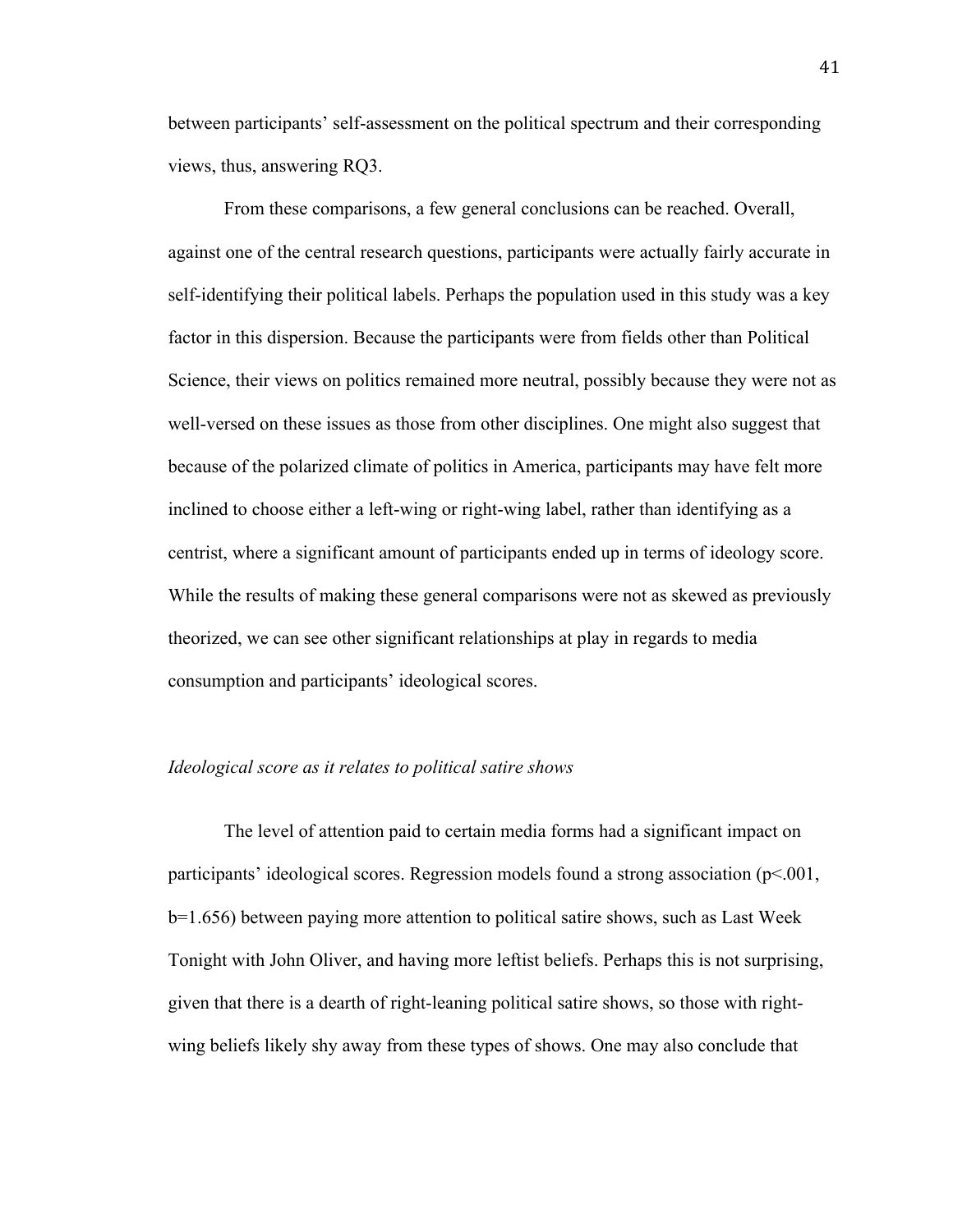between participants' self-assessment on the political spectrum and their corresponding views, thus, answering RQ3.

From these comparisons, a few general conclusions can be reached. Overall, against one of the central research questions, participants were actually fairly accurate in self-identifying their political labels. Perhaps the population used in this study was a key factor in this dispersion. Because the participants were from fields other than Political Science, their views on politics remained more neutral, possibly because they were not as well-versed on these issues as those from other disciplines. One might also suggest that because of the polarized climate of politics in America, participants may have felt more inclined to choose either a left-wing or right-wing label, rather than identifying as a centrist, where a significant amount of participants ended up in terms of ideology score. While the results of making these general comparisons were not as skewed as previously theorized, we can see other significant relationships at play in regards to media consumption and participants' ideological scores.

*Ideological score as it relates to political satire shows*

The level of attention paid to certain media forms had a significant impact on participants' ideological scores. Regression models found a strong association ($p<.001$, $b=1.656$) between paying more attention to political satire shows, such as Last Week Tonight with John Oliver, and having more leftist beliefs. Perhaps this is not surprising, given that there is a dearth of right-leaning political satire shows, so those with right-wing beliefs likely shy away from these types of shows. One may also conclude that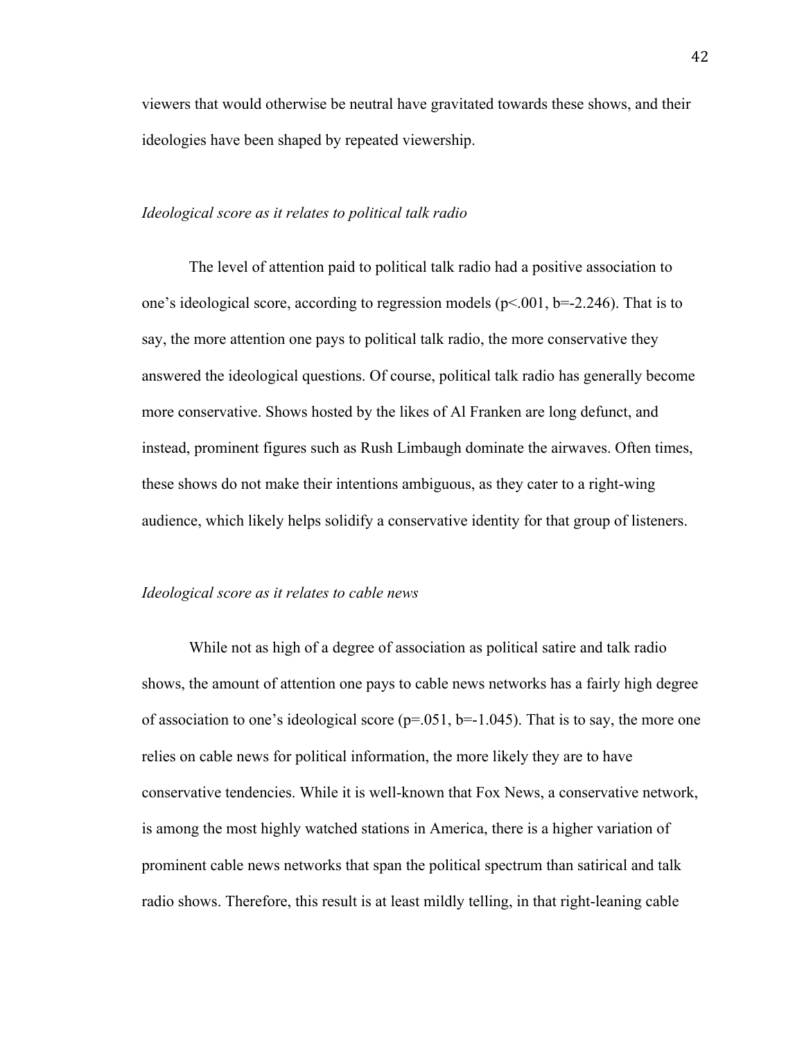viewers that would otherwise be neutral have gravitated towards these shows, and their ideologies have been shaped by repeated viewership.

*Ideological score as it relates to political talk radio*

The level of attention paid to political talk radio had a positive association to one's ideological score, according to regression models ($p<.001$, $b=-2.246$). That is to say, the more attention one pays to political talk radio, the more conservative they answered the ideological questions. Of course, political talk radio has generally become more conservative. Shows hosted by the likes of Al Franken are long defunct, and instead, prominent figures such as Rush Limbaugh dominate the airwaves. Often times, these shows do not make their intentions ambiguous, as they cater to a right-wing audience, which likely helps solidify a conservative identity for that group of listeners.

*Ideological score as it relates to cable news*

While not as high of a degree of association as political satire and talk radio shows, the amount of attention one pays to cable news networks has a fairly high degree of association to one's ideological score ($p=.051$, $b=-1.045$). That is to say, the more one relies on cable news for political information, the more likely they are to have conservative tendencies. While it is well-known that Fox News, a conservative network, is among the most highly watched stations in America, there is a higher variation of prominent cable news networks that span the political spectrum than satirical and talk radio shows. Therefore, this result is at least mildly telling, in that right-leaning cable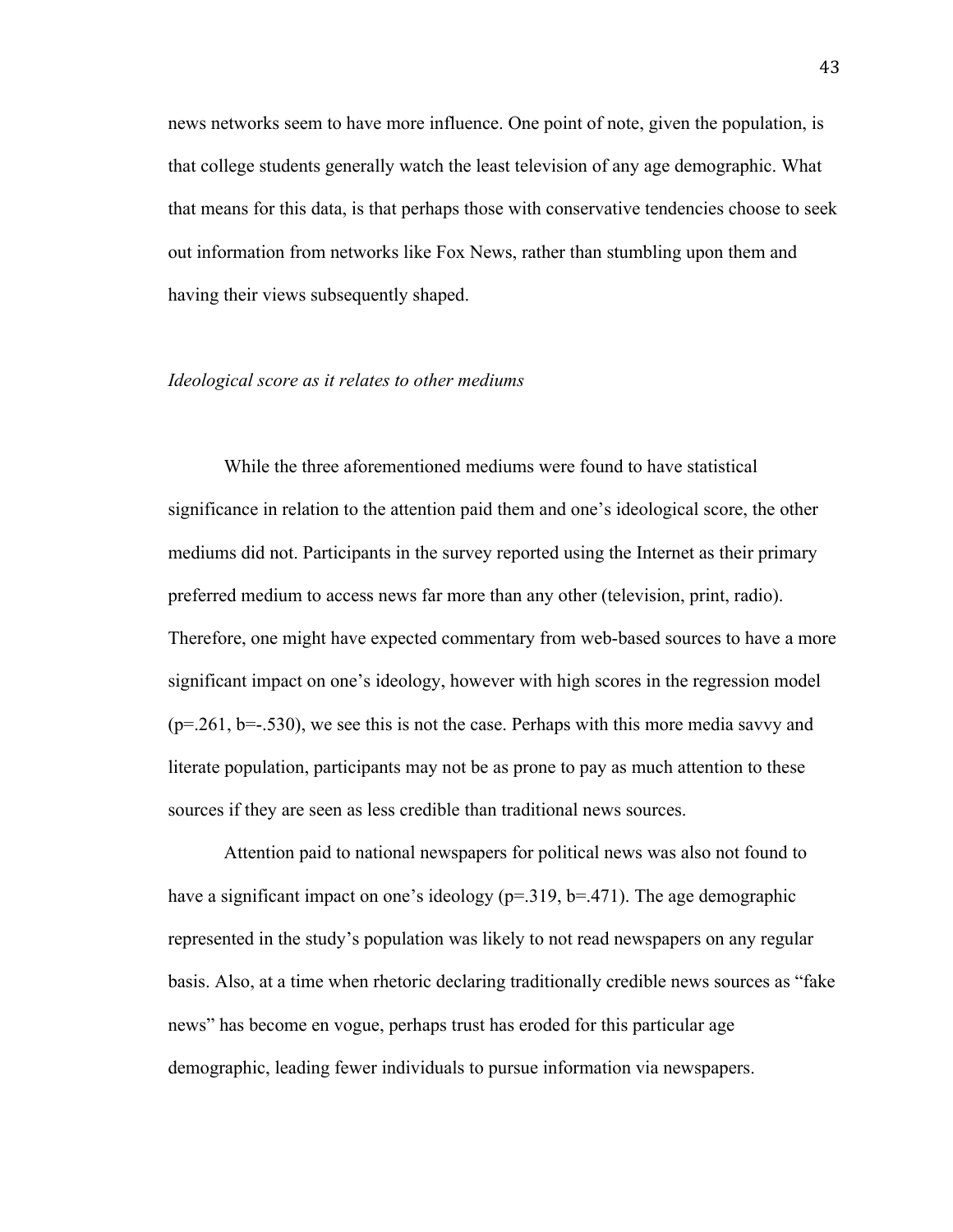news networks seem to have more influence. One point of note, given the population, is that college students generally watch the least television of any age demographic. What that means for this data, is that perhaps those with conservative tendencies choose to seek out information from networks like Fox News, rather than stumbling upon them and having their views subsequently shaped.

*Ideological score as it relates to other mediums*

While the three aforementioned mediums were found to have statistical significance in relation to the attention paid them and one's ideological score, the other mediums did not. Participants in the survey reported using the Internet as their primary preferred medium to access news far more than any other (television, print, radio). Therefore, one might have expected commentary from web-based sources to have a more significant impact on one's ideology, however with high scores in the regression model ($p=.261$, $b=-.530$), we see this is not the case. Perhaps with this more media savvy and literate population, participants may not be as prone to pay as much attention to these sources if they are seen as less credible than traditional news sources.

Attention paid to national newspapers for political news was also not found to have a significant impact on one's ideology ($p=.319$, $b=.471$). The age demographic represented in the study's population was likely to not read newspapers on any regular basis. Also, at a time when rhetoric declaring traditionally credible news sources as "fake news" has become en vogue, perhaps trust has eroded for this particular age demographic, leading fewer individuals to pursue information via newspapers.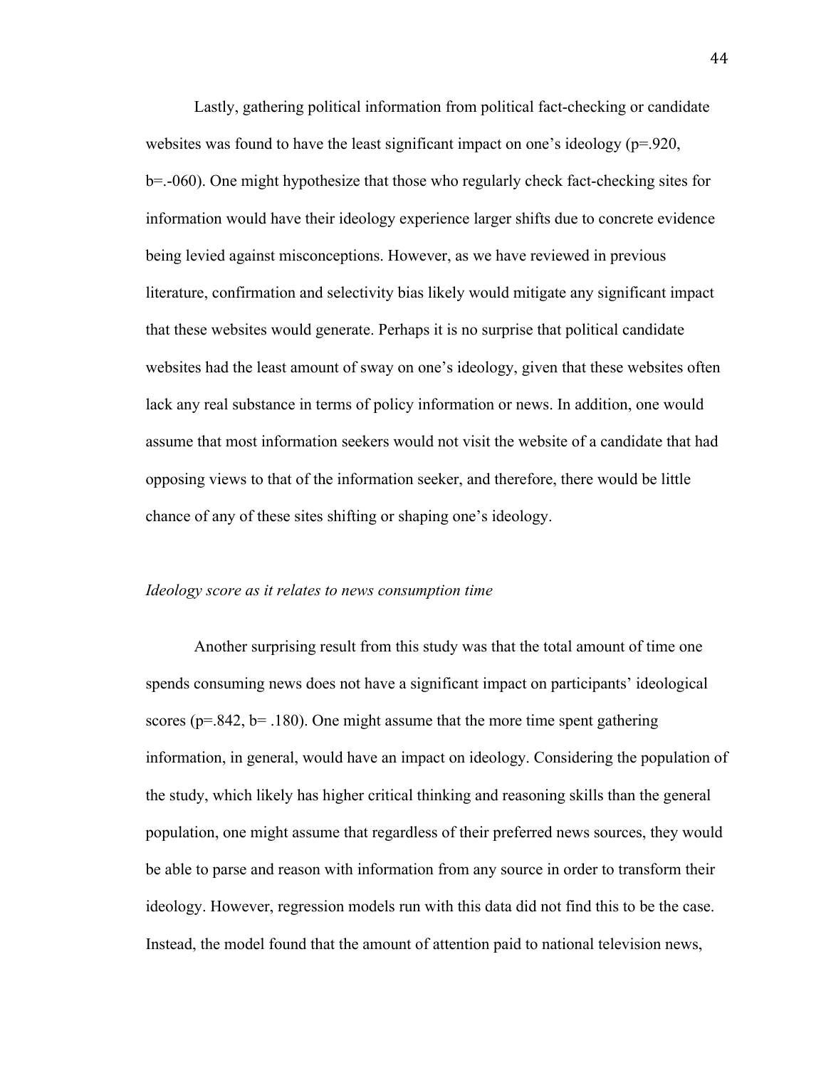Lastly, gathering political information from political fact-checking or candidate websites was found to have the least significant impact on one's ideology ($p=.920$, $b=.-060$). One might hypothesize that those who regularly check fact-checking sites for information would have their ideology experience larger shifts due to concrete evidence being levied against misconceptions. However, as we have reviewed in previous literature, confirmation and selectivity bias likely would mitigate any significant impact that these websites would generate. Perhaps it is no surprise that political candidate websites had the least amount of sway on one's ideology, given that these websites often lack any real substance in terms of policy information or news. In addition, one would assume that most information seekers would not visit the website of a candidate that had opposing views to that of the information seeker, and therefore, there would be little chance of any of these sites shifting or shaping one's ideology.

*Ideology score as it relates to news consumption time*

Another surprising result from this study was that the total amount of time one spends consuming news does not have a significant impact on participants' ideological scores ($p=.842$, $b= .180$). One might assume that the more time spent gathering information, in general, would have an impact on ideology. Considering the population of the study, which likely has higher critical thinking and reasoning skills than the general population, one might assume that regardless of their preferred news sources, they would be able to parse and reason with information from any source in order to transform their ideology. However, regression models run with this data did not find this to be the case. Instead, the model found that the amount of attention paid to national television news,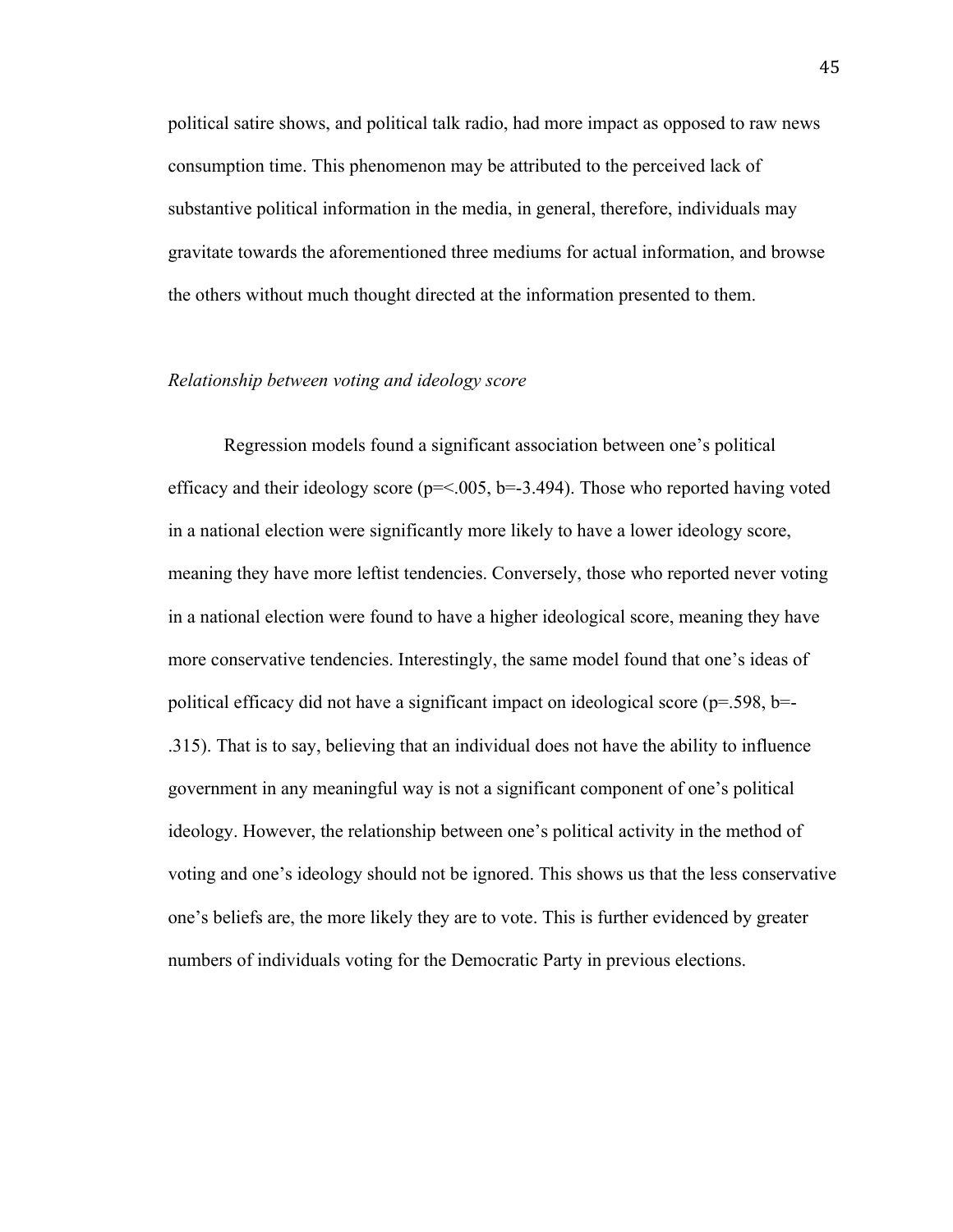political satire shows, and political talk radio, had more impact as opposed to raw news consumption time. This phenomenon may be attributed to the perceived lack of substantive political information in the media, in general, therefore, individuals may gravitate towards the aforementioned three mediums for actual information, and browse the others without much thought directed at the information presented to them.

*Relationship between voting and ideology score*

Regression models found a significant association between one's political efficacy and their ideology score ($p=<.005$, $b=-3.494$). Those who reported having voted in a national election were significantly more likely to have a lower ideology score, meaning they have more leftist tendencies. Conversely, those who reported never voting in a national election were found to have a higher ideological score, meaning they have more conservative tendencies. Interestingly, the same model found that one's ideas of political efficacy did not have a significant impact on ideological score ($p=.598$, $b=-.315$). That is to say, believing that an individual does not have the ability to influence government in any meaningful way is not a significant component of one's political ideology. However, the relationship between one's political activity in the method of voting and one's ideology should not be ignored. This shows us that the less conservative one's beliefs are, the more likely they are to vote. This is further evidenced by greater numbers of individuals voting for the Democratic Party in previous elections.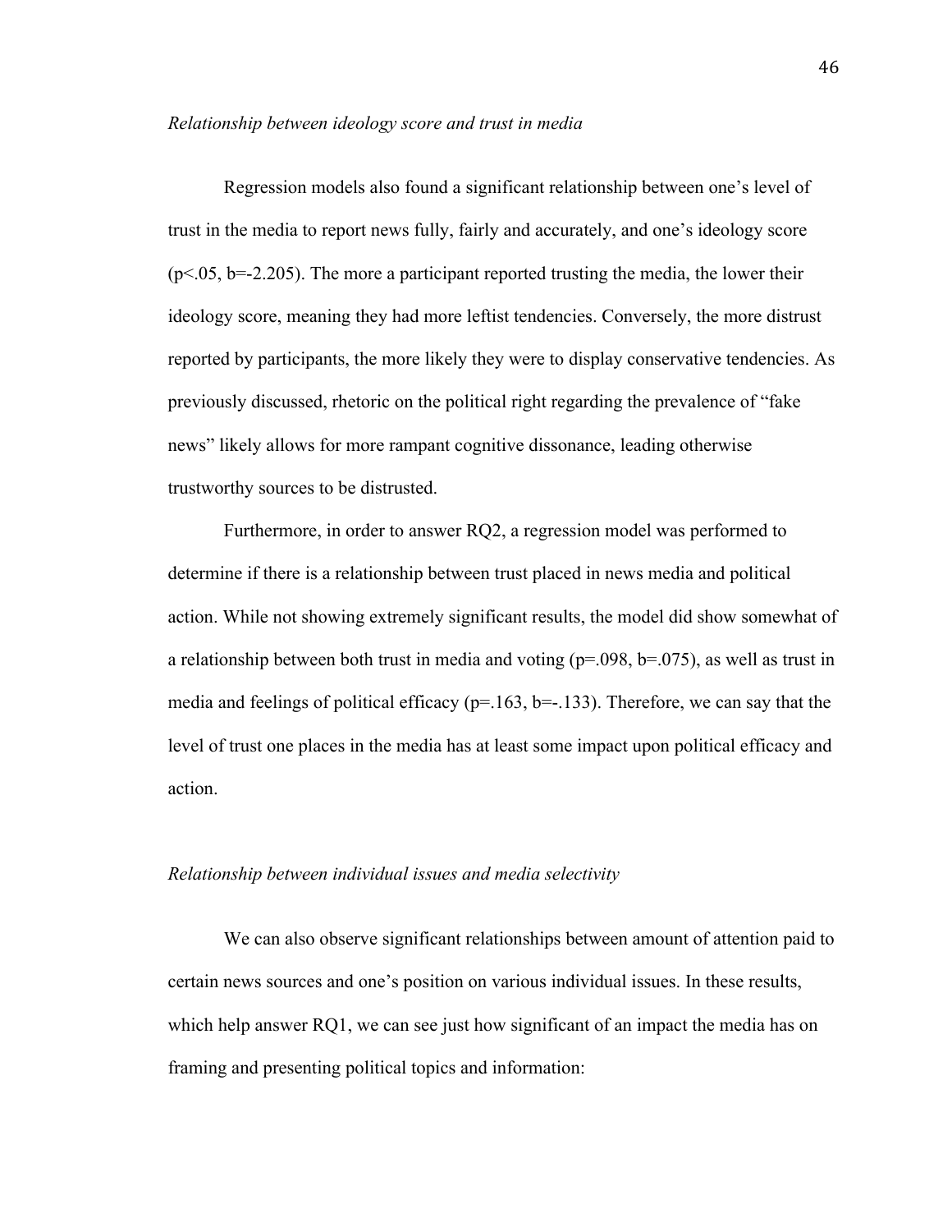*Relationship between ideology score and trust in media*

Regression models also found a significant relationship between one's level of trust in the media to report news fully, fairly and accurately, and one's ideology score ($p<.05$, $b=-2.205$). The more a participant reported trusting the media, the lower their ideology score, meaning they had more leftist tendencies. Conversely, the more distrust reported by participants, the more likely they were to display conservative tendencies. As previously discussed, rhetoric on the political right regarding the prevalence of "fake news" likely allows for more rampant cognitive dissonance, leading otherwise trustworthy sources to be distrusted.

Furthermore, in order to answer RQ2, a regression model was performed to determine if there is a relationship between trust placed in news media and political action. While not showing extremely significant results, the model did show somewhat of a relationship between both trust in media and voting ($p=.098$, $b=.075$), as well as trust in media and feelings of political efficacy ($p=.163$, $b=-.133$). Therefore, we can say that the level of trust one places in the media has at least some impact upon political efficacy and action.

*Relationship between individual issues and media selectivity*

We can also observe significant relationships between amount of attention paid to certain news sources and one's position on various individual issues. In these results, which help answer RQ1, we can see just how significant of an impact the media has on framing and presenting political topics and information: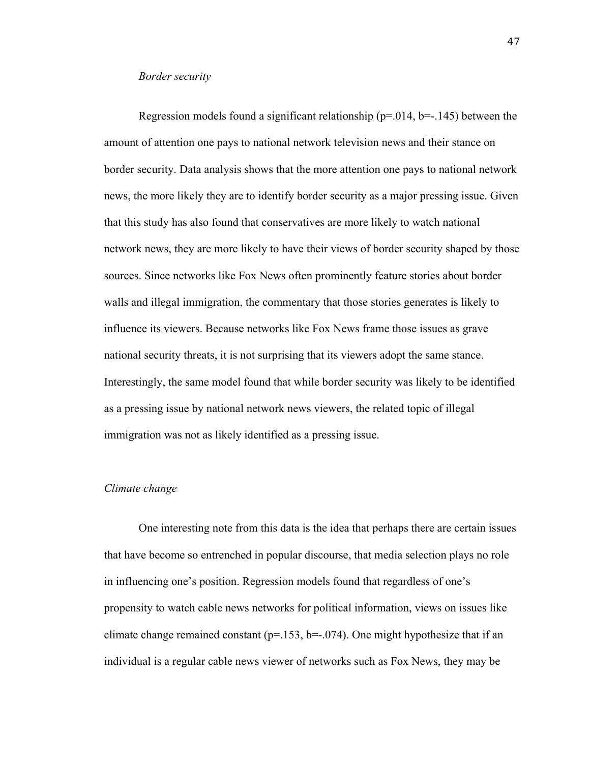*Border security*

Regression models found a significant relationship ($p=.014$, $b=-.145$) between the amount of attention one pays to national network television news and their stance on border security. Data analysis shows that the more attention one pays to national network news, the more likely they are to identify border security as a major pressing issue. Given that this study has also found that conservatives are more likely to watch national network news, they are more likely to have their views of border security shaped by those sources. Since networks like Fox News often prominently feature stories about border walls and illegal immigration, the commentary that those stories generates is likely to influence its viewers. Because networks like Fox News frame those issues as grave national security threats, it is not surprising that its viewers adopt the same stance. Interestingly, the same model found that while border security was likely to be identified as a pressing issue by national network news viewers, the related topic of illegal immigration was not as likely identified as a pressing issue.

*Climate change*

One interesting note from this data is the idea that perhaps there are certain issues that have become so entrenched in popular discourse, that media selection plays no role in influencing one's position. Regression models found that regardless of one's propensity to watch cable news networks for political information, views on issues like climate change remained constant ($p=.153$, $b=-.074$). One might hypothesize that if an individual is a regular cable news viewer of networks such as Fox News, they may be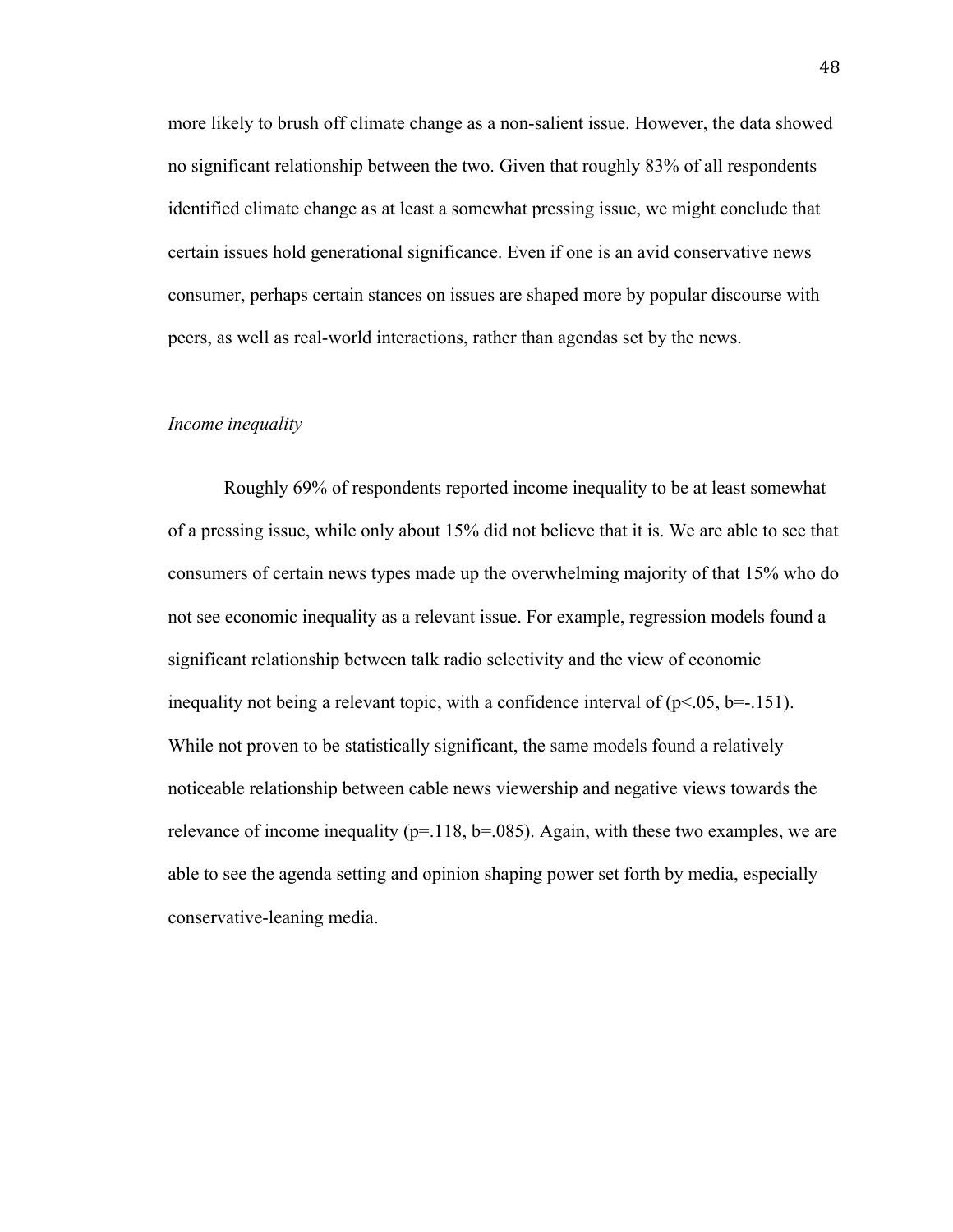more likely to brush off climate change as a non-salient issue. However, the data showed no significant relationship between the two. Given that roughly 83% of all respondents identified climate change as at least a somewhat pressing issue, we might conclude that certain issues hold generational significance. Even if one is an avid conservative news consumer, perhaps certain stances on issues are shaped more by popular discourse with peers, as well as real-world interactions, rather than agendas set by the news.

*Income inequality*

Roughly 69% of respondents reported income inequality to be at least somewhat of a pressing issue, while only about 15% did not believe that it is. We are able to see that consumers of certain news types made up the overwhelming majority of that 15% who do not see economic inequality as a relevant issue. For example, regression models found a significant relationship between talk radio selectivity and the view of economic inequality not being a relevant topic, with a confidence interval of ($p<.05$, $b=-.151$). While not proven to be statistically significant, the same models found a relatively noticeable relationship between cable news viewership and negative views towards the relevance of income inequality ($p=.118$, $b=.085$). Again, with these two examples, we are able to see the agenda setting and opinion shaping power set forth by media, especially conservative-leaning media.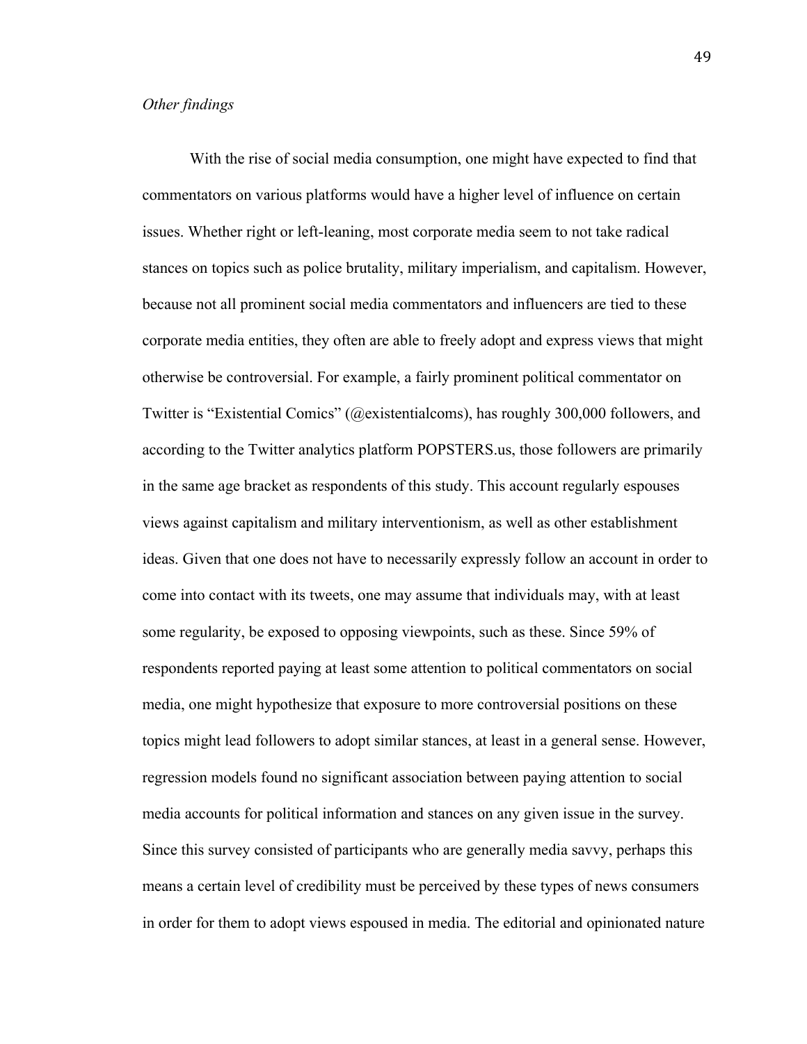*Other findings*

With the rise of social media consumption, one might have expected to find that commentators on various platforms would have a higher level of influence on certain issues. Whether right or left-leaning, most corporate media seem to not take radical stances on topics such as police brutality, military imperialism, and capitalism. However, because not all prominent social media commentators and influencers are tied to these corporate media entities, they often are able to freely adopt and express views that might otherwise be controversial. For example, a fairly prominent political commentator on Twitter is "Existential Comics" (@existentialcoms), has roughly 300,000 followers, and according to the Twitter analytics platform POPSTERS.us, those followers are primarily in the same age bracket as respondents of this study. This account regularly espouses views against capitalism and military interventionism, as well as other establishment ideas. Given that one does not have to necessarily expressly follow an account in order to come into contact with its tweets, one may assume that individuals may, with at least some regularity, be exposed to opposing viewpoints, such as these. Since 59% of respondents reported paying at least some attention to political commentators on social media, one might hypothesize that exposure to more controversial positions on these topics might lead followers to adopt similar stances, at least in a general sense. However, regression models found no significant association between paying attention to social media accounts for political information and stances on any given issue in the survey. Since this survey consisted of participants who are generally media savvy, perhaps this means a certain level of credibility must be perceived by these types of news consumers in order for them to adopt views espoused in media. The editorial and opinionated nature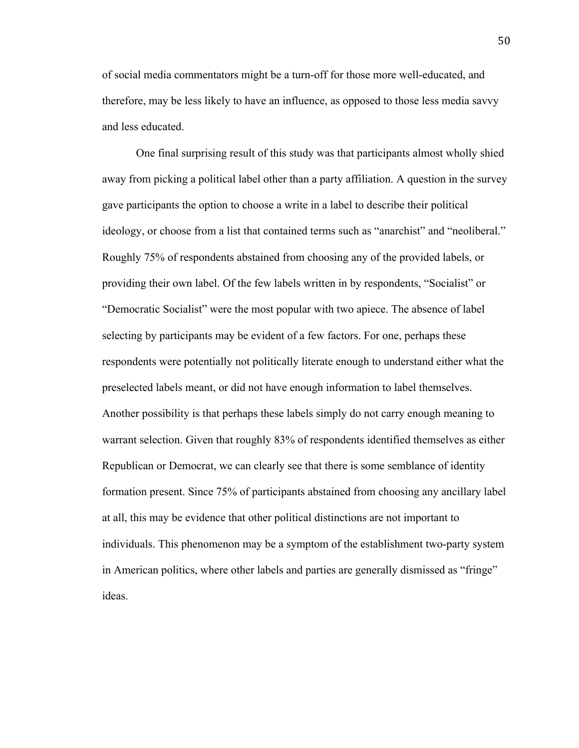of social media commentators might be a turn-off for those more well-educated, and therefore, may be less likely to have an influence, as opposed to those less media savvy and less educated.

One final surprising result of this study was that participants almost wholly shied away from picking a political label other than a party affiliation. A question in the survey gave participants the option to choose a write in a label to describe their political ideology, or choose from a list that contained terms such as "anarchist" and "neoliberal." Roughly 75% of respondents abstained from choosing any of the provided labels, or providing their own label. Of the few labels written in by respondents, "Socialist" or "Democratic Socialist" were the most popular with two apiece. The absence of label selecting by participants may be evident of a few factors. For one, perhaps these respondents were potentially not politically literate enough to understand either what the preselected labels meant, or did not have enough information to label themselves. Another possibility is that perhaps these labels simply do not carry enough meaning to warrant selection. Given that roughly 83% of respondents identified themselves as either Republican or Democrat, we can clearly see that there is some semblance of identity formation present. Since 75% of participants abstained from choosing any ancillary label at all, this may be evidence that other political distinctions are not important to individuals. This phenomenon may be a symptom of the establishment two-party system in American politics, where other labels and parties are generally dismissed as "fringe" ideas.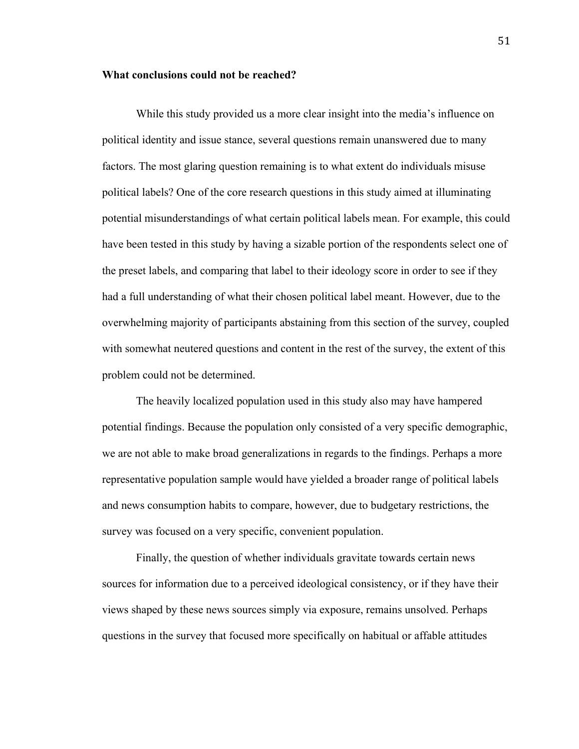**What conclusions could not be reached?**

While this study provided us a more clear insight into the media's influence on political identity and issue stance, several questions remain unanswered due to many factors. The most glaring question remaining is to what extent do individuals misuse political labels? One of the core research questions in this study aimed at illuminating potential misunderstandings of what certain political labels mean. For example, this could have been tested in this study by having a sizable portion of the respondents select one of the preset labels, and comparing that label to their ideology score in order to see if they had a full understanding of what their chosen political label meant. However, due to the overwhelming majority of participants abstaining from this section of the survey, coupled with somewhat neutered questions and content in the rest of the survey, the extent of this problem could not be determined.

The heavily localized population used in this study also may have hampered potential findings. Because the population only consisted of a very specific demographic, we are not able to make broad generalizations in regards to the findings. Perhaps a more representative population sample would have yielded a broader range of political labels and news consumption habits to compare, however, due to budgetary restrictions, the survey was focused on a very specific, convenient population.

Finally, the question of whether individuals gravitate towards certain news sources for information due to a perceived ideological consistency, or if they have their views shaped by these news sources simply via exposure, remains unsolved. Perhaps questions in the survey that focused more specifically on habitual or affable attitudes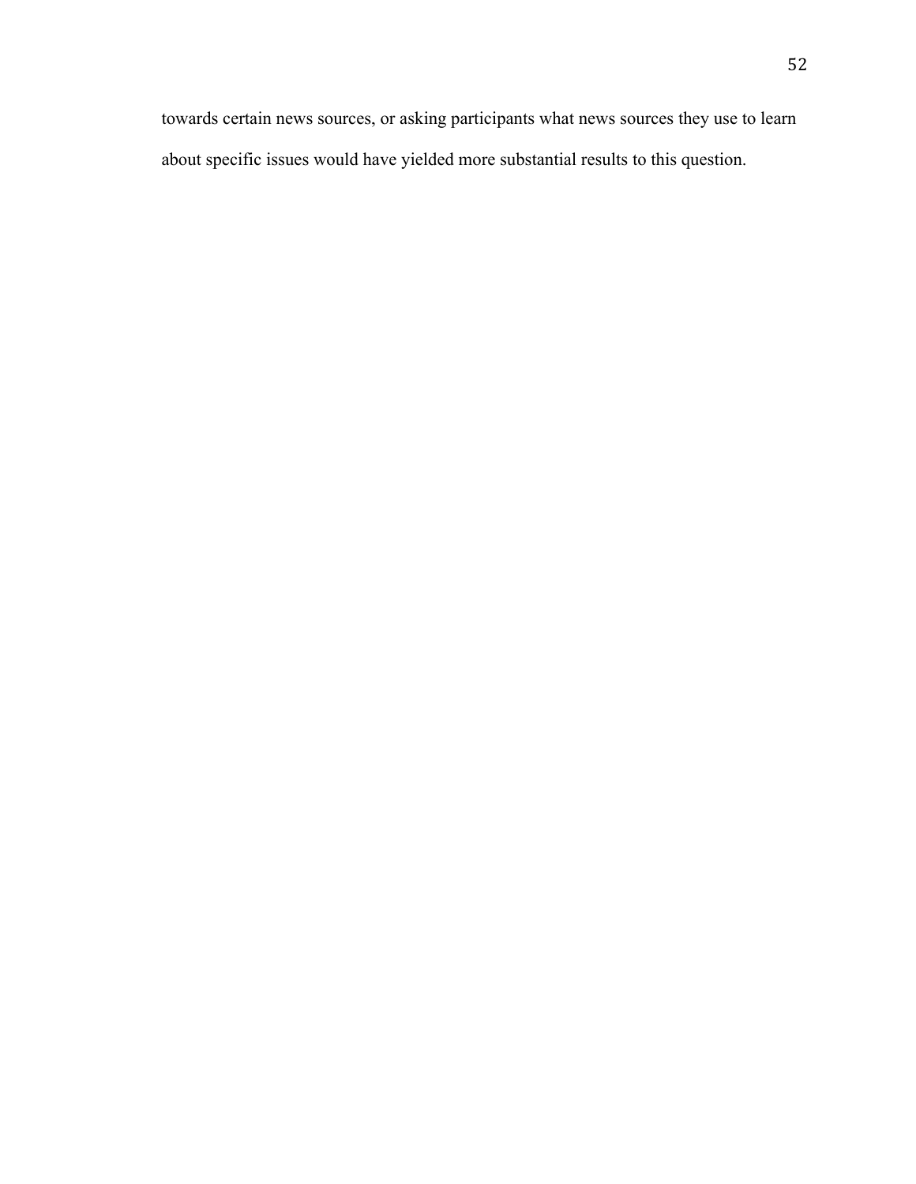towards certain news sources, or asking participants what news sources they use to learn about specific issues would have yielded more substantial results to this question.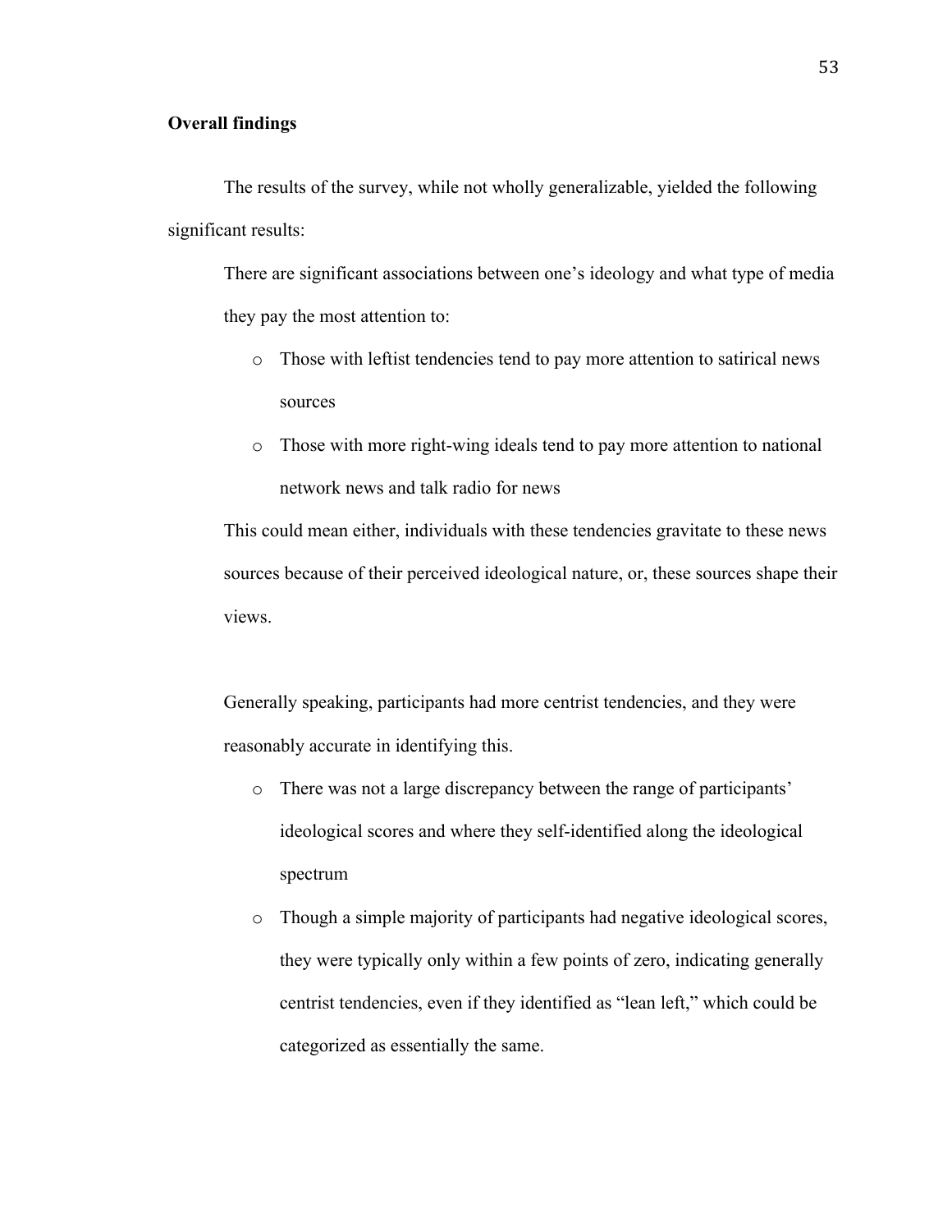**Overall findings**

The results of the survey, while not wholly generalizable, yielded the following significant results:

There are significant associations between one's ideology and what type of media they pay the most attention to:

- Those with leftist tendencies tend to pay more attention to satirical news sources
- Those with more right-wing ideals tend to pay more attention to national network news and talk radio for news

This could mean either, individuals with these tendencies gravitate to these news sources because of their perceived ideological nature, or, these sources shape their views.

Generally speaking, participants had more centrist tendencies, and they were reasonably accurate in identifying this.

- There was not a large discrepancy between the range of participants' ideological scores and where they self-identified along the ideological spectrum
- Though a simple majority of participants had negative ideological scores, they were typically only within a few points of zero, indicating generally centrist tendencies, even if they identified as "lean left," which could be categorized as essentially the same.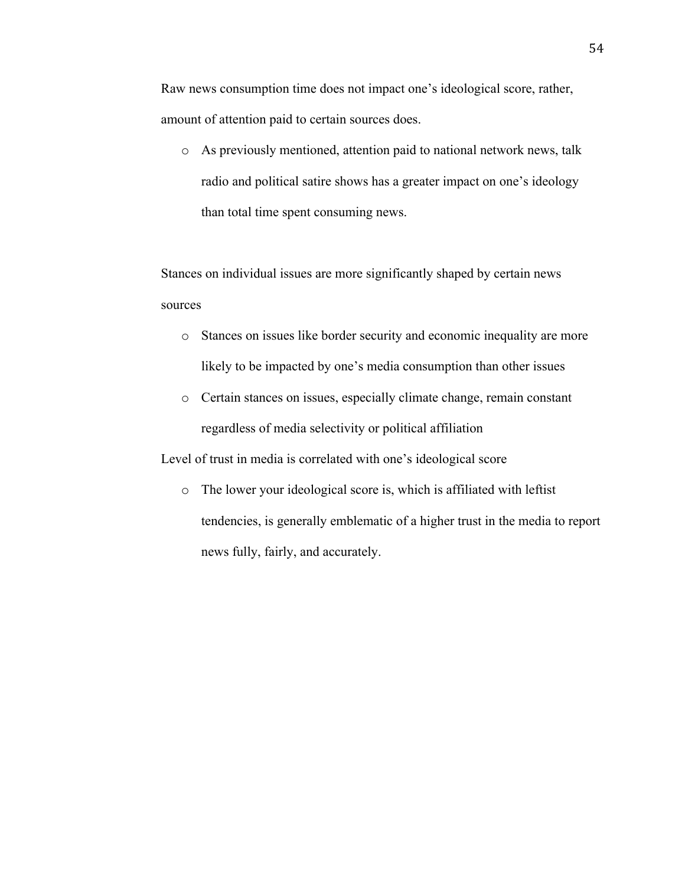Raw news consumption time does not impact one's ideological score, rather, amount of attention paid to certain sources does.

- As previously mentioned, attention paid to national network news, talk radio and political satire shows has a greater impact on one's ideology than total time spent consuming news.

Stances on individual issues are more significantly shaped by certain news sources

- Stances on issues like border security and economic inequality are more likely to be impacted by one's media consumption than other issues
- Certain stances on issues, especially climate change, remain constant regardless of media selectivity or political affiliation

Level of trust in media is correlated with one's ideological score

- The lower your ideological score is, which is affiliated with leftist tendencies, is generally emblematic of a higher trust in the media to report news fully, fairly, and accurately.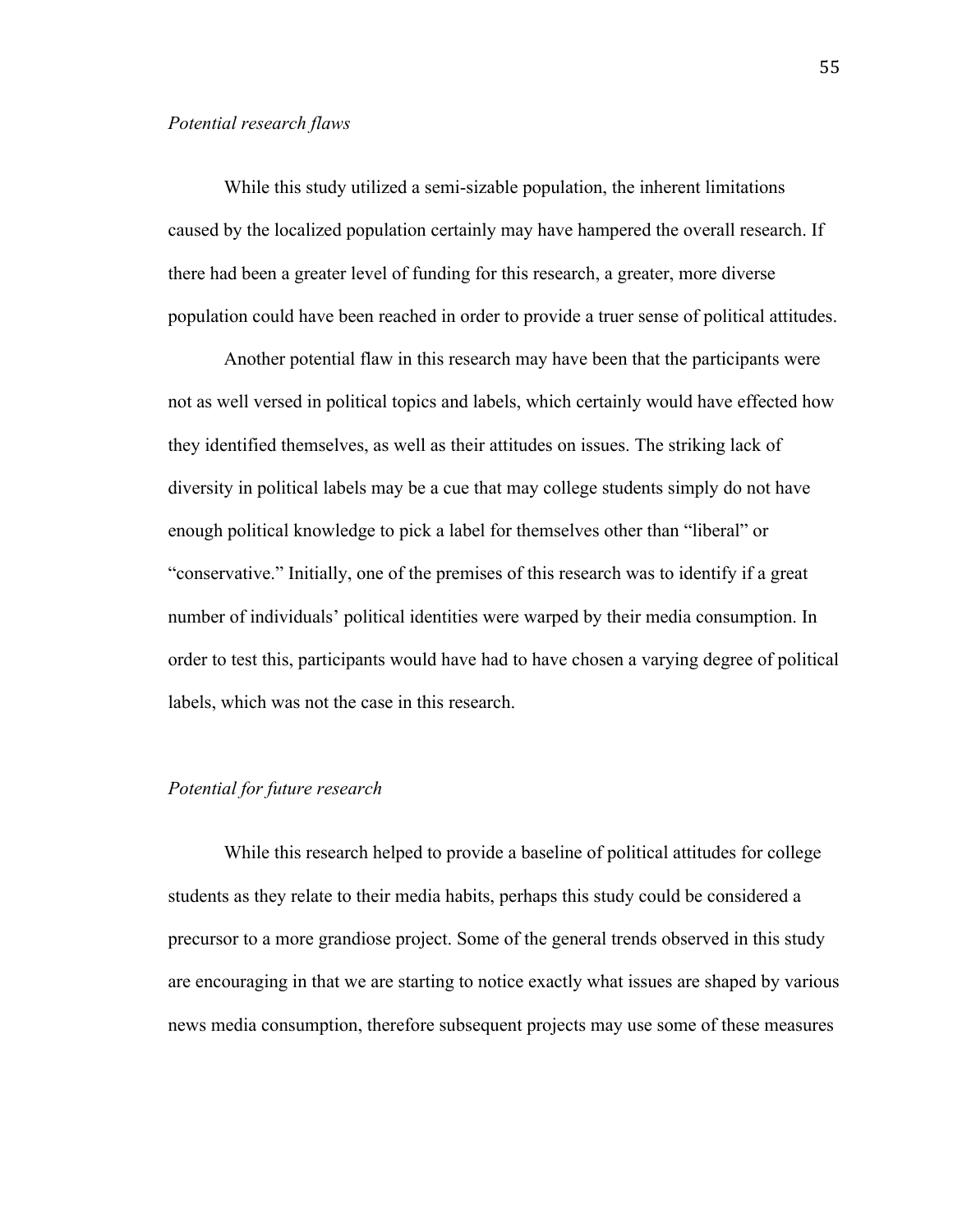*Potential research flaws*

While this study utilized a semi-sizable population, the inherent limitations caused by the localized population certainly may have hampered the overall research. If there had been a greater level of funding for this research, a greater, more diverse population could have been reached in order to provide a truer sense of political attitudes.

Another potential flaw in this research may have been that the participants were not as well versed in political topics and labels, which certainly would have effected how they identified themselves, as well as their attitudes on issues. The striking lack of diversity in political labels may be a cue that may college students simply do not have enough political knowledge to pick a label for themselves other than "liberal" or "conservative." Initially, one of the premises of this research was to identify if a great number of individuals' political identities were warped by their media consumption. In order to test this, participants would have had to have chosen a varying degree of political labels, which was not the case in this research.

*Potential for future research*

While this research helped to provide a baseline of political attitudes for college students as they relate to their media habits, perhaps this study could be considered a precursor to a more grandiose project. Some of the general trends observed in this study are encouraging in that we are starting to notice exactly what issues are shaped by various news media consumption, therefore subsequent projects may use some of these measures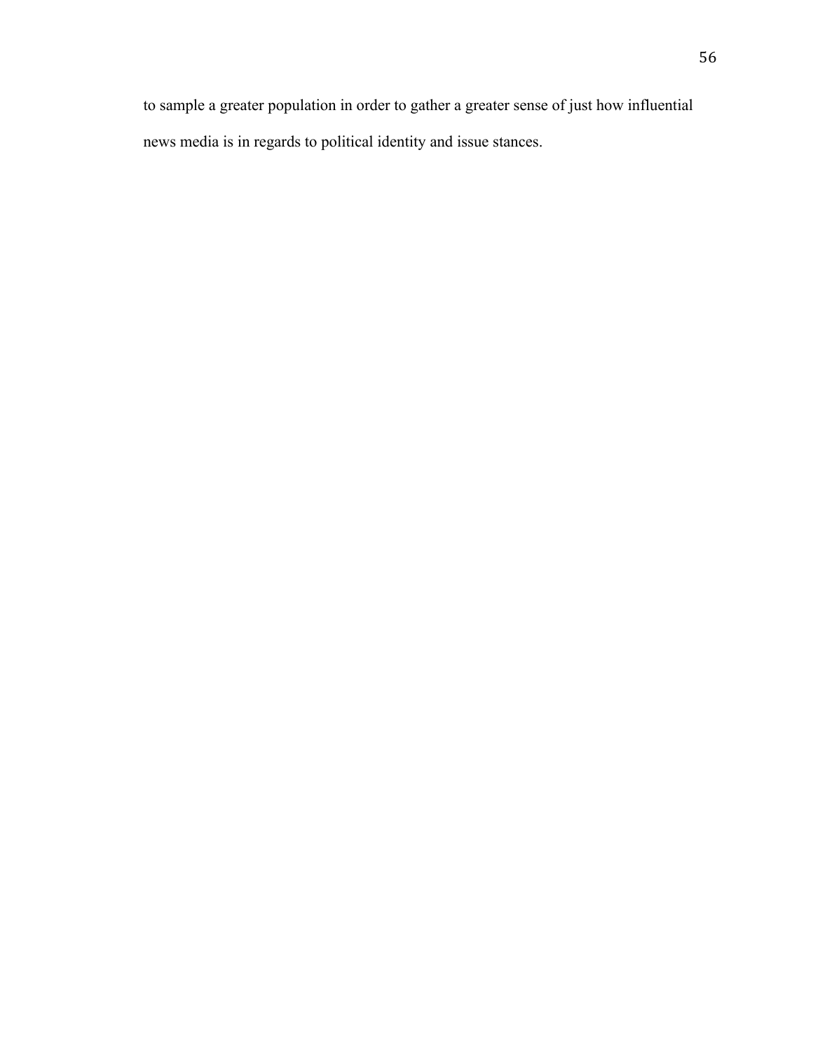to sample a greater population in order to gather a greater sense of just how influential news media is in regards to political identity and issue stances.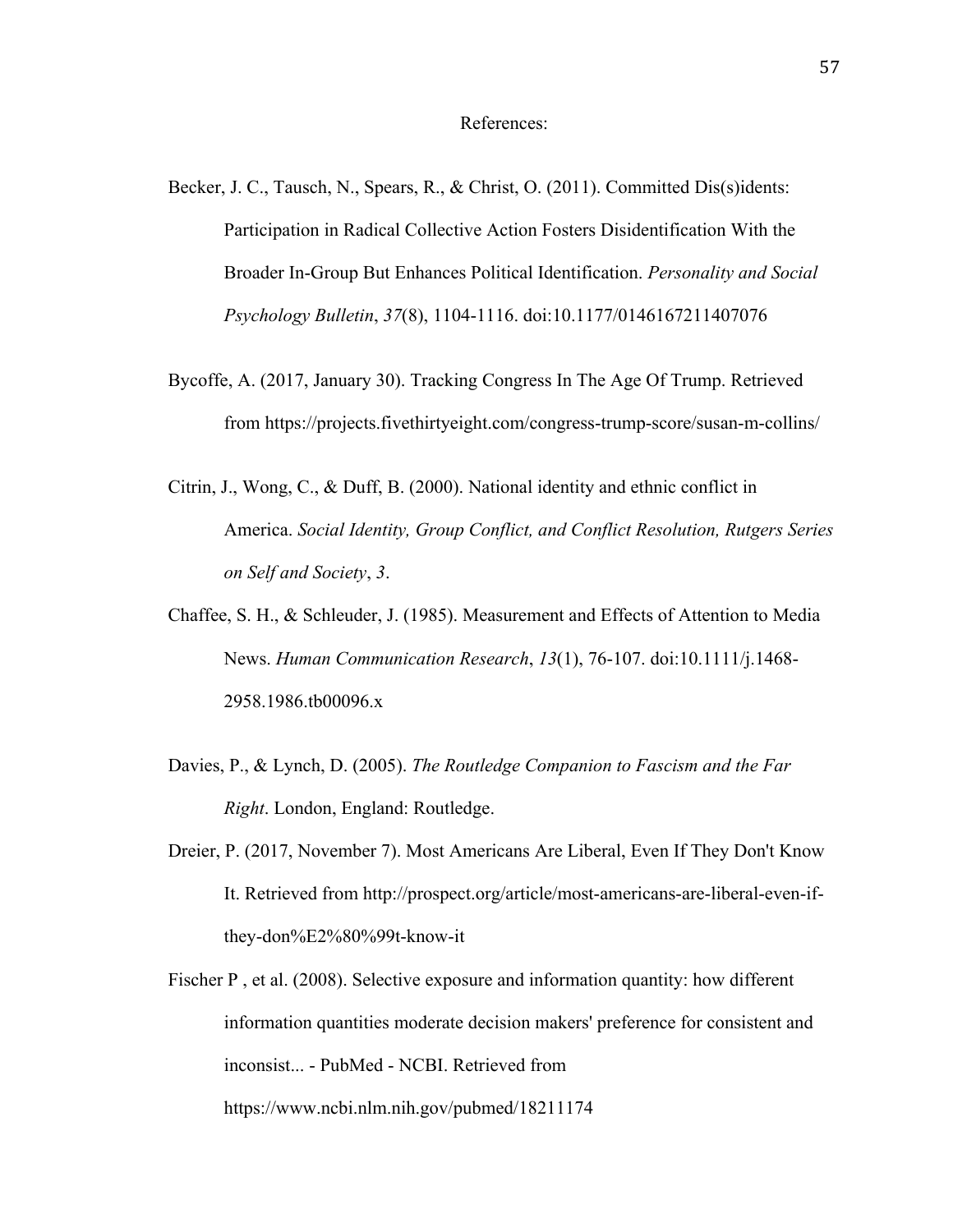# References:

Becker, J. C., Tausch, N., Spears, R., & Christ, O. (2011). Committed Dis(s)idents: Participation in Radical Collective Action Fosters Disidentification With the Broader In-Group But Enhances Political Identification. *Personality and Social Psychology Bulletin*, *37*(8), 1104-1116. doi:10.1177/0146167211407076

Bycoffe, A. (2017, January 30). Tracking Congress In The Age Of Trump. Retrieved from https://projects.fivethirtyeight.com/congress-trump-score/susan-m-collins/

Citrin, J., Wong, C., & Duff, B. (2000). National identity and ethnic conflict in America. *Social Identity, Group Conflict, and Conflict Resolution, Rutgers Series on Self and Society*, *3*.

Chaffee, S. H., & Schleuder, J. (1985). Measurement and Effects of Attention to Media News. *Human Communication Research*, *13*(1), 76-107. doi:10.1111/j.1468-2958.1986.tb00096.x

Davies, P., & Lynch, D. (2005). *The Routledge Companion to Fascism and the Far Right*. London, England: Routledge.

Dreier, P. (2017, November 7). Most Americans Are Liberal, Even If They Don't Know It. Retrieved from http://prospect.org/article/most-americans-are-liberal-even-if-they-don%E2%80%99t-know-it

Fischer P , et al. (2008). Selective exposure and information quantity: how different information quantities moderate decision makers' preference for consistent and inconsist... - PubMed - NCBI. Retrieved from https://www.ncbi.nlm.nih.gov/pubmed/18211174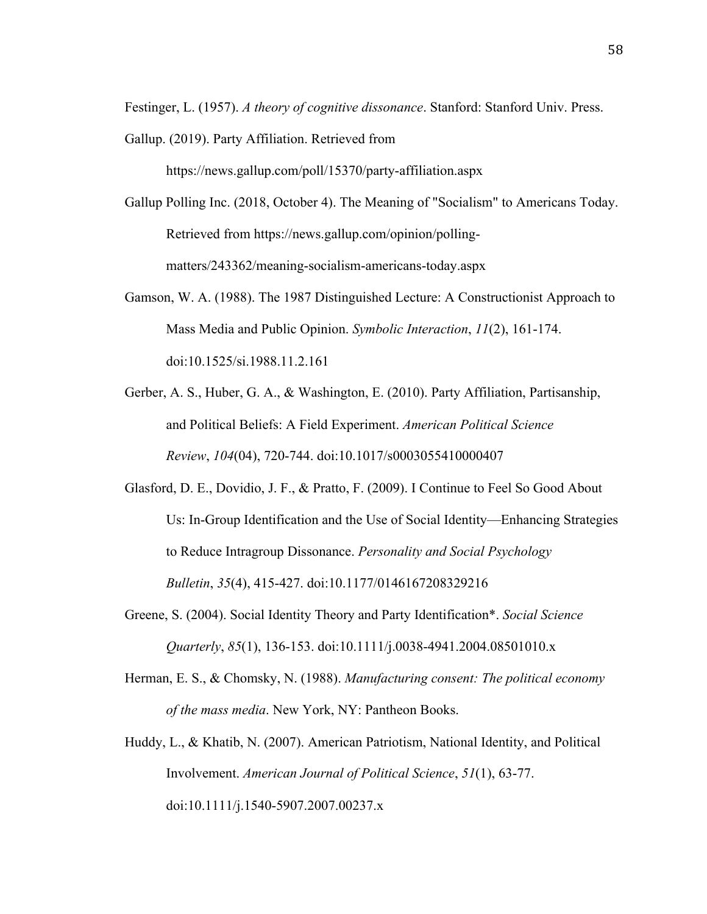Festinger, L. (1957). *A theory of cognitive dissonance*. Stanford: Stanford Univ. Press.

Gallup. (2019). Party Affiliation. Retrieved from https://news.gallup.com/poll/15370/party-affiliation.aspx

Gallup Polling Inc. (2018, October 4). The Meaning of "Socialism" to Americans Today. Retrieved from https://news.gallup.com/opinion/polling-matters/243362/meaning-socialism-americans-today.aspx

Gamson, W. A. (1988). The 1987 Distinguished Lecture: A Constructionist Approach to Mass Media and Public Opinion. *Symbolic Interaction*, *11*(2), 161-174. doi:10.1525/si.1988.11.2.161

Gerber, A. S., Huber, G. A., & Washington, E. (2010). Party Affiliation, Partisanship, and Political Beliefs: A Field Experiment. *American Political Science Review*, *104*(04), 720-744. doi:10.1017/s0003055410000407

Glasford, D. E., Dovidio, J. F., & Pratto, F. (2009). I Continue to Feel So Good About Us: In-Group Identification and the Use of Social Identity—Enhancing Strategies to Reduce Intragroup Dissonance. *Personality and Social Psychology Bulletin*, *35*(4), 415-427. doi:10.1177/0146167208329216

Greene, S. (2004). Social Identity Theory and Party Identification*. *Social Science Quarterly*, *85*(1), 136-153. doi:10.1111/j.0038-4941.2004.08501010.x

Herman, E. S., & Chomsky, N. (1988). *Manufacturing consent: The political economy of the mass media*. New York, NY: Pantheon Books.

Huddy, L., & Khatib, N. (2007). American Patriotism, National Identity, and Political Involvement. *American Journal of Political Science*, *51*(1), 63-77. doi:10.1111/j.1540-5907.2007.00237.x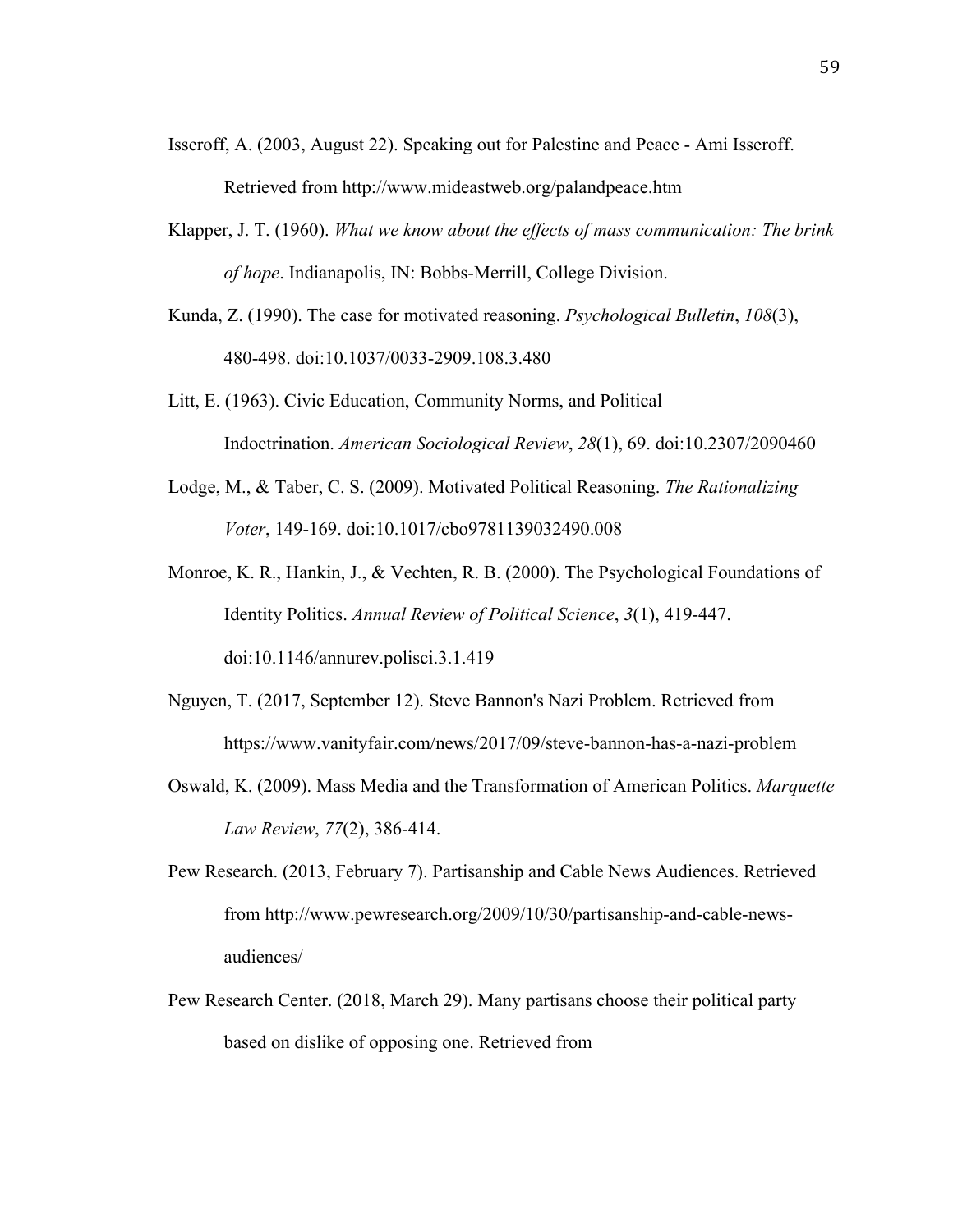Isseroff, A. (2003, August 22). Speaking out for Palestine and Peace - Ami Isseroff. Retrieved from http://www.mideastweb.org/palandpeace.htm

Klapper, J. T. (1960). *What we know about the effects of mass communication: The brink of hope*. Indianapolis, IN: Bobbs-Merrill, College Division.

Kunda, Z. (1990). The case for motivated reasoning. *Psychological Bulletin*, *108*(3), 480-498. doi:10.1037/0033-2909.108.3.480

Litt, E. (1963). Civic Education, Community Norms, and Political Indoctrination. *American Sociological Review*, *28*(1), 69. doi:10.2307/2090460

Lodge, M., & Taber, C. S. (2009). Motivated Political Reasoning. *The Rationalizing Voter*, 149-169. doi:10.1017/cbo9781139032490.008

Monroe, K. R., Hankin, J., & Vechten, R. B. (2000). The Psychological Foundations of Identity Politics. *Annual Review of Political Science*, *3*(1), 419-447. doi:10.1146/annurev.polisci.3.1.419

Nguyen, T. (2017, September 12). Steve Bannon's Nazi Problem. Retrieved from https://www.vanityfair.com/news/2017/09/steve-bannon-has-a-nazi-problem

Oswald, K. (2009). Mass Media and the Transformation of American Politics. *Marquette Law Review*, *77*(2), 386-414.

Pew Research. (2013, February 7). Partisanship and Cable News Audiences. Retrieved from http://www.pewresearch.org/2009/10/30/partisanship-and-cable-news-audiences/

Pew Research Center. (2018, March 29). Many partisans choose their political party based on dislike of opposing one. Retrieved from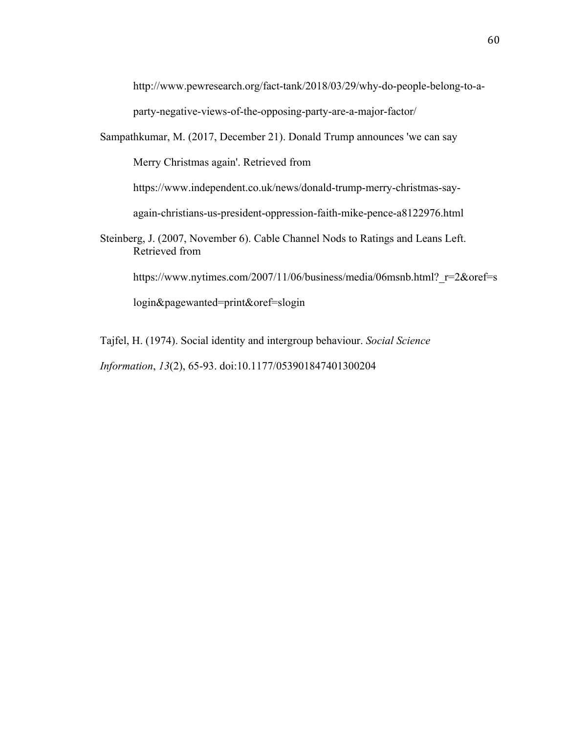http://www.pewresearch.org/fact-tank/2018/03/29/why-do-people-belong-to-a-party-negative-views-of-the-opposing-party-are-a-major-factor/

Sampathkumar, M. (2017, December 21). Donald Trump announces 'we can say Merry Christmas again'. Retrieved from https://www.independent.co.uk/news/donald-trump-merry-christmas-say-again-christians-us-president-oppression-faith-mike-pence-a8122976.html

Steinberg, J. (2007, November 6). Cable Channel Nods to Ratings and Leans Left. Retrieved from https://www.nytimes.com/2007/11/06/business/media/06msnb.html?_r=2&oref=slogin&pagewanted=print&oref=slogin

Tajfel, H. (1974). Social identity and intergroup behaviour. *Social Science Information*, *13*(2), 65-93. doi:10.1177/053901847401300204